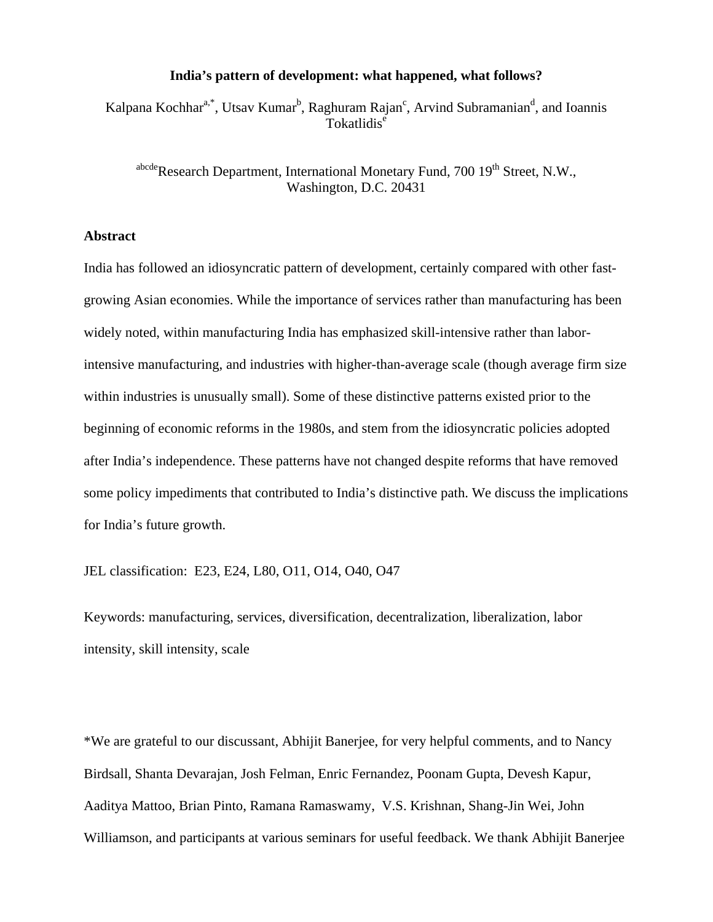# India's pattern of development: what happened, what follows?

Kalpana Kochhar[a,*], Utsav Kumar[b], Raghuram Rajan[c], Arvind Subramanian[d], and Ioannis Tokatlidis[e]

[abcde]Research Department, International Monetary Fund, 700 19th Street, N.W., Washington, D.C. 20431

## Abstract

India has followed an idiosyncratic pattern of development, certainly compared with other fast-growing Asian economies. While the importance of services rather than manufacturing has been widely noted, within manufacturing India has emphasized skill-intensive rather than labor-intensive manufacturing, and industries with higher-than-average scale (though average firm size within industries is unusually small). Some of these distinctive patterns existed prior to the beginning of economic reforms in the 1980s, and stem from the idiosyncratic policies adopted after India's independence. These patterns have not changed despite reforms that have removed some policy impediments that contributed to India's distinctive path. We discuss the implications for India's future growth.

JEL classification: E23, E24, L80, O11, O14, O40, O47

Keywords: manufacturing, services, diversification, decentralization, liberalization, labor intensity, skill intensity, scale

*We are grateful to our discussant, Abhijit Banerjee, for very helpful comments, and to Nancy Birdsall, Shanta Devarajan, Josh Felman, Enric Fernandez, Poonam Gupta, Devesh Kapur, Aaditya Mattoo, Brian Pinto, Ramana Ramaswamy, V.S. Krishnan, Shang-Jin Wei, John Williamson, and participants at various seminars for useful feedback. We thank Abhijit Banerjee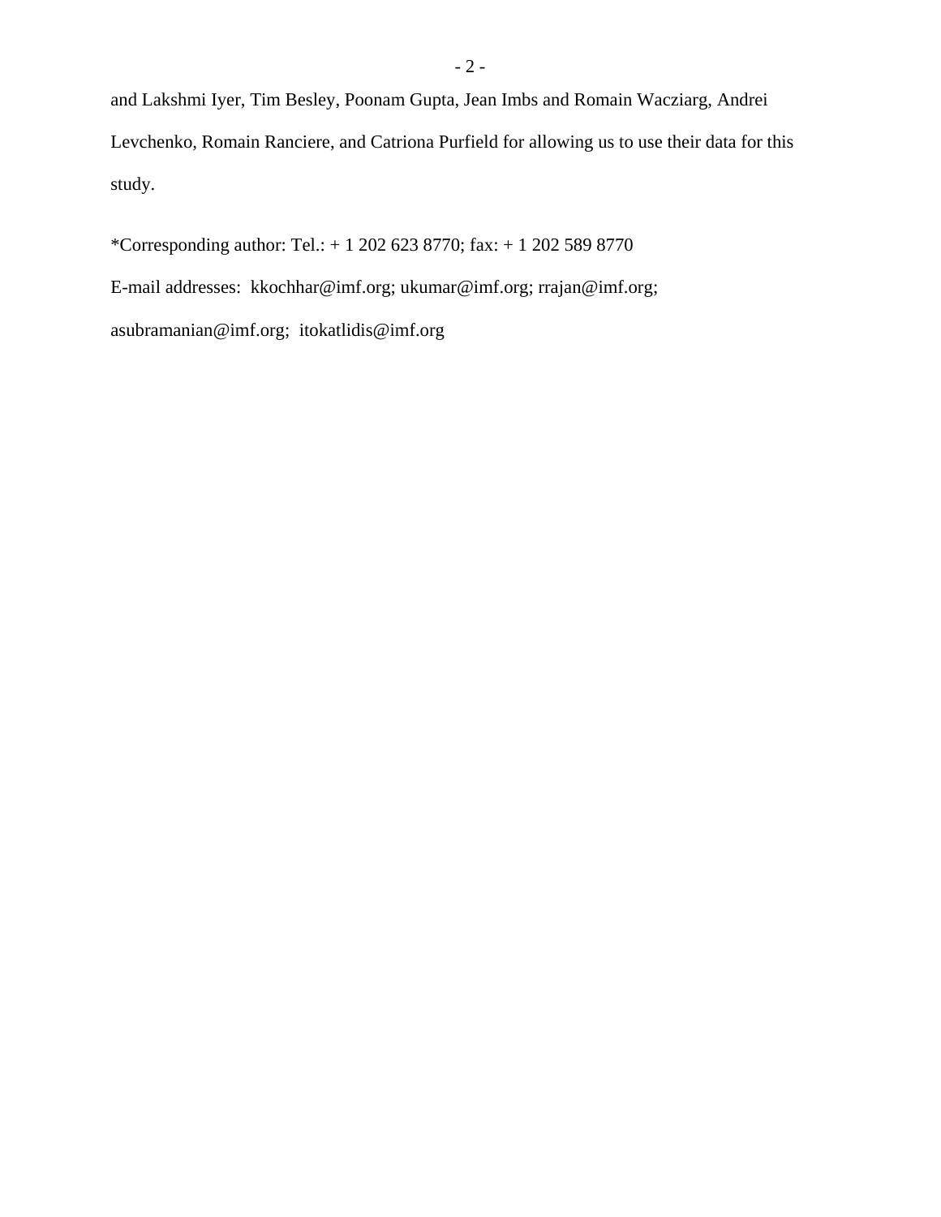and Lakshmi Iyer, Tim Besley, Poonam Gupta, Jean Imbs and Romain Wacziarg, Andrei Levchenko, Romain Ranciere, and Catriona Purfield for allowing us to use their data for this study.

*Corresponding author: Tel.: + 1 202 623 8770; fax: + 1 202 589 8770

E-mail addresses: kkochhar@imf.org; ukumar@imf.org; rrajan@imf.org; asubramanian@imf.org; itokatlidis@imf.org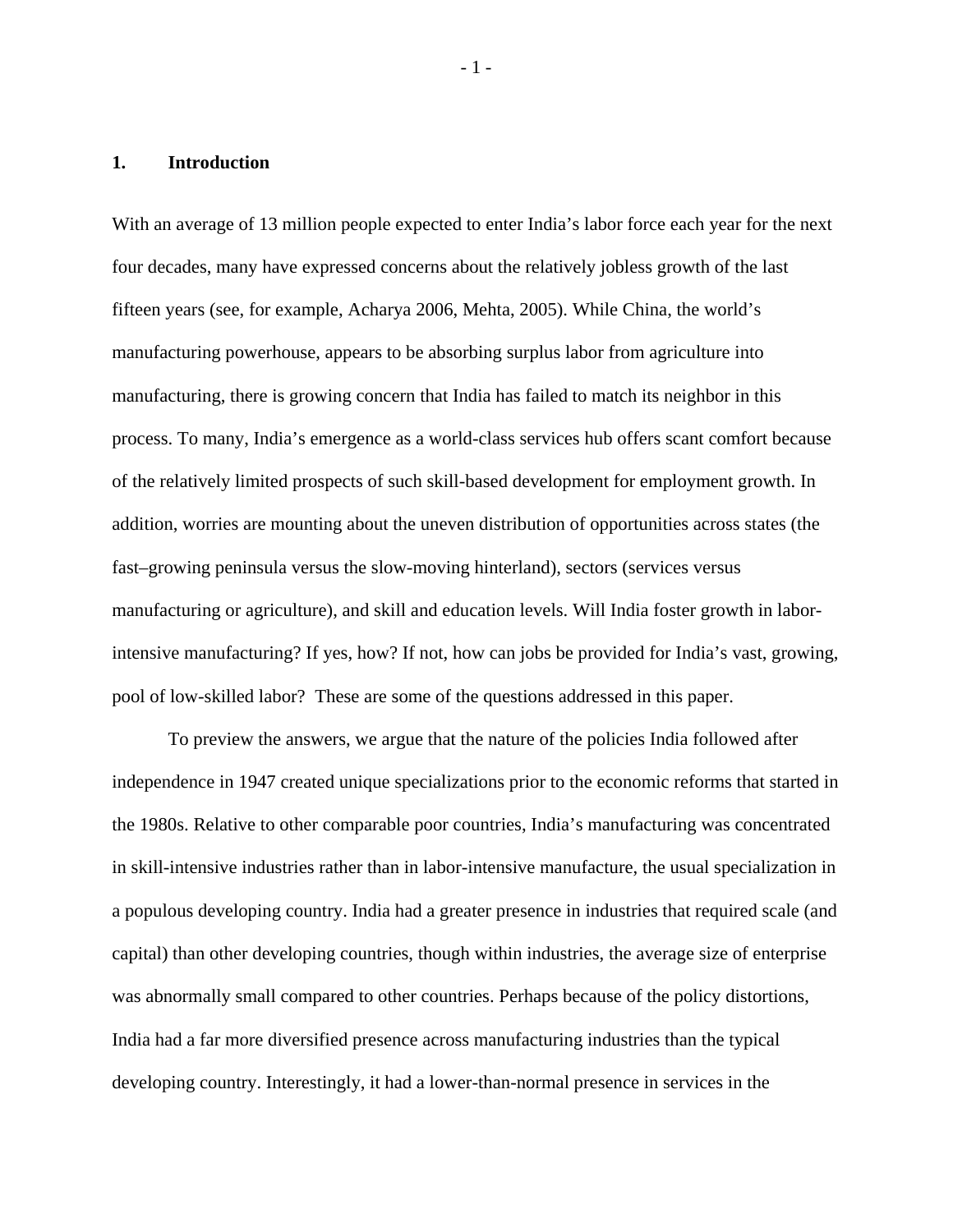## 1. Introduction

With an average of 13 million people expected to enter India's labor force each year for the next four decades, many have expressed concerns about the relatively jobless growth of the last fifteen years (see, for example, Acharya 2006, Mehta, 2005). While China, the world's manufacturing powerhouse, appears to be absorbing surplus labor from agriculture into manufacturing, there is growing concern that India has failed to match its neighbor in this process. To many, India's emergence as a world-class services hub offers scant comfort because of the relatively limited prospects of such skill-based development for employment growth. In addition, worries are mounting about the uneven distribution of opportunities across states (the fast–growing peninsula versus the slow-moving hinterland), sectors (services versus manufacturing or agriculture), and skill and education levels. Will India foster growth in labor-intensive manufacturing? If yes, how? If not, how can jobs be provided for India's vast, growing, pool of low-skilled labor? These are some of the questions addressed in this paper.

To preview the answers, we argue that the nature of the policies India followed after independence in 1947 created unique specializations prior to the economic reforms that started in the 1980s. Relative to other comparable poor countries, India's manufacturing was concentrated in skill-intensive industries rather than in labor-intensive manufacture, the usual specialization in a populous developing country. India had a greater presence in industries that required scale (and capital) than other developing countries, though within industries, the average size of enterprise was abnormally small compared to other countries. Perhaps because of the policy distortions, India had a far more diversified presence across manufacturing industries than the typical developing country. Interestingly, it had a lower-than-normal presence in services in the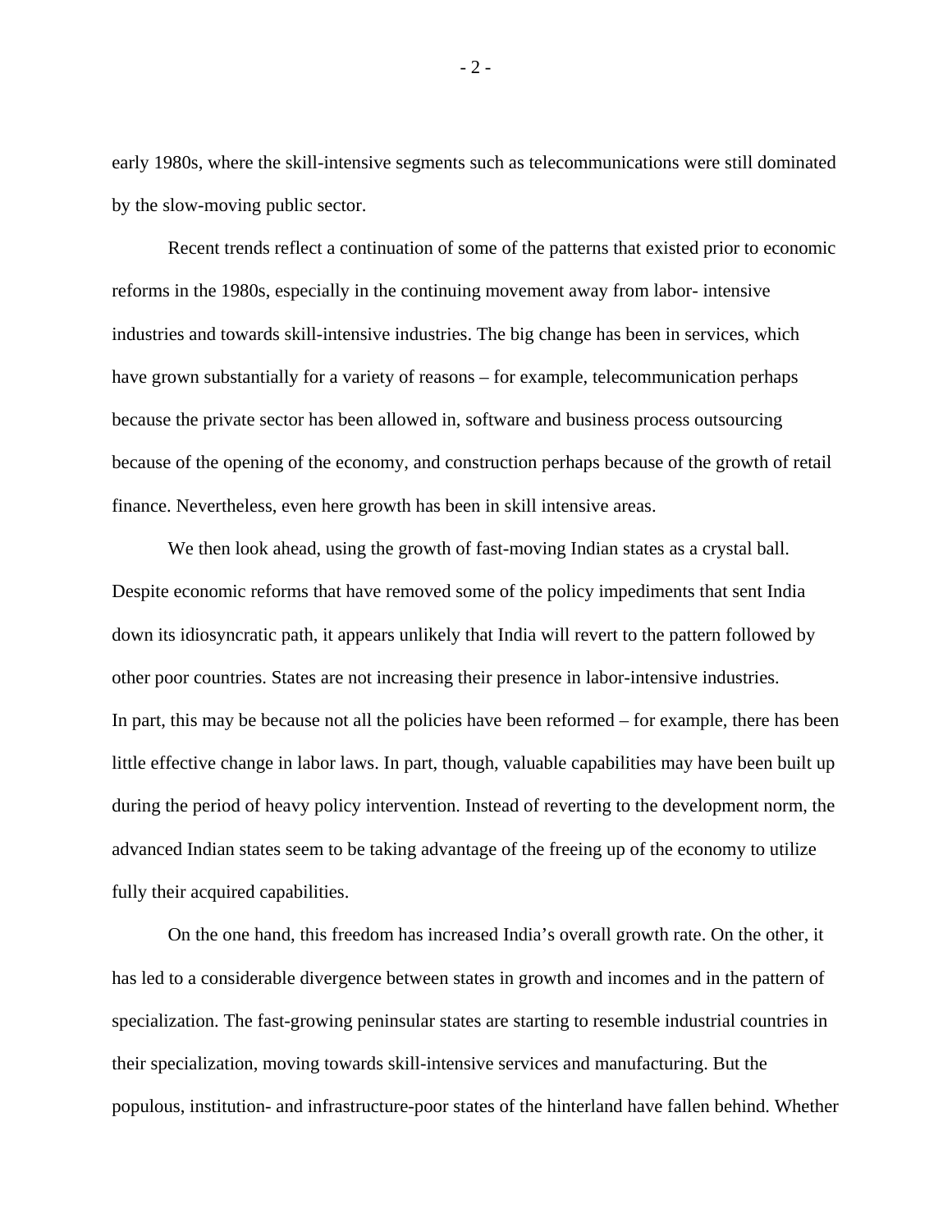early 1980s, where the skill-intensive segments such as telecommunications were still dominated by the slow-moving public sector.

Recent trends reflect a continuation of some of the patterns that existed prior to economic reforms in the 1980s, especially in the continuing movement away from labor- intensive industries and towards skill-intensive industries. The big change has been in services, which have grown substantially for a variety of reasons – for example, telecommunication perhaps because the private sector has been allowed in, software and business process outsourcing because of the opening of the economy, and construction perhaps because of the growth of retail finance. Nevertheless, even here growth has been in skill intensive areas.

We then look ahead, using the growth of fast-moving Indian states as a crystal ball. Despite economic reforms that have removed some of the policy impediments that sent India down its idiosyncratic path, it appears unlikely that India will revert to the pattern followed by other poor countries. States are not increasing their presence in labor-intensive industries. In part, this may be because not all the policies have been reformed – for example, there has been little effective change in labor laws. In part, though, valuable capabilities may have been built up during the period of heavy policy intervention. Instead of reverting to the development norm, the advanced Indian states seem to be taking advantage of the freeing up of the economy to utilize fully their acquired capabilities.

On the one hand, this freedom has increased India's overall growth rate. On the other, it has led to a considerable divergence between states in growth and incomes and in the pattern of specialization. The fast-growing peninsular states are starting to resemble industrial countries in their specialization, moving towards skill-intensive services and manufacturing. But the populous, institution- and infrastructure-poor states of the hinterland have fallen behind. Whether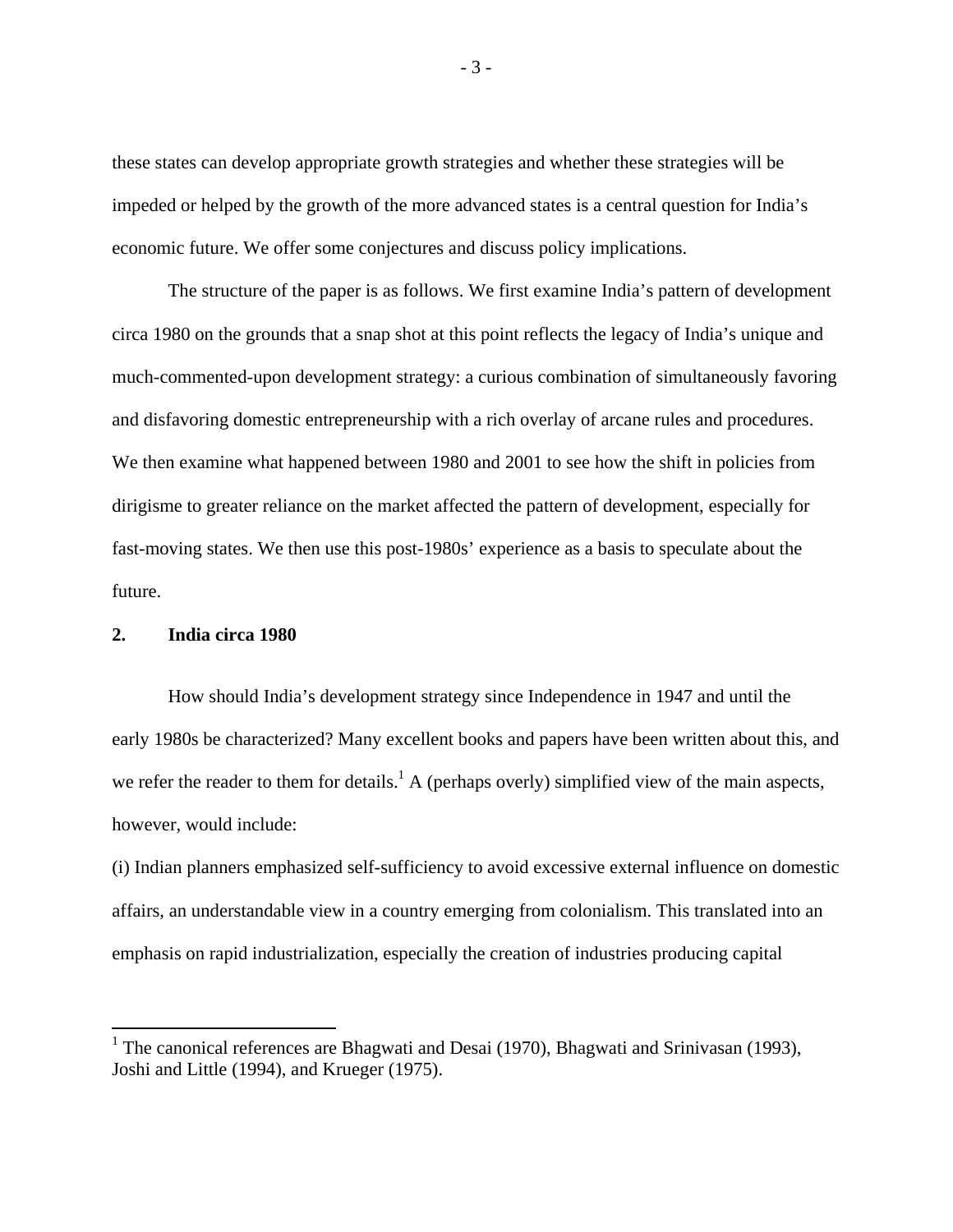these states can develop appropriate growth strategies and whether these strategies will be impeded or helped by the growth of the more advanced states is a central question for India's economic future. We offer some conjectures and discuss policy implications.

The structure of the paper is as follows. We first examine India's pattern of development circa 1980 on the grounds that a snap shot at this point reflects the legacy of India's unique and much-commented-upon development strategy: a curious combination of simultaneously favoring and disfavoring domestic entrepreneurship with a rich overlay of arcane rules and procedures. We then examine what happened between 1980 and 2001 to see how the shift in policies from dirigisme to greater reliance on the market affected the pattern of development, especially for fast-moving states. We then use this post-1980s' experience as a basis to speculate about the future.

## 2. India circa 1980

How should India's development strategy since Independence in 1947 and until the early 1980s be characterized? Many excellent books and papers have been written about this, and we refer the reader to them for details.[1] A (perhaps overly) simplified view of the main aspects, however, would include:

(i) Indian planners emphasized self-sufficiency to avoid excessive external influence on domestic affairs, an understandable view in a country emerging from colonialism. This translated into an emphasis on rapid industrialization, especially the creation of industries producing capital

[1] The canonical references are Bhagwati and Desai (1970), Bhagwati and Srinivasan (1993), Joshi and Little (1994), and Krueger (1975).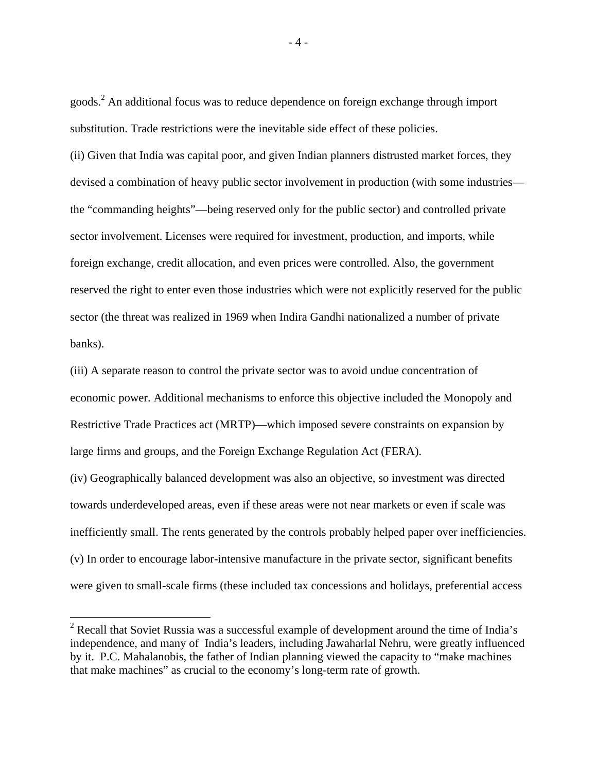goods.[2] An additional focus was to reduce dependence on foreign exchange through import substitution. Trade restrictions were the inevitable side effect of these policies.

(ii) Given that India was capital poor, and given Indian planners distrusted market forces, they devised a combination of heavy public sector involvement in production (with some industries—the "commanding heights"—being reserved only for the public sector) and controlled private sector involvement. Licenses were required for investment, production, and imports, while foreign exchange, credit allocation, and even prices were controlled. Also, the government reserved the right to enter even those industries which were not explicitly reserved for the public sector (the threat was realized in 1969 when Indira Gandhi nationalized a number of private banks).

(iii) A separate reason to control the private sector was to avoid undue concentration of economic power. Additional mechanisms to enforce this objective included the Monopoly and Restrictive Trade Practices act (MRTP)—which imposed severe constraints on expansion by large firms and groups, and the Foreign Exchange Regulation Act (FERA).

(iv) Geographically balanced development was also an objective, so investment was directed towards underdeveloped areas, even if these areas were not near markets or even if scale was inefficiently small. The rents generated by the controls probably helped paper over inefficiencies.

(v) In order to encourage labor-intensive manufacture in the private sector, significant benefits were given to small-scale firms (these included tax concessions and holidays, preferential access

[2] Recall that Soviet Russia was a successful example of development around the time of India's independence, and many of India's leaders, including Jawaharlal Nehru, were greatly influenced by it. P.C. Mahalanobis, the father of Indian planning viewed the capacity to "make machines that make machines" as crucial to the economy's long-term rate of growth.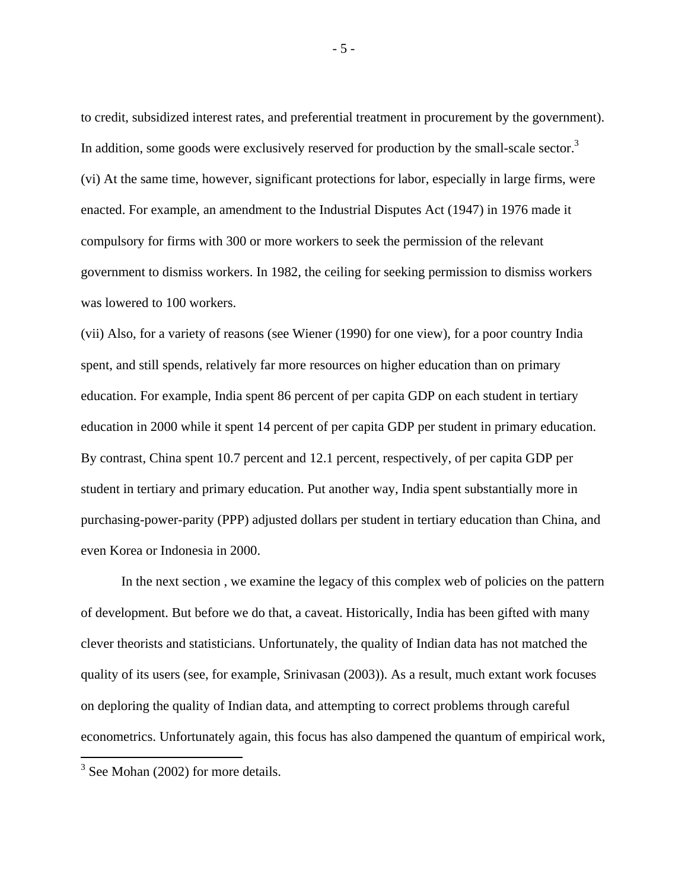to credit, subsidized interest rates, and preferential treatment in procurement by the government). In addition, some goods were exclusively reserved for production by the small-scale sector.[3]

(vi) At the same time, however, significant protections for labor, especially in large firms, were enacted. For example, an amendment to the Industrial Disputes Act (1947) in 1976 made it compulsory for firms with 300 or more workers to seek the permission of the relevant government to dismiss workers. In 1982, the ceiling for seeking permission to dismiss workers was lowered to 100 workers.

(vii) Also, for a variety of reasons (see Wiener (1990) for one view), for a poor country India spent, and still spends, relatively far more resources on higher education than on primary education. For example, India spent 86 percent of per capita GDP on each student in tertiary education in 2000 while it spent 14 percent of per capita GDP per student in primary education. By contrast, China spent 10.7 percent and 12.1 percent, respectively, of per capita GDP per student in tertiary and primary education. Put another way, India spent substantially more in purchasing-power-parity (PPP) adjusted dollars per student in tertiary education than China, and even Korea or Indonesia in 2000.

In the next section , we examine the legacy of this complex web of policies on the pattern of development. But before we do that, a caveat. Historically, India has been gifted with many clever theorists and statisticians. Unfortunately, the quality of Indian data has not matched the quality of its users (see, for example, Srinivasan (2003)). As a result, much extant work focuses on deploring the quality of Indian data, and attempting to correct problems through careful econometrics. Unfortunately again, this focus has also dampened the quantum of empirical work,

[3] See Mohan (2002) for more details.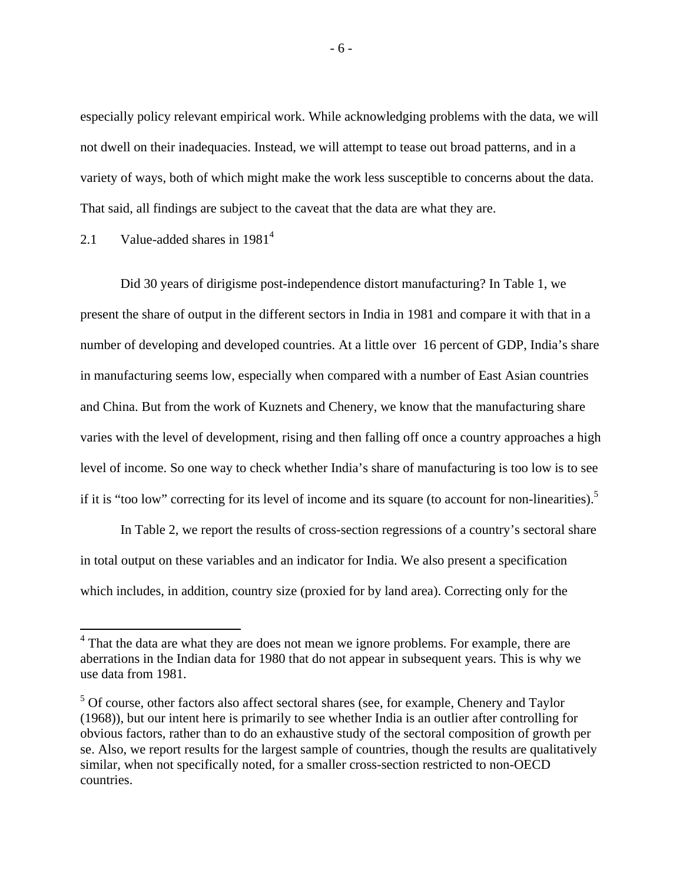especially policy relevant empirical work. While acknowledging problems with the data, we will not dwell on their inadequacies. Instead, we will attempt to tease out broad patterns, and in a variety of ways, both of which might make the work less susceptible to concerns about the data. That said, all findings are subject to the caveat that the data are what they are.

## 2.1 Value-added shares in 1981[4]

Did 30 years of dirigisme post-independence distort manufacturing? In Table 1, we present the share of output in the different sectors in India in 1981 and compare it with that in a number of developing and developed countries. At a little over 16 percent of GDP, India's share in manufacturing seems low, especially when compared with a number of East Asian countries and China. But from the work of Kuznets and Chenery, we know that the manufacturing share varies with the level of development, rising and then falling off once a country approaches a high level of income. So one way to check whether India's share of manufacturing is too low is to see if it is "too low" correcting for its level of income and its square (to account for non-linearities).[5]

In Table 2, we report the results of cross-section regressions of a country's sectoral share in total output on these variables and an indicator for India. We also present a specification which includes, in addition, country size (proxied for by land area). Correcting only for the

---

[4] That the data are what they are does not mean we ignore problems. For example, there are aberrations in the Indian data for 1980 that do not appear in subsequent years. This is why we use data from 1981.

[5] Of course, other factors also affect sectoral shares (see, for example, Chenery and Taylor (1968)), but our intent here is primarily to see whether India is an outlier after controlling for obvious factors, rather than to do an exhaustive study of the sectoral composition of growth per se. Also, we report results for the largest sample of countries, though the results are qualitatively similar, when not specifically noted, for a smaller cross-section restricted to non-OECD countries.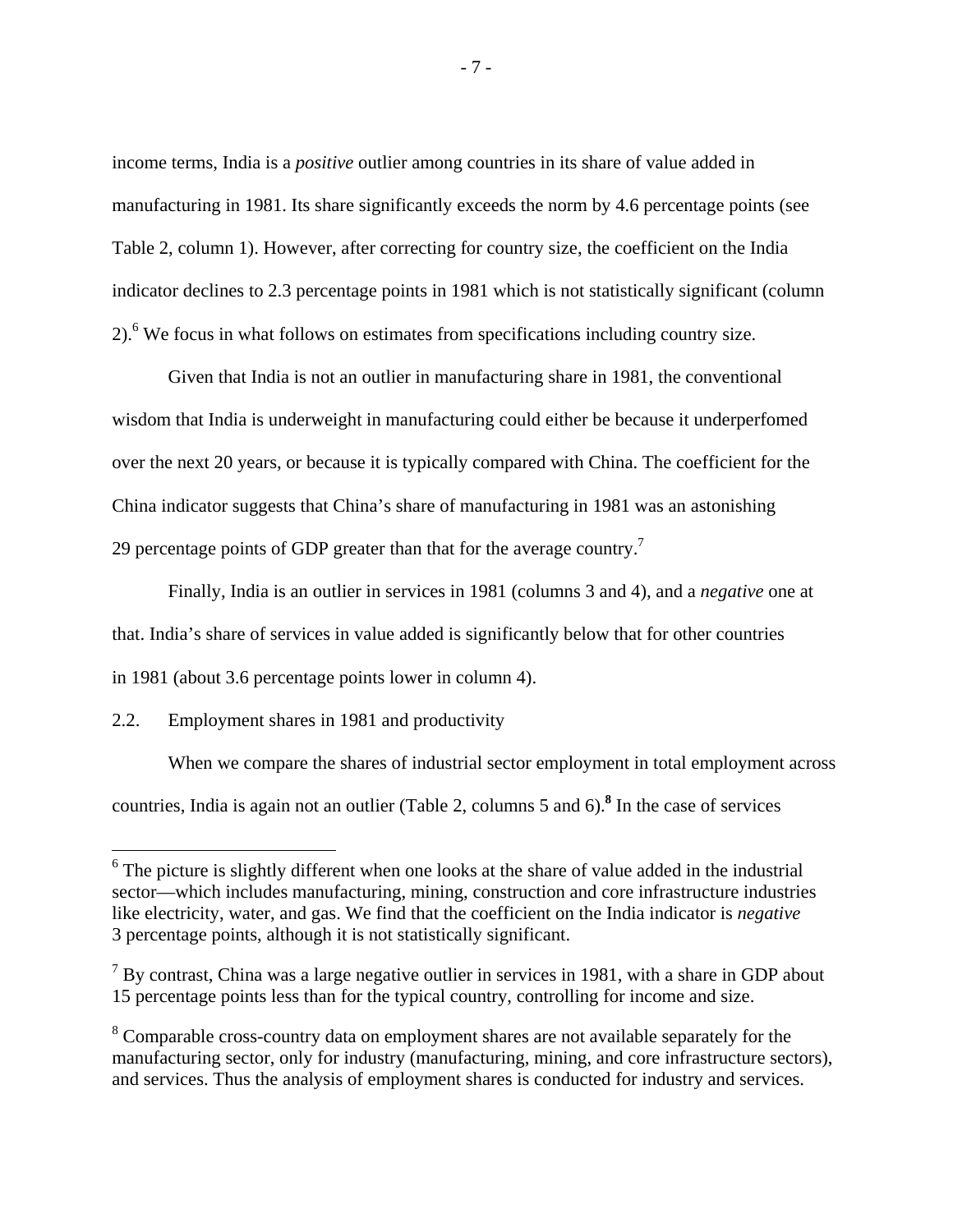income terms, India is a *positive* outlier among countries in its share of value added in manufacturing in 1981. Its share significantly exceeds the norm by 4.6 percentage points (see Table 2, column 1). However, after correcting for country size, the coefficient on the India indicator declines to 2.3 percentage points in 1981 which is not statistically significant (column 2).[6] We focus in what follows on estimates from specifications including country size.

Given that India is not an outlier in manufacturing share in 1981, the conventional wisdom that India is underweight in manufacturing could either be because it underperfomed over the next 20 years, or because it is typically compared with China. The coefficient for the China indicator suggests that China's share of manufacturing in 1981 was an astonishing 29 percentage points of GDP greater than that for the average country.[7]

Finally, India is an outlier in services in 1981 (columns 3 and 4), and a *negative* one at that. India's share of services in value added is significantly below that for other countries in 1981 (about 3.6 percentage points lower in column 4).

## 2.2. Employment shares in 1981 and productivity

When we compare the shares of industrial sector employment in total employment across countries, India is again not an outlier (Table 2, columns 5 and 6).[8] In the case of services

---

[6] The picture is slightly different when one looks at the share of value added in the industrial sector—which includes manufacturing, mining, construction and core infrastructure industries like electricity, water, and gas. We find that the coefficient on the India indicator is *negative* 3 percentage points, although it is not statistically significant.

[7] By contrast, China was a large negative outlier in services in 1981, with a share in GDP about 15 percentage points less than for the typical country, controlling for income and size.

[8] Comparable cross-country data on employment shares are not available separately for the manufacturing sector, only for industry (manufacturing, mining, and core infrastructure sectors), and services. Thus the analysis of employment shares is conducted for industry and services.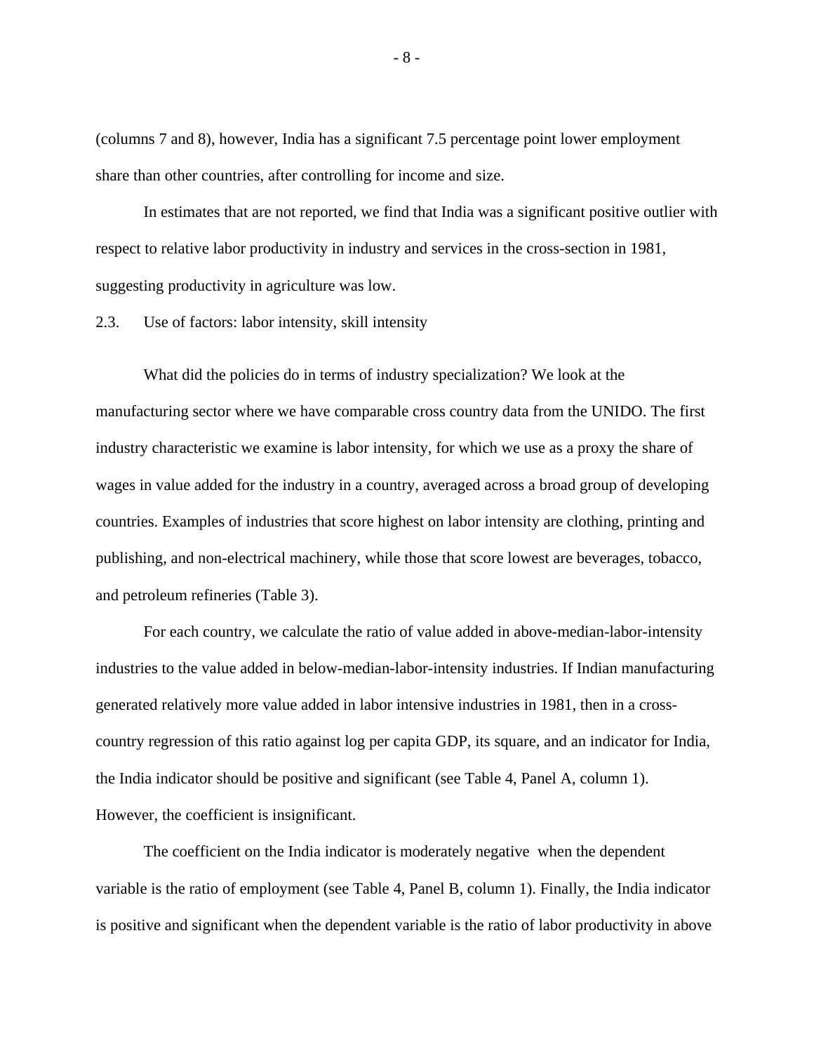(columns 7 and 8), however, India has a significant 7.5 percentage point lower employment share than other countries, after controlling for income and size.

In estimates that are not reported, we find that India was a significant positive outlier with respect to relative labor productivity in industry and services in the cross-section in 1981, suggesting productivity in agriculture was low.

### 2.3. Use of factors: labor intensity, skill intensity

What did the policies do in terms of industry specialization? We look at the manufacturing sector where we have comparable cross country data from the UNIDO. The first industry characteristic we examine is labor intensity, for which we use as a proxy the share of wages in value added for the industry in a country, averaged across a broad group of developing countries. Examples of industries that score highest on labor intensity are clothing, printing and publishing, and non-electrical machinery, while those that score lowest are beverages, tobacco, and petroleum refineries (Table 3).

For each country, we calculate the ratio of value added in above-median-labor-intensity industries to the value added in below-median-labor-intensity industries. If Indian manufacturing generated relatively more value added in labor intensive industries in 1981, then in a cross-country regression of this ratio against log per capita GDP, its square, and an indicator for India, the India indicator should be positive and significant (see Table 4, Panel A, column 1). However, the coefficient is insignificant.

The coefficient on the India indicator is moderately negative when the dependent variable is the ratio of employment (see Table 4, Panel B, column 1). Finally, the India indicator is positive and significant when the dependent variable is the ratio of labor productivity in above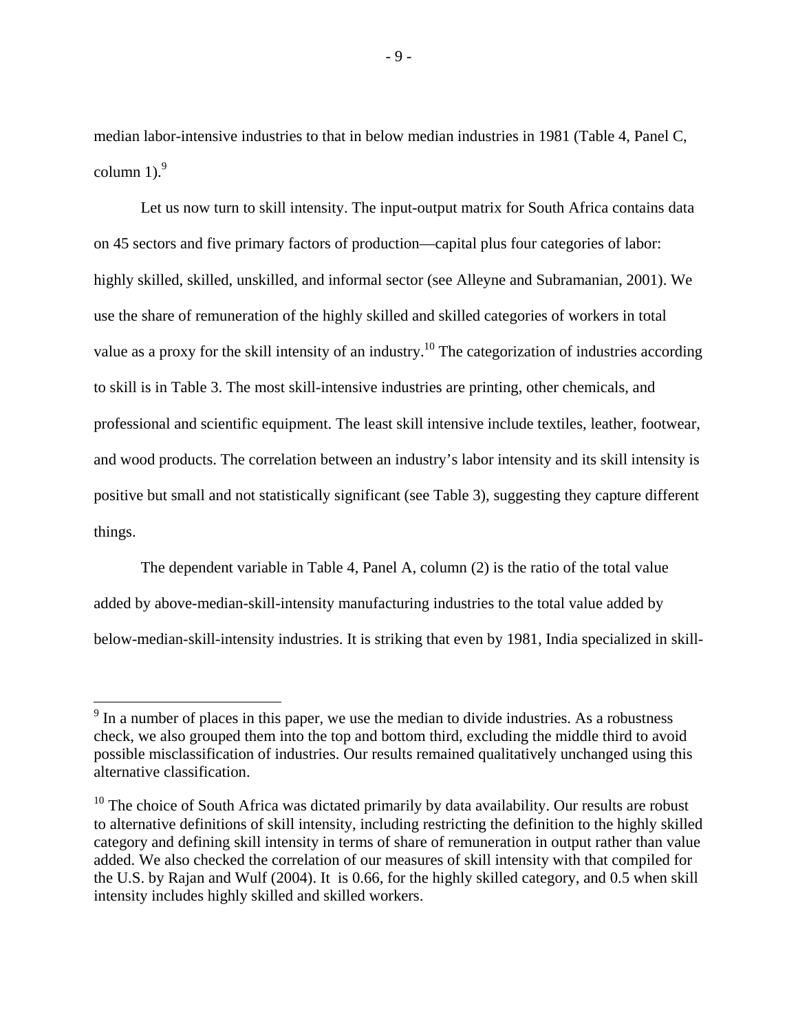median labor-intensive industries to that in below median industries in 1981 (Table 4, Panel C, column 1).[9]

Let us now turn to skill intensity. The input-output matrix for South Africa contains data on 45 sectors and five primary factors of production—capital plus four categories of labor: highly skilled, skilled, unskilled, and informal sector (see Alleyne and Subramanian, 2001). We use the share of remuneration of the highly skilled and skilled categories of workers in total value as a proxy for the skill intensity of an industry.[10] The categorization of industries according to skill is in Table 3. The most skill-intensive industries are printing, other chemicals, and professional and scientific equipment. The least skill intensive include textiles, leather, footwear, and wood products. The correlation between an industry's labor intensity and its skill intensity is positive but small and not statistically significant (see Table 3), suggesting they capture different things.

The dependent variable in Table 4, Panel A, column (2) is the ratio of the total value added by above-median-skill-intensity manufacturing industries to the total value added by below-median-skill-intensity industries. It is striking that even by 1981, India specialized in skill-

---

[9] In a number of places in this paper, we use the median to divide industries. As a robustness check, we also grouped them into the top and bottom third, excluding the middle third to avoid possible misclassification of industries. Our results remained qualitatively unchanged using this alternative classification.

[10] The choice of South Africa was dictated primarily by data availability. Our results are robust to alternative definitions of skill intensity, including restricting the definition to the highly skilled category and defining skill intensity in terms of share of remuneration in output rather than value added. We also checked the correlation of our measures of skill intensity with that compiled for the U.S. by Rajan and Wulf (2004). It is 0.66, for the highly skilled category, and 0.5 when skill intensity includes highly skilled and skilled workers.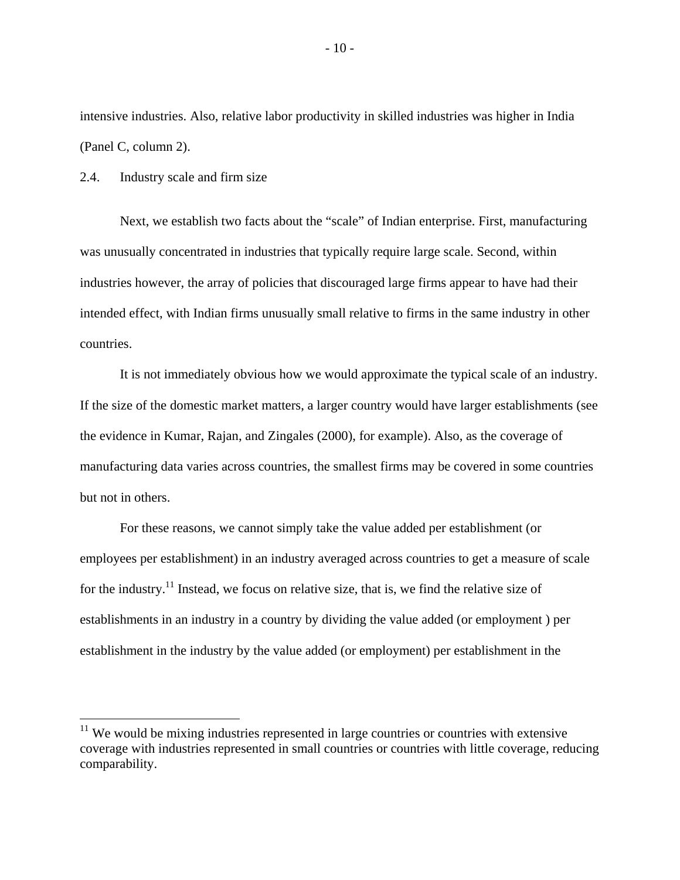intensive industries. Also, relative labor productivity in skilled industries was higher in India (Panel C, column 2).

### 2.4. Industry scale and firm size

Next, we establish two facts about the "scale" of Indian enterprise. First, manufacturing was unusually concentrated in industries that typically require large scale. Second, within industries however, the array of policies that discouraged large firms appear to have had their intended effect, with Indian firms unusually small relative to firms in the same industry in other countries.

It is not immediately obvious how we would approximate the typical scale of an industry. If the size of the domestic market matters, a larger country would have larger establishments (see the evidence in Kumar, Rajan, and Zingales (2000), for example). Also, as the coverage of manufacturing data varies across countries, the smallest firms may be covered in some countries but not in others.

For these reasons, we cannot simply take the value added per establishment (or employees per establishment) in an industry averaged across countries to get a measure of scale for the industry.[11] Instead, we focus on relative size, that is, we find the relative size of establishments in an industry in a country by dividing the value added (or employment ) per establishment in the industry by the value added (or employment) per establishment in the

[11] We would be mixing industries represented in large countries or countries with extensive coverage with industries represented in small countries or countries with little coverage, reducing comparability.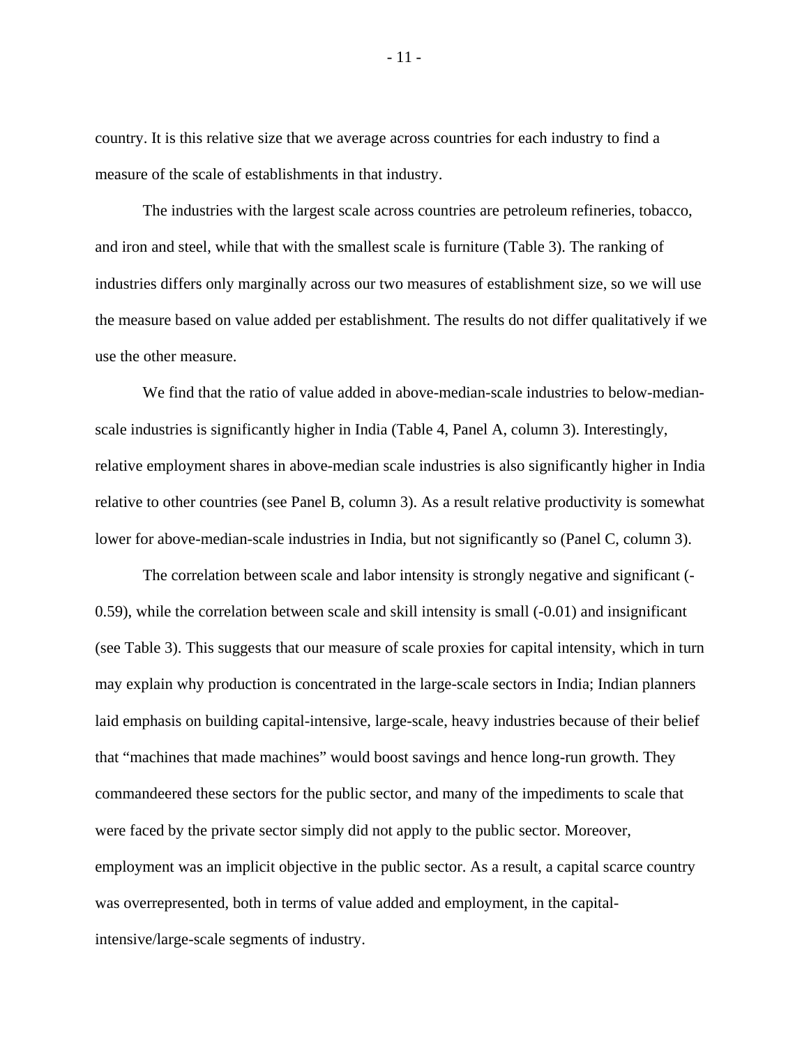country. It is this relative size that we average across countries for each industry to find a measure of the scale of establishments in that industry.

The industries with the largest scale across countries are petroleum refineries, tobacco, and iron and steel, while that with the smallest scale is furniture (Table 3). The ranking of industries differs only marginally across our two measures of establishment size, so we will use the measure based on value added per establishment. The results do not differ qualitatively if we use the other measure.

We find that the ratio of value added in above-median-scale industries to below-median-scale industries is significantly higher in India (Table 4, Panel A, column 3). Interestingly, relative employment shares in above-median scale industries is also significantly higher in India relative to other countries (see Panel B, column 3). As a result relative productivity is somewhat lower for above-median-scale industries in India, but not significantly so (Panel C, column 3).

The correlation between scale and labor intensity is strongly negative and significant (-0.59), while the correlation between scale and skill intensity is small (-0.01) and insignificant (see Table 3). This suggests that our measure of scale proxies for capital intensity, which in turn may explain why production is concentrated in the large-scale sectors in India; Indian planners laid emphasis on building capital-intensive, large-scale, heavy industries because of their belief that "machines that made machines" would boost savings and hence long-run growth. They commandeered these sectors for the public sector, and many of the impediments to scale that were faced by the private sector simply did not apply to the public sector. Moreover, employment was an implicit objective in the public sector. As a result, a capital scarce country was overrepresented, both in terms of value added and employment, in the capital-intensive/large-scale segments of industry.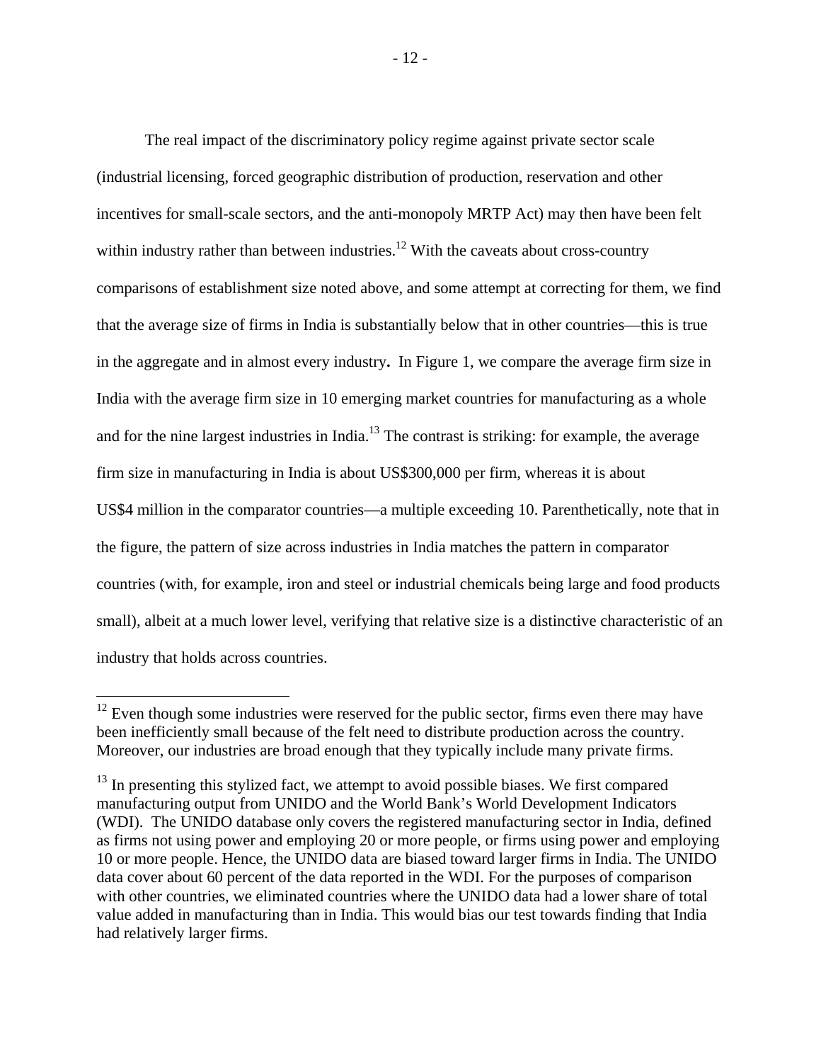The real impact of the discriminatory policy regime against private sector scale (industrial licensing, forced geographic distribution of production, reservation and other incentives for small-scale sectors, and the anti-monopoly MRTP Act) may then have been felt within industry rather than between industries.[12] With the caveats about cross-country comparisons of establishment size noted above, and some attempt at correcting for them, we find that the average size of firms in India is substantially below that in other countries—this is true in the aggregate and in almost every industry**.** In Figure 1, we compare the average firm size in India with the average firm size in 10 emerging market countries for manufacturing as a whole and for the nine largest industries in India.[13] The contrast is striking: for example, the average firm size in manufacturing in India is about US$300,000 per firm, whereas it is about US$4 million in the comparator countries—a multiple exceeding 10. Parenthetically, note that in the figure, the pattern of size across industries in India matches the pattern in comparator countries (with, for example, iron and steel or industrial chemicals being large and food products small), albeit at a much lower level, verifying that relative size is a distinctive characteristic of an industry that holds across countries.

---

[12] Even though some industries were reserved for the public sector, firms even there may have been inefficiently small because of the felt need to distribute production across the country. Moreover, our industries are broad enough that they typically include many private firms.

[13] In presenting this stylized fact, we attempt to avoid possible biases. We first compared manufacturing output from UNIDO and the World Bank's World Development Indicators (WDI). The UNIDO database only covers the registered manufacturing sector in India, defined as firms not using power and employing 20 or more people, or firms using power and employing 10 or more people. Hence, the UNIDO data are biased toward larger firms in India. The UNIDO data cover about 60 percent of the data reported in the WDI. For the purposes of comparison with other countries, we eliminated countries where the UNIDO data had a lower share of total value added in manufacturing than in India. This would bias our test towards finding that India had relatively larger firms.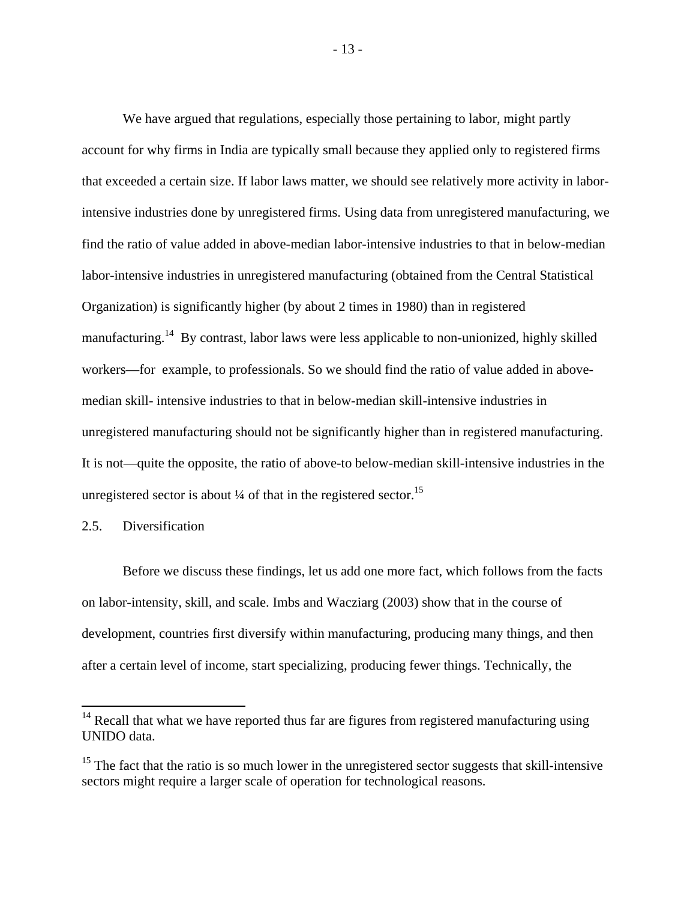We have argued that regulations, especially those pertaining to labor, might partly account for why firms in India are typically small because they applied only to registered firms that exceeded a certain size. If labor laws matter, we should see relatively more activity in labor-intensive industries done by unregistered firms. Using data from unregistered manufacturing, we find the ratio of value added in above-median labor-intensive industries to that in below-median labor-intensive industries in unregistered manufacturing (obtained from the Central Statistical Organization) is significantly higher (by about 2 times in 1980) than in registered manufacturing.[14] By contrast, labor laws were less applicable to non-unionized, highly skilled workers—for example, to professionals. So we should find the ratio of value added in above-median skill- intensive industries to that in below-median skill-intensive industries in unregistered manufacturing should not be significantly higher than in registered manufacturing. It is not—quite the opposite, the ratio of above-to below-median skill-intensive industries in the unregistered sector is about ¼ of that in the registered sector.[15]

### 2.5. Diversification

Before we discuss these findings, let us add one more fact, which follows from the facts on labor-intensity, skill, and scale. Imbs and Wacziarg (2003) show that in the course of development, countries first diversify within manufacturing, producing many things, and then after a certain level of income, start specializing, producing fewer things. Technically, the

---

[14] Recall that what we have reported thus far are figures from registered manufacturing using UNIDO data.

[15] The fact that the ratio is so much lower in the unregistered sector suggests that skill-intensive sectors might require a larger scale of operation for technological reasons.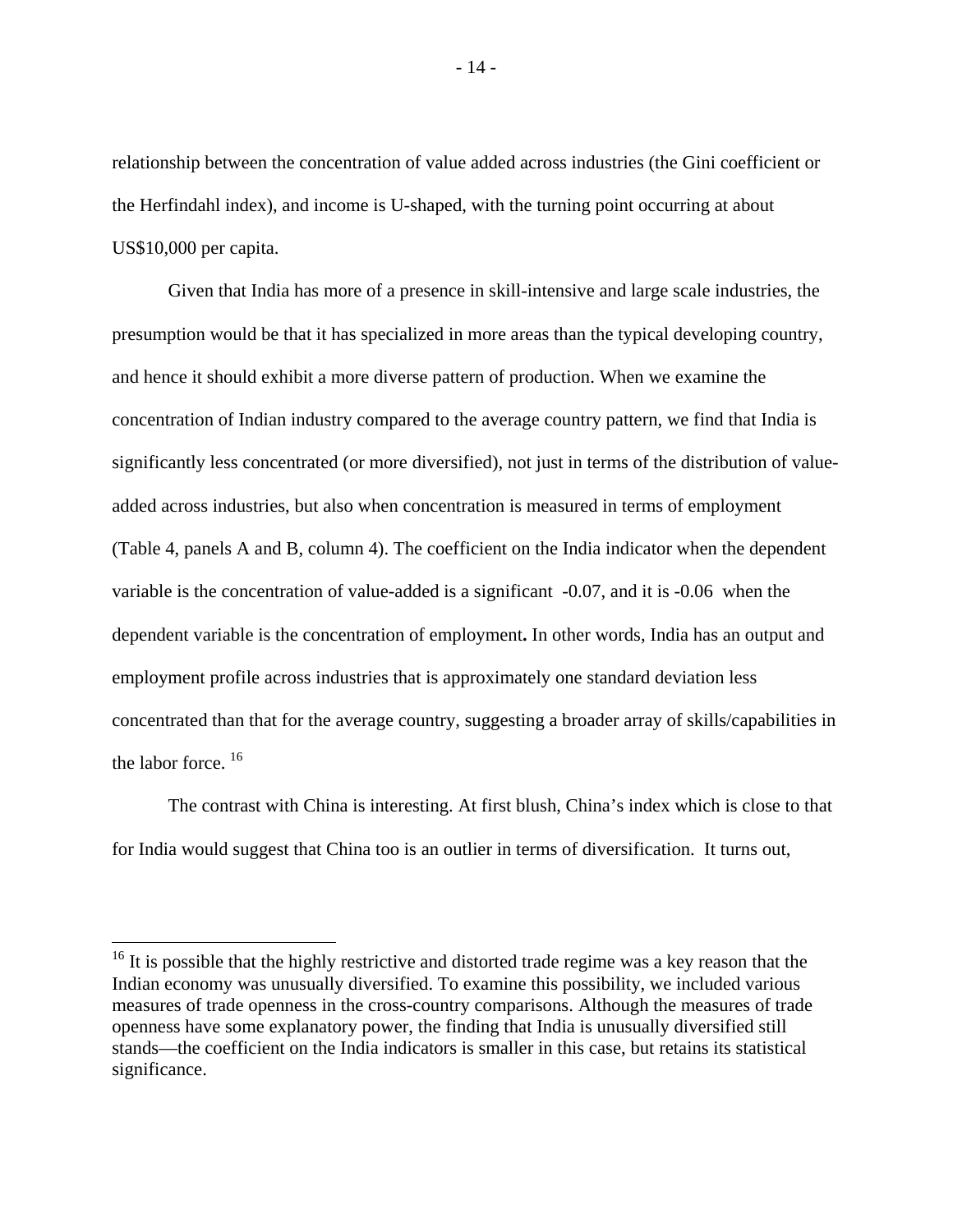relationship between the concentration of value added across industries (the Gini coefficient or the Herfindahl index), and income is U-shaped, with the turning point occurring at about US$10,000 per capita.

Given that India has more of a presence in skill-intensive and large scale industries, the presumption would be that it has specialized in more areas than the typical developing country, and hence it should exhibit a more diverse pattern of production. When we examine the concentration of Indian industry compared to the average country pattern, we find that India is significantly less concentrated (or more diversified), not just in terms of the distribution of value-added across industries, but also when concentration is measured in terms of employment (Table 4, panels A and B, column 4). The coefficient on the India indicator when the dependent variable is the concentration of value-added is a significant -0.07, and it is -0.06 when the dependent variable is the concentration of employment**.** In other words, India has an output and employment profile across industries that is approximately one standard deviation less concentrated than that for the average country, suggesting a broader array of skills/capabilities in the labor force. [16]

The contrast with China is interesting. At first blush, China's index which is close to that for India would suggest that China too is an outlier in terms of diversification. It turns out,

[16] It is possible that the highly restrictive and distorted trade regime was a key reason that the Indian economy was unusually diversified. To examine this possibility, we included various measures of trade openness in the cross-country comparisons. Although the measures of trade openness have some explanatory power, the finding that India is unusually diversified still stands—the coefficient on the India indicators is smaller in this case, but retains its statistical significance.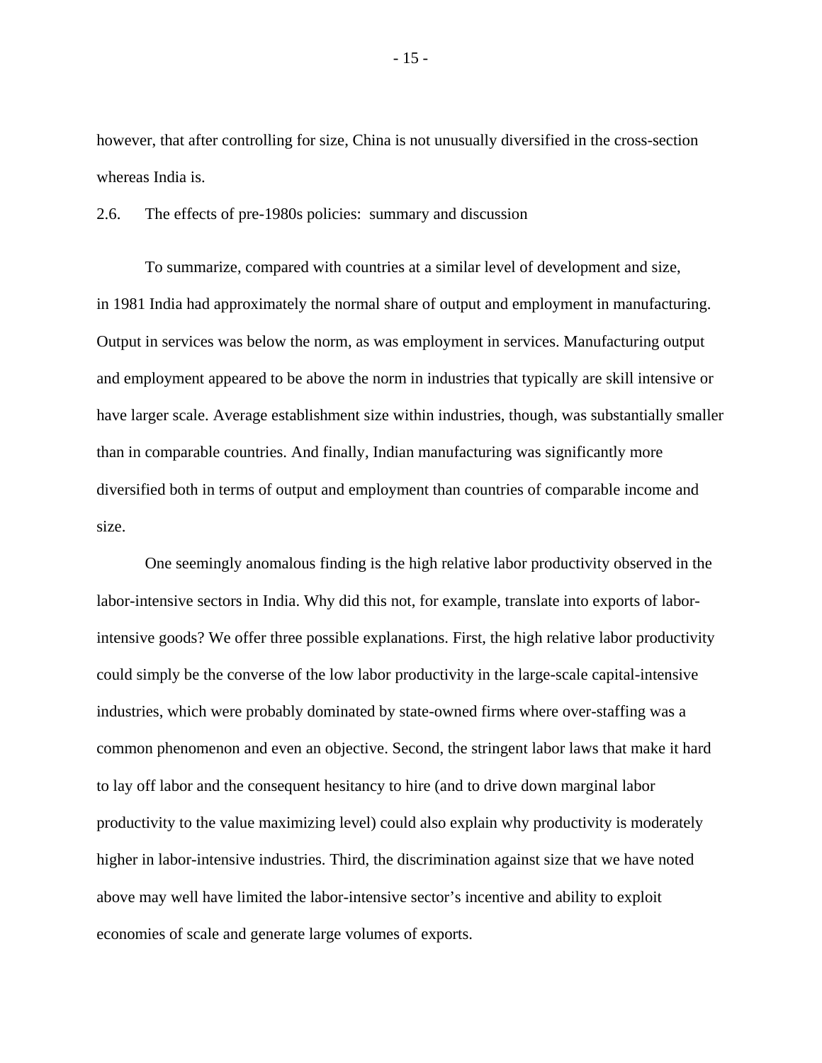however, that after controlling for size, China is not unusually diversified in the cross-section whereas India is.

### 2.6. The effects of pre-1980s policies: summary and discussion

To summarize, compared with countries at a similar level of development and size, in 1981 India had approximately the normal share of output and employment in manufacturing. Output in services was below the norm, as was employment in services. Manufacturing output and employment appeared to be above the norm in industries that typically are skill intensive or have larger scale. Average establishment size within industries, though, was substantially smaller than in comparable countries. And finally, Indian manufacturing was significantly more diversified both in terms of output and employment than countries of comparable income and size.

One seemingly anomalous finding is the high relative labor productivity observed in the labor-intensive sectors in India. Why did this not, for example, translate into exports of labor-intensive goods? We offer three possible explanations. First, the high relative labor productivity could simply be the converse of the low labor productivity in the large-scale capital-intensive industries, which were probably dominated by state-owned firms where over-staffing was a common phenomenon and even an objective. Second, the stringent labor laws that make it hard to lay off labor and the consequent hesitancy to hire (and to drive down marginal labor productivity to the value maximizing level) could also explain why productivity is moderately higher in labor-intensive industries. Third, the discrimination against size that we have noted above may well have limited the labor-intensive sector's incentive and ability to exploit economies of scale and generate large volumes of exports.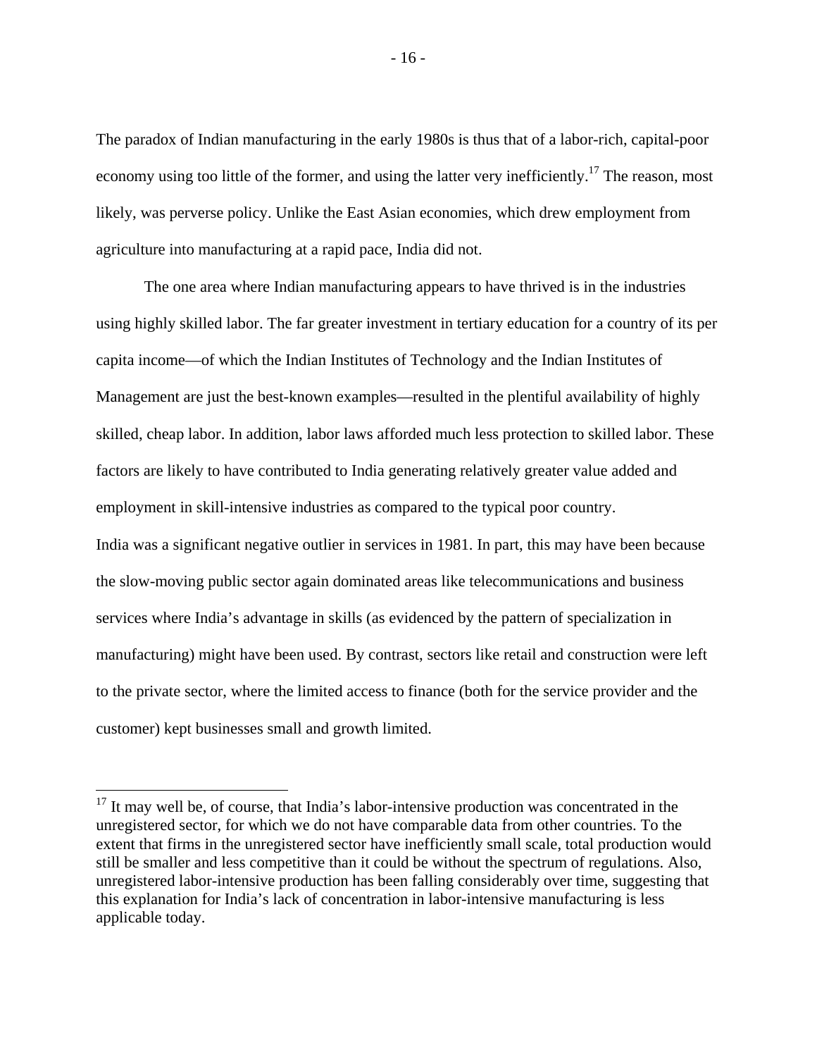The paradox of Indian manufacturing in the early 1980s is thus that of a labor-rich, capital-poor economy using too little of the former, and using the latter very inefficiently.[17] The reason, most likely, was perverse policy. Unlike the East Asian economies, which drew employment from agriculture into manufacturing at a rapid pace, India did not.

The one area where Indian manufacturing appears to have thrived is in the industries using highly skilled labor. The far greater investment in tertiary education for a country of its per capita income—of which the Indian Institutes of Technology and the Indian Institutes of Management are just the best-known examples—resulted in the plentiful availability of highly skilled, cheap labor. In addition, labor laws afforded much less protection to skilled labor. These factors are likely to have contributed to India generating relatively greater value added and employment in skill-intensive industries as compared to the typical poor country.

India was a significant negative outlier in services in 1981. In part, this may have been because the slow-moving public sector again dominated areas like telecommunications and business services where India's advantage in skills (as evidenced by the pattern of specialization in manufacturing) might have been used. By contrast, sectors like retail and construction were left to the private sector, where the limited access to finance (both for the service provider and the customer) kept businesses small and growth limited.

---

[17] It may well be, of course, that India's labor-intensive production was concentrated in the unregistered sector, for which we do not have comparable data from other countries. To the extent that firms in the unregistered sector have inefficiently small scale, total production would still be smaller and less competitive than it could be without the spectrum of regulations. Also, unregistered labor-intensive production has been falling considerably over time, suggesting that this explanation for India's lack of concentration in labor-intensive manufacturing is less applicable today.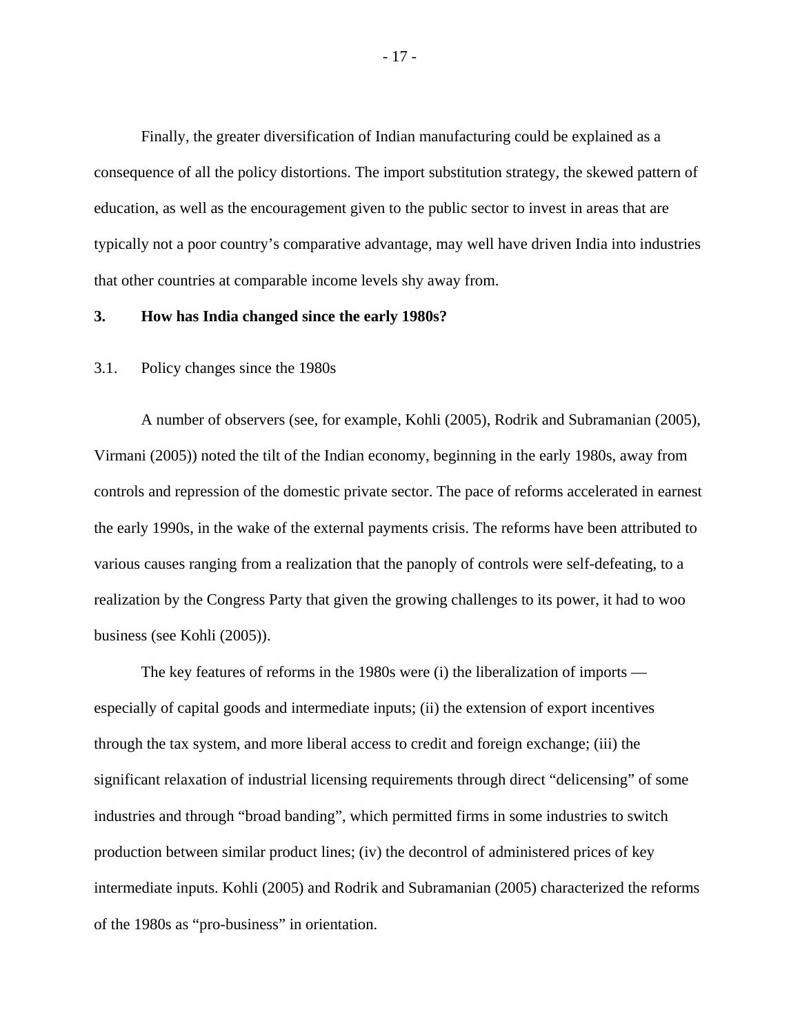Finally, the greater diversification of Indian manufacturing could be explained as a consequence of all the policy distortions. The import substitution strategy, the skewed pattern of education, as well as the encouragement given to the public sector to invest in areas that are typically not a poor country's comparative advantage, may well have driven India into industries that other countries at comparable income levels shy away from.

## 3. How has India changed since the early 1980s?

### 3.1. Policy changes since the 1980s

A number of observers (see, for example, Kohli (2005), Rodrik and Subramanian (2005), Virmani (2005)) noted the tilt of the Indian economy, beginning in the early 1980s, away from controls and repression of the domestic private sector. The pace of reforms accelerated in earnest the early 1990s, in the wake of the external payments crisis. The reforms have been attributed to various causes ranging from a realization that the panoply of controls were self-defeating, to a realization by the Congress Party that given the growing challenges to its power, it had to woo business (see Kohli (2005)).

The key features of reforms in the 1980s were (i) the liberalization of imports — especially of capital goods and intermediate inputs; (ii) the extension of export incentives through the tax system, and more liberal access to credit and foreign exchange; (iii) the significant relaxation of industrial licensing requirements through direct "delicensing" of some industries and through "broad banding", which permitted firms in some industries to switch production between similar product lines; (iv) the decontrol of administered prices of key intermediate inputs. Kohli (2005) and Rodrik and Subramanian (2005) characterized the reforms of the 1980s as "pro-business" in orientation.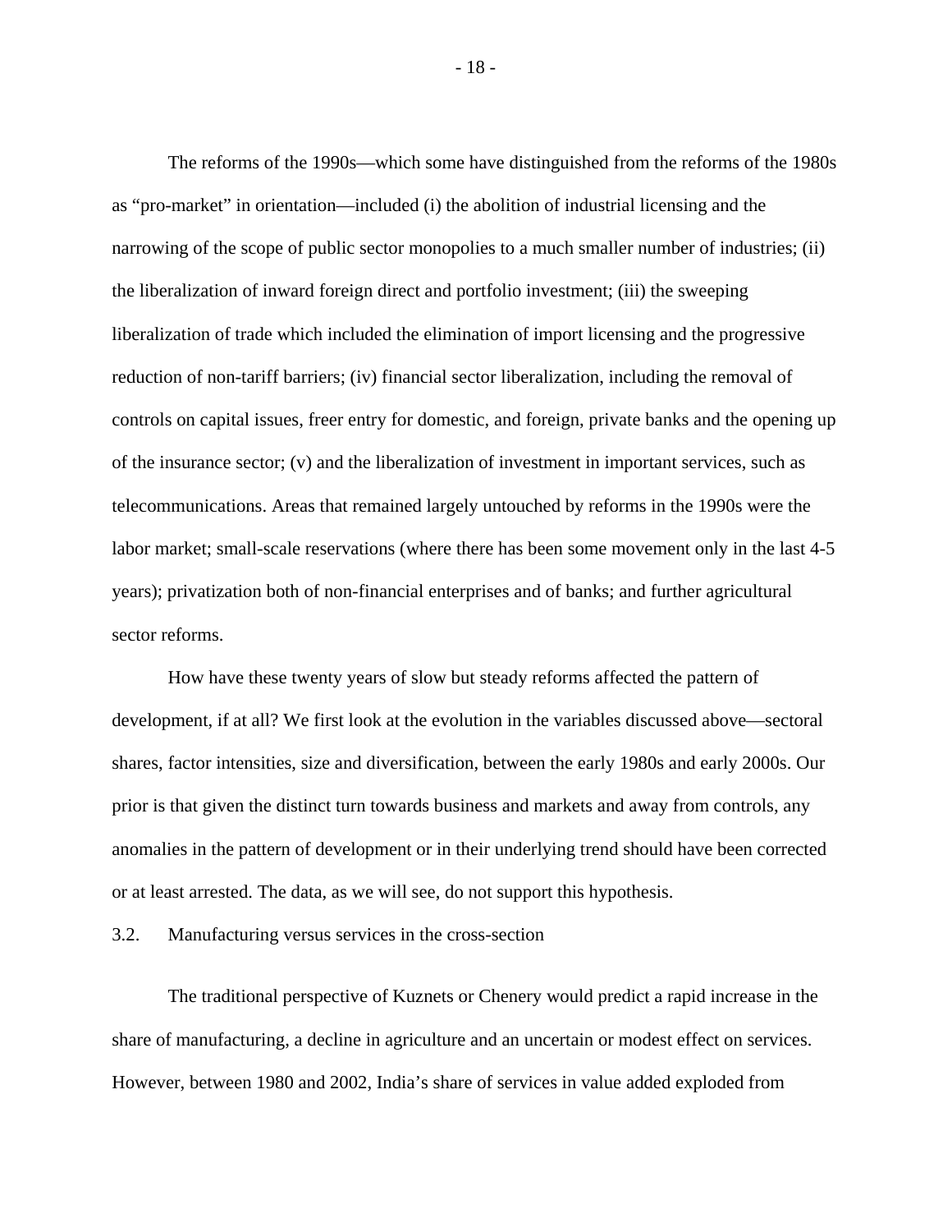The reforms of the 1990s—which some have distinguished from the reforms of the 1980s as "pro-market" in orientation—included (i) the abolition of industrial licensing and the narrowing of the scope of public sector monopolies to a much smaller number of industries; (ii) the liberalization of inward foreign direct and portfolio investment; (iii) the sweeping liberalization of trade which included the elimination of import licensing and the progressive reduction of non-tariff barriers; (iv) financial sector liberalization, including the removal of controls on capital issues, freer entry for domestic, and foreign, private banks and the opening up of the insurance sector; (v) and the liberalization of investment in important services, such as telecommunications. Areas that remained largely untouched by reforms in the 1990s were the labor market; small-scale reservations (where there has been some movement only in the last 4-5 years); privatization both of non-financial enterprises and of banks; and further agricultural sector reforms.

How have these twenty years of slow but steady reforms affected the pattern of development, if at all? We first look at the evolution in the variables discussed above—sectoral shares, factor intensities, size and diversification, between the early 1980s and early 2000s. Our prior is that given the distinct turn towards business and markets and away from controls, any anomalies in the pattern of development or in their underlying trend should have been corrected or at least arrested. The data, as we will see, do not support this hypothesis.

### 3.2. Manufacturing versus services in the cross-section

The traditional perspective of Kuznets or Chenery would predict a rapid increase in the share of manufacturing, a decline in agriculture and an uncertain or modest effect on services. However, between 1980 and 2002, India's share of services in value added exploded from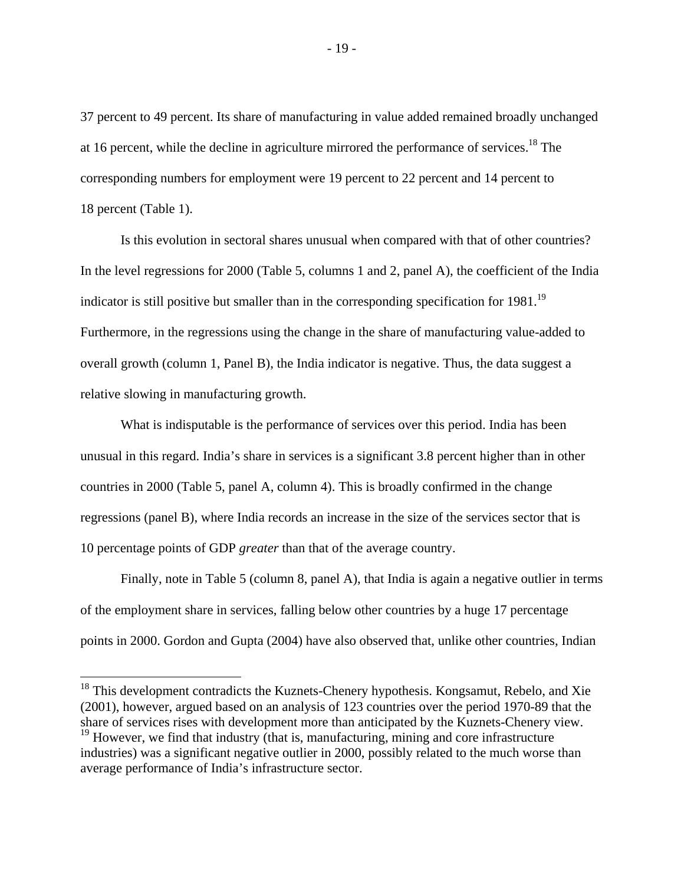37 percent to 49 percent. Its share of manufacturing in value added remained broadly unchanged at 16 percent, while the decline in agriculture mirrored the performance of services.[18] The corresponding numbers for employment were 19 percent to 22 percent and 14 percent to 18 percent (Table 1).

Is this evolution in sectoral shares unusual when compared with that of other countries? In the level regressions for 2000 (Table 5, columns 1 and 2, panel A), the coefficient of the India indicator is still positive but smaller than in the corresponding specification for 1981.[19] Furthermore, in the regressions using the change in the share of manufacturing value-added to overall growth (column 1, Panel B), the India indicator is negative. Thus, the data suggest a relative slowing in manufacturing growth.

What is indisputable is the performance of services over this period. India has been unusual in this regard. India's share in services is a significant 3.8 percent higher than in other countries in 2000 (Table 5, panel A, column 4). This is broadly confirmed in the change regressions (panel B), where India records an increase in the size of the services sector that is 10 percentage points of GDP *greater* than that of the average country.

Finally, note in Table 5 (column 8, panel A), that India is again a negative outlier in terms of the employment share in services, falling below other countries by a huge 17 percentage points in 2000. Gordon and Gupta (2004) have also observed that, unlike other countries, Indian

---

[18] This development contradicts the Kuznets-Chenery hypothesis. Kongsamut, Rebelo, and Xie (2001), however, argued based on an analysis of 123 countries over the period 1970-89 that the share of services rises with development more than anticipated by the Kuznets-Chenery view.

[19] However, we find that industry (that is, manufacturing, mining and core infrastructure industries) was a significant negative outlier in 2000, possibly related to the much worse than average performance of India's infrastructure sector.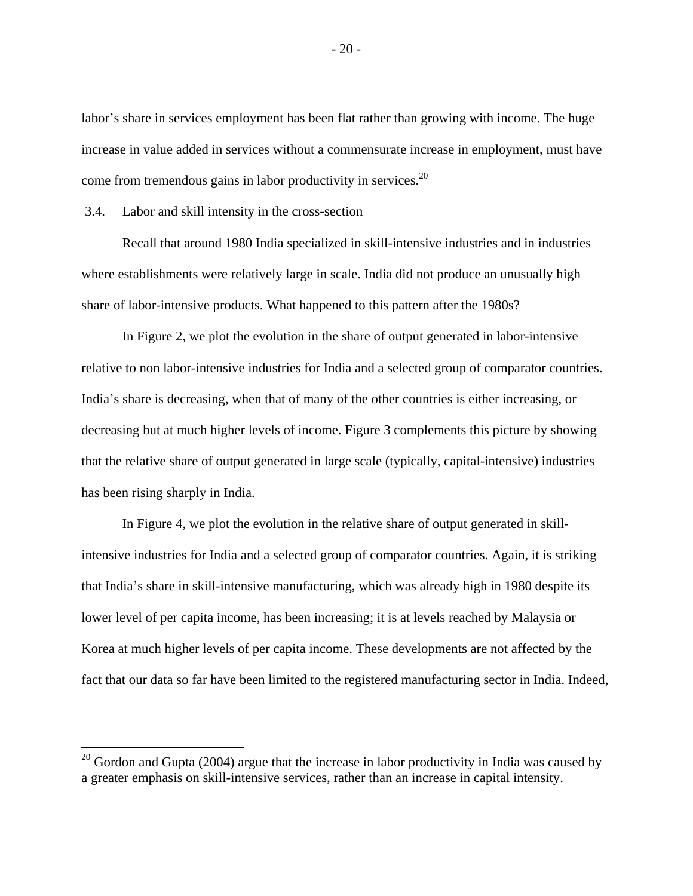labor's share in services employment has been flat rather than growing with income. The huge increase in value added in services without a commensurate increase in employment, must have come from tremendous gains in labor productivity in services.[20]

### 3.4. Labor and skill intensity in the cross-section

Recall that around 1980 India specialized in skill-intensive industries and in industries where establishments were relatively large in scale. India did not produce an unusually high share of labor-intensive products. What happened to this pattern after the 1980s?

In Figure 2, we plot the evolution in the share of output generated in labor-intensive relative to non labor-intensive industries for India and a selected group of comparator countries. India's share is decreasing, when that of many of the other countries is either increasing, or decreasing but at much higher levels of income. Figure 3 complements this picture by showing that the relative share of output generated in large scale (typically, capital-intensive) industries has been rising sharply in India.

In Figure 4, we plot the evolution in the relative share of output generated in skill-intensive industries for India and a selected group of comparator countries. Again, it is striking that India's share in skill-intensive manufacturing, which was already high in 1980 despite its lower level of per capita income, has been increasing; it is at levels reached by Malaysia or Korea at much higher levels of per capita income. These developments are not affected by the fact that our data so far have been limited to the registered manufacturing sector in India. Indeed,

---

[20] Gordon and Gupta (2004) argue that the increase in labor productivity in India was caused by a greater emphasis on skill-intensive services, rather than an increase in capital intensity.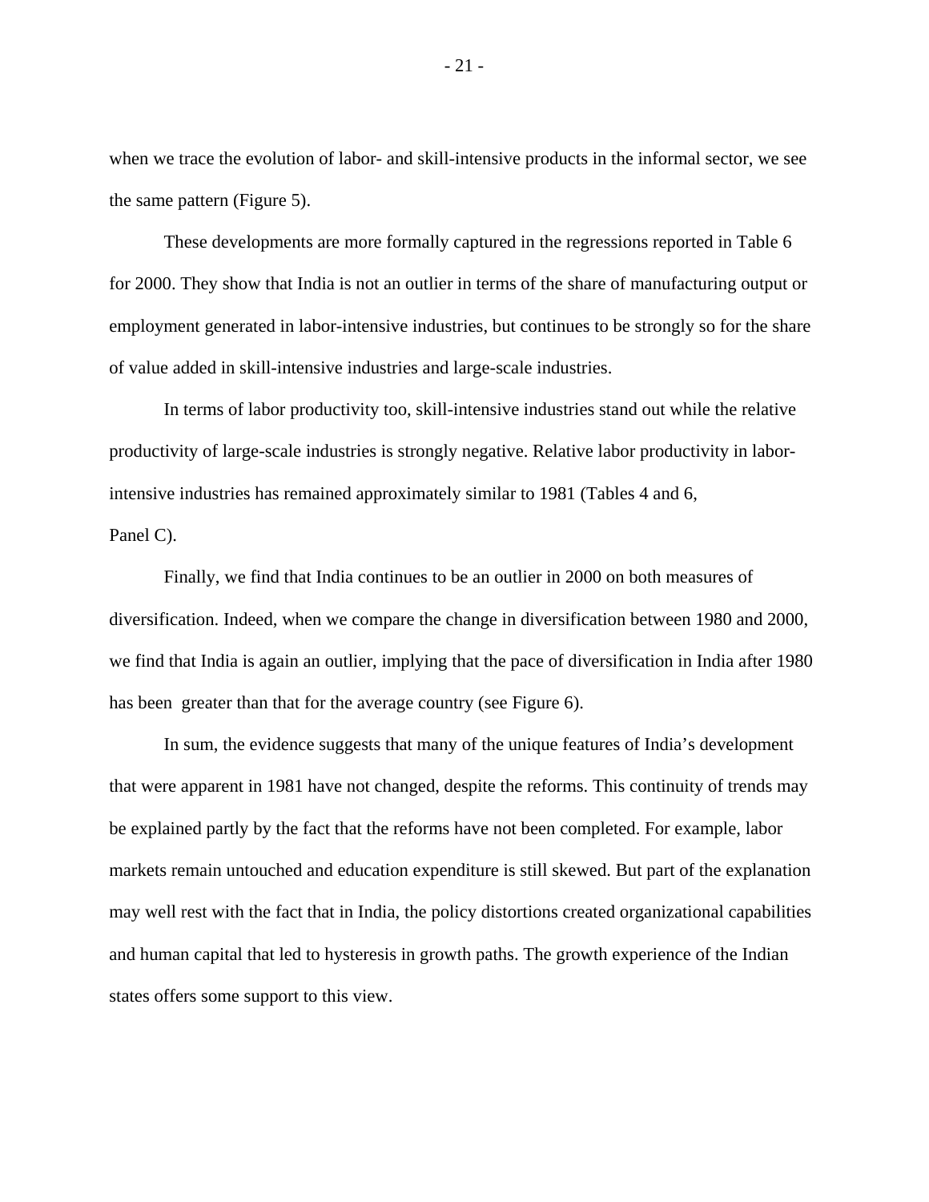when we trace the evolution of labor- and skill-intensive products in the informal sector, we see the same pattern (Figure 5).

These developments are more formally captured in the regressions reported in Table 6 for 2000. They show that India is not an outlier in terms of the share of manufacturing output or employment generated in labor-intensive industries, but continues to be strongly so for the share of value added in skill-intensive industries and large-scale industries.

In terms of labor productivity too, skill-intensive industries stand out while the relative productivity of large-scale industries is strongly negative. Relative labor productivity in labor-intensive industries has remained approximately similar to 1981 (Tables 4 and 6, Panel C).

Finally, we find that India continues to be an outlier in 2000 on both measures of diversification. Indeed, when we compare the change in diversification between 1980 and 2000, we find that India is again an outlier, implying that the pace of diversification in India after 1980 has been greater than that for the average country (see Figure 6).

In sum, the evidence suggests that many of the unique features of India's development that were apparent in 1981 have not changed, despite the reforms. This continuity of trends may be explained partly by the fact that the reforms have not been completed. For example, labor markets remain untouched and education expenditure is still skewed. But part of the explanation may well rest with the fact that in India, the policy distortions created organizational capabilities and human capital that led to hysteresis in growth paths. The growth experience of the Indian states offers some support to this view.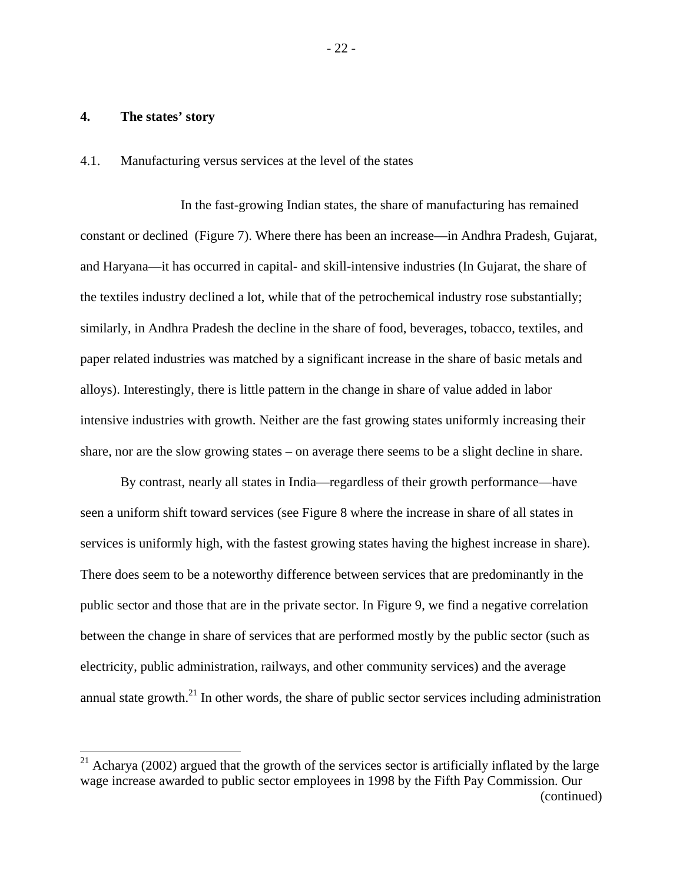## 4. The states' story

### 4.1. Manufacturing versus services at the level of the states

In the fast-growing Indian states, the share of manufacturing has remained constant or declined (Figure 7). Where there has been an increase—in Andhra Pradesh, Gujarat, and Haryana—it has occurred in capital- and skill-intensive industries (In Gujarat, the share of the textiles industry declined a lot, while that of the petrochemical industry rose substantially; similarly, in Andhra Pradesh the decline in the share of food, beverages, tobacco, textiles, and paper related industries was matched by a significant increase in the share of basic metals and alloys). Interestingly, there is little pattern in the change in share of value added in labor intensive industries with growth. Neither are the fast growing states uniformly increasing their share, nor are the slow growing states – on average there seems to be a slight decline in share.

By contrast, nearly all states in India—regardless of their growth performance—have seen a uniform shift toward services (see Figure 8 where the increase in share of all states in services is uniformly high, with the fastest growing states having the highest increase in share). There does seem to be a noteworthy difference between services that are predominantly in the public sector and those that are in the private sector. In Figure 9, we find a negative correlation between the change in share of services that are performed mostly by the public sector (such as electricity, public administration, railways, and other community services) and the average annual state growth.[21] In other words, the share of public sector services including administration

[21] Acharya (2002) argued that the growth of the services sector is artificially inflated by the large wage increase awarded to public sector employees in 1998 by the Fifth Pay Commission. Our (continued)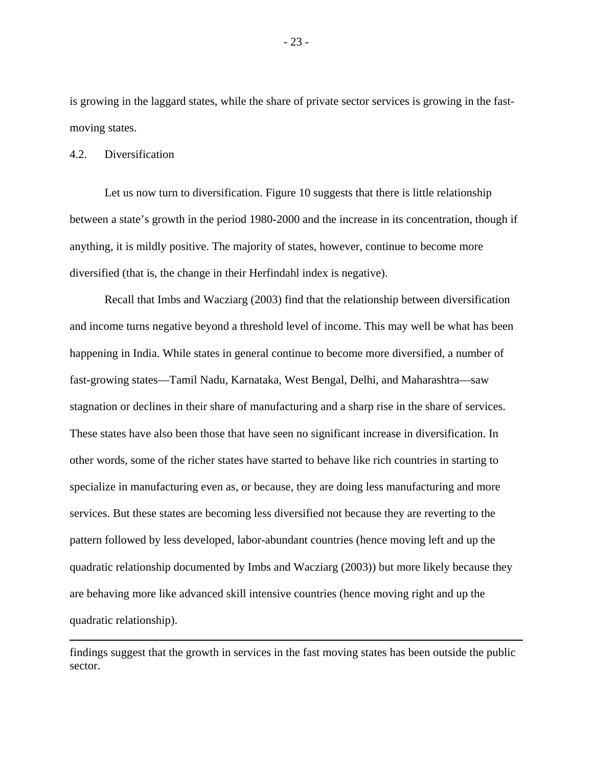is growing in the laggard states, while the share of private sector services is growing in the fast-moving states.

### 4.2. Diversification

Let us now turn to diversification. Figure 10 suggests that there is little relationship between a state's growth in the period 1980-2000 and the increase in its concentration, though if anything, it is mildly positive. The majority of states, however, continue to become more diversified (that is, the change in their Herfindahl index is negative).

Recall that Imbs and Wacziarg (2003) find that the relationship between diversification and income turns negative beyond a threshold level of income. This may well be what has been happening in India. While states in general continue to become more diversified, a number of fast-growing states—Tamil Nadu, Karnataka, West Bengal, Delhi, and Maharashtra—saw stagnation or declines in their share of manufacturing and a sharp rise in the share of services. These states have also been those that have seen no significant increase in diversification. In other words, some of the richer states have started to behave like rich countries in starting to specialize in manufacturing even as, or because, they are doing less manufacturing and more services. But these states are becoming less diversified not because they are reverting to the pattern followed by less developed, labor-abundant countries (hence moving left and up the quadratic relationship documented by Imbs and Wacziarg (2003)) but more likely because they are behaving more like advanced skill intensive countries (hence moving right and up the quadratic relationship).

---

findings suggest that the growth in services in the fast moving states has been outside the public sector.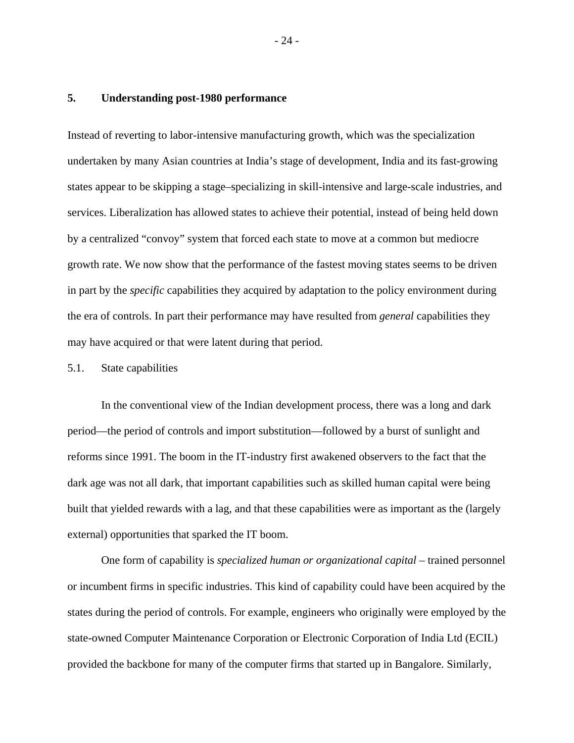## 5. Understanding post-1980 performance

Instead of reverting to labor-intensive manufacturing growth, which was the specialization undertaken by many Asian countries at India's stage of development, India and its fast-growing states appear to be skipping a stage–specializing in skill-intensive and large-scale industries, and services. Liberalization has allowed states to achieve their potential, instead of being held down by a centralized "convoy" system that forced each state to move at a common but mediocre growth rate. We now show that the performance of the fastest moving states seems to be driven in part by the *specific* capabilities they acquired by adaptation to the policy environment during the era of controls. In part their performance may have resulted from *general* capabilities they may have acquired or that were latent during that period.

### 5.1. State capabilities

In the conventional view of the Indian development process, there was a long and dark period—the period of controls and import substitution—followed by a burst of sunlight and reforms since 1991. The boom in the IT-industry first awakened observers to the fact that the dark age was not all dark, that important capabilities such as skilled human capital were being built that yielded rewards with a lag, and that these capabilities were as important as the (largely external) opportunities that sparked the IT boom.

One form of capability is *specialized human or organizational capital* – trained personnel or incumbent firms in specific industries. This kind of capability could have been acquired by the states during the period of controls. For example, engineers who originally were employed by the state-owned Computer Maintenance Corporation or Electronic Corporation of India Ltd (ECIL) provided the backbone for many of the computer firms that started up in Bangalore. Similarly,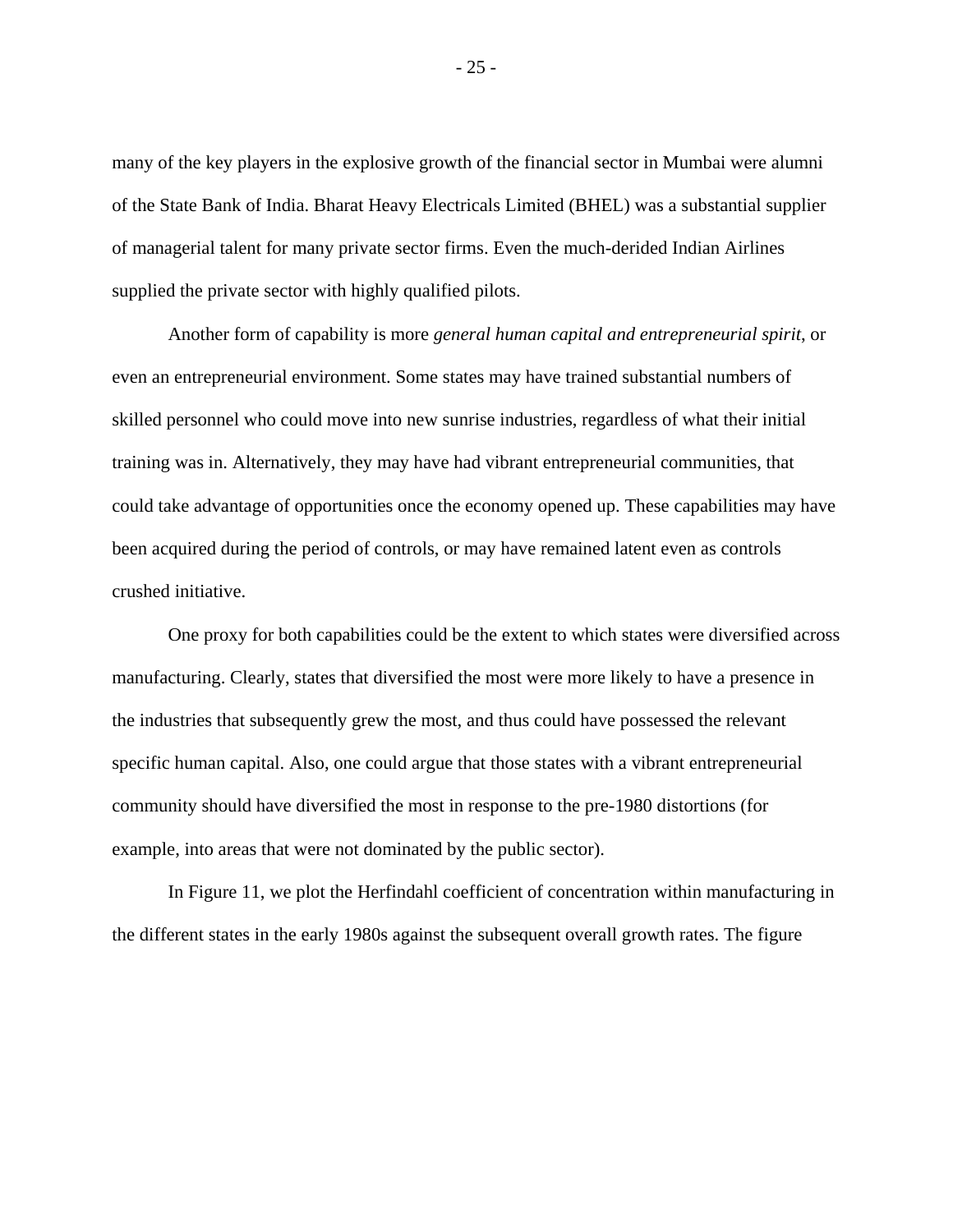many of the key players in the explosive growth of the financial sector in Mumbai were alumni of the State Bank of India. Bharat Heavy Electricals Limited (BHEL) was a substantial supplier of managerial talent for many private sector firms. Even the much-derided Indian Airlines supplied the private sector with highly qualified pilots.

Another form of capability is more *general human capital and entrepreneurial spirit*, or even an entrepreneurial environment. Some states may have trained substantial numbers of skilled personnel who could move into new sunrise industries, regardless of what their initial training was in. Alternatively, they may have had vibrant entrepreneurial communities, that could take advantage of opportunities once the economy opened up. These capabilities may have been acquired during the period of controls, or may have remained latent even as controls crushed initiative.

One proxy for both capabilities could be the extent to which states were diversified across manufacturing. Clearly, states that diversified the most were more likely to have a presence in the industries that subsequently grew the most, and thus could have possessed the relevant specific human capital. Also, one could argue that those states with a vibrant entrepreneurial community should have diversified the most in response to the pre-1980 distortions (for example, into areas that were not dominated by the public sector).

In Figure 11, we plot the Herfindahl coefficient of concentration within manufacturing in the different states in the early 1980s against the subsequent overall growth rates. The figure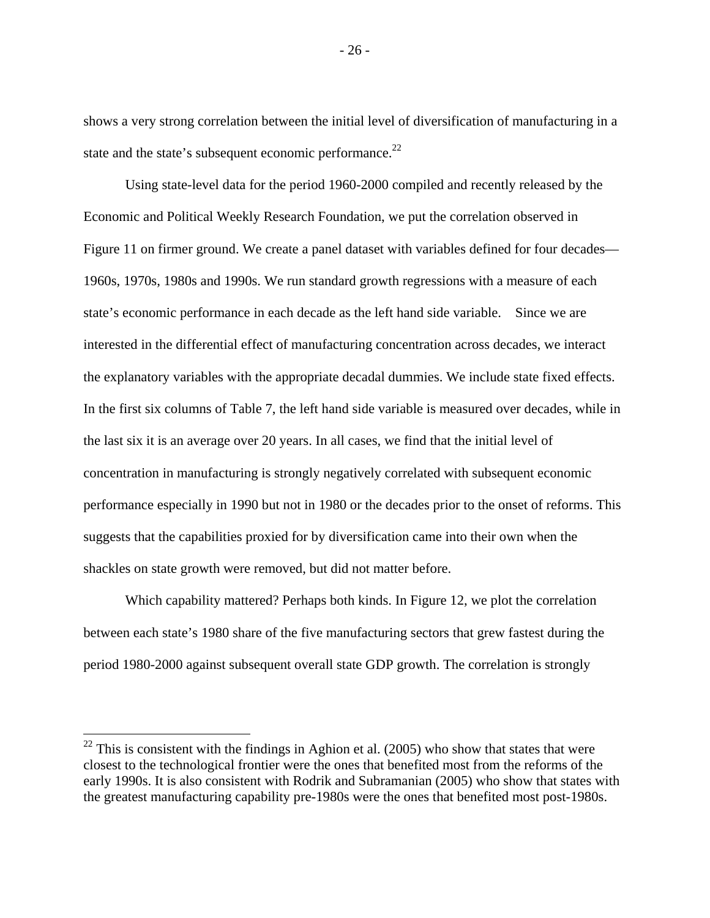shows a very strong correlation between the initial level of diversification of manufacturing in a state and the state's subsequent economic performance.[22]

Using state-level data for the period 1960-2000 compiled and recently released by the Economic and Political Weekly Research Foundation, we put the correlation observed in Figure 11 on firmer ground. We create a panel dataset with variables defined for four decades—1960s, 1970s, 1980s and 1990s. We run standard growth regressions with a measure of each state's economic performance in each decade as the left hand side variable. Since we are interested in the differential effect of manufacturing concentration across decades, we interact the explanatory variables with the appropriate decadal dummies. We include state fixed effects. In the first six columns of Table 7, the left hand side variable is measured over decades, while in the last six it is an average over 20 years. In all cases, we find that the initial level of concentration in manufacturing is strongly negatively correlated with subsequent economic performance especially in 1990 but not in 1980 or the decades prior to the onset of reforms. This suggests that the capabilities proxied for by diversification came into their own when the shackles on state growth were removed, but did not matter before.

Which capability mattered? Perhaps both kinds. In Figure 12, we plot the correlation between each state's 1980 share of the five manufacturing sectors that grew fastest during the period 1980-2000 against subsequent overall state GDP growth. The correlation is strongly

[22] This is consistent with the findings in Aghion et al. (2005) who show that states that were closest to the technological frontier were the ones that benefited most from the reforms of the early 1990s. It is also consistent with Rodrik and Subramanian (2005) who show that states with the greatest manufacturing capability pre-1980s were the ones that benefited most post-1980s.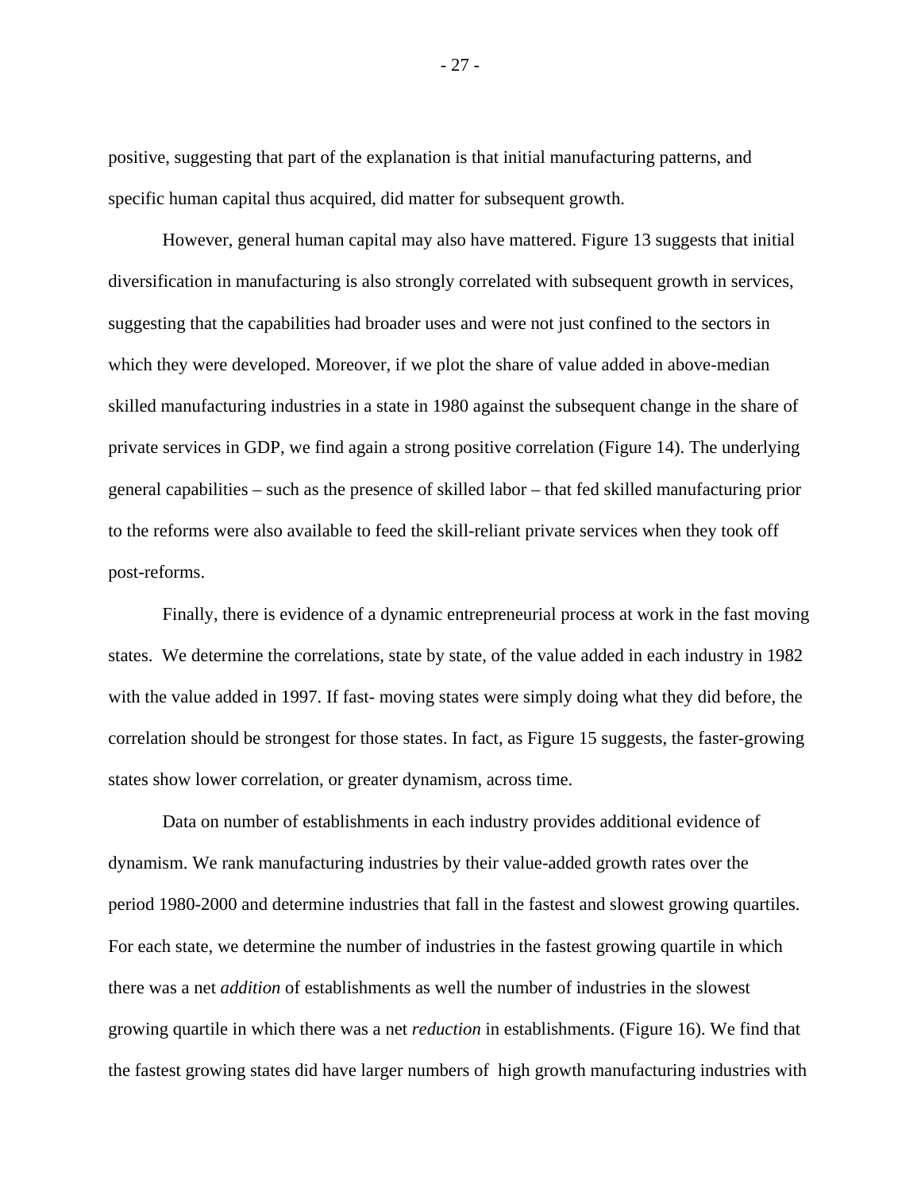positive, suggesting that part of the explanation is that initial manufacturing patterns, and specific human capital thus acquired, did matter for subsequent growth.

However, general human capital may also have mattered. Figure 13 suggests that initial diversification in manufacturing is also strongly correlated with subsequent growth in services, suggesting that the capabilities had broader uses and were not just confined to the sectors in which they were developed. Moreover, if we plot the share of value added in above-median skilled manufacturing industries in a state in 1980 against the subsequent change in the share of private services in GDP, we find again a strong positive correlation (Figure 14). The underlying general capabilities – such as the presence of skilled labor – that fed skilled manufacturing prior to the reforms were also available to feed the skill-reliant private services when they took off post-reforms.

Finally, there is evidence of a dynamic entrepreneurial process at work in the fast moving states. We determine the correlations, state by state, of the value added in each industry in 1982 with the value added in 1997. If fast- moving states were simply doing what they did before, the correlation should be strongest for those states. In fact, as Figure 15 suggests, the faster-growing states show lower correlation, or greater dynamism, across time.

Data on number of establishments in each industry provides additional evidence of dynamism. We rank manufacturing industries by their value-added growth rates over the period 1980-2000 and determine industries that fall in the fastest and slowest growing quartiles. For each state, we determine the number of industries in the fastest growing quartile in which there was a net *addition* of establishments as well the number of industries in the slowest growing quartile in which there was a net *reduction* in establishments. (Figure 16). We find that the fastest growing states did have larger numbers of high growth manufacturing industries with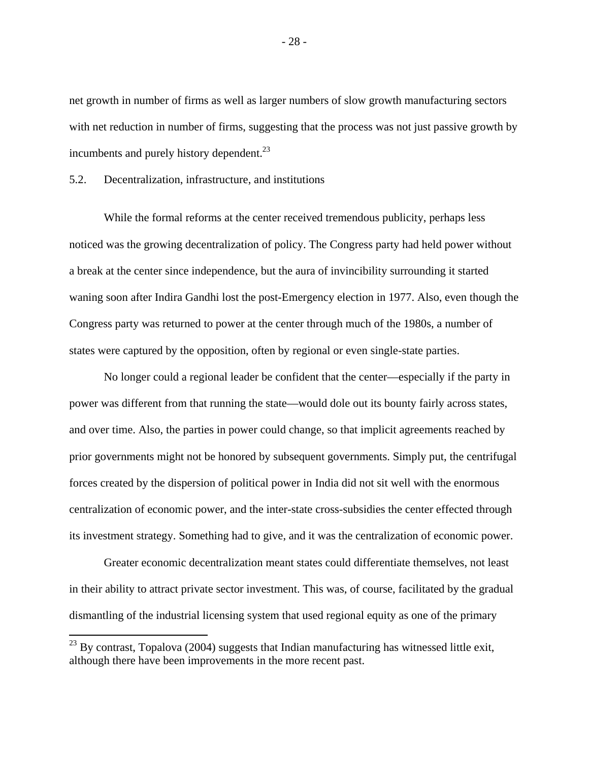net growth in number of firms as well as larger numbers of slow growth manufacturing sectors with net reduction in number of firms, suggesting that the process was not just passive growth by incumbents and purely history dependent.[23]

### 5.2. Decentralization, infrastructure, and institutions

While the formal reforms at the center received tremendous publicity, perhaps less noticed was the growing decentralization of policy. The Congress party had held power without a break at the center since independence, but the aura of invincibility surrounding it started waning soon after Indira Gandhi lost the post-Emergency election in 1977. Also, even though the Congress party was returned to power at the center through much of the 1980s, a number of states were captured by the opposition, often by regional or even single-state parties.

No longer could a regional leader be confident that the center—especially if the party in power was different from that running the state—would dole out its bounty fairly across states, and over time. Also, the parties in power could change, so that implicit agreements reached by prior governments might not be honored by subsequent governments. Simply put, the centrifugal forces created by the dispersion of political power in India did not sit well with the enormous centralization of economic power, and the inter-state cross-subsidies the center effected through its investment strategy. Something had to give, and it was the centralization of economic power.

Greater economic decentralization meant states could differentiate themselves, not least in their ability to attract private sector investment. This was, of course, facilitated by the gradual dismantling of the industrial licensing system that used regional equity as one of the primary

[23] By contrast, Topalova (2004) suggests that Indian manufacturing has witnessed little exit, although there have been improvements in the more recent past.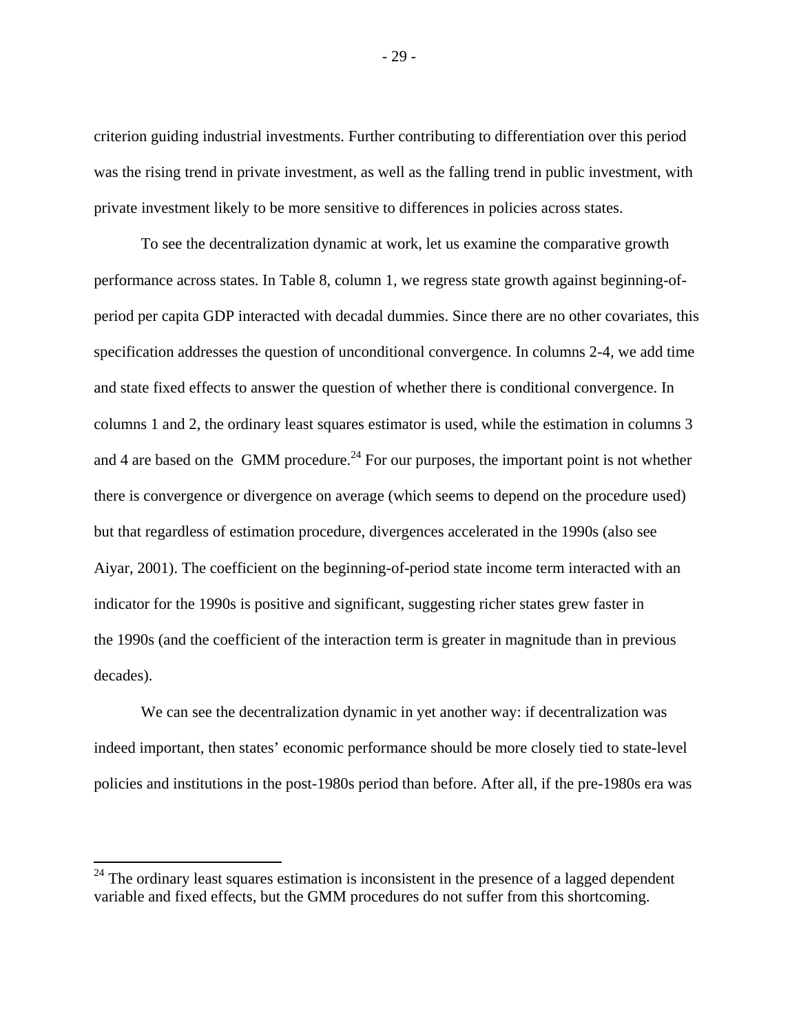criterion guiding industrial investments. Further contributing to differentiation over this period was the rising trend in private investment, as well as the falling trend in public investment, with private investment likely to be more sensitive to differences in policies across states.

To see the decentralization dynamic at work, let us examine the comparative growth performance across states. In Table 8, column 1, we regress state growth against beginning-of-period per capita GDP interacted with decadal dummies. Since there are no other covariates, this specification addresses the question of unconditional convergence. In columns 2-4, we add time and state fixed effects to answer the question of whether there is conditional convergence. In columns 1 and 2, the ordinary least squares estimator is used, while the estimation in columns 3 and 4 are based on the GMM procedure.[24] For our purposes, the important point is not whether there is convergence or divergence on average (which seems to depend on the procedure used) but that regardless of estimation procedure, divergences accelerated in the 1990s (also see Aiyar, 2001). The coefficient on the beginning-of-period state income term interacted with an indicator for the 1990s is positive and significant, suggesting richer states grew faster in the 1990s (and the coefficient of the interaction term is greater in magnitude than in previous decades).

We can see the decentralization dynamic in yet another way: if decentralization was indeed important, then states' economic performance should be more closely tied to state-level policies and institutions in the post-1980s period than before. After all, if the pre-1980s era was

[24] The ordinary least squares estimation is inconsistent in the presence of a lagged dependent variable and fixed effects, but the GMM procedures do not suffer from this shortcoming.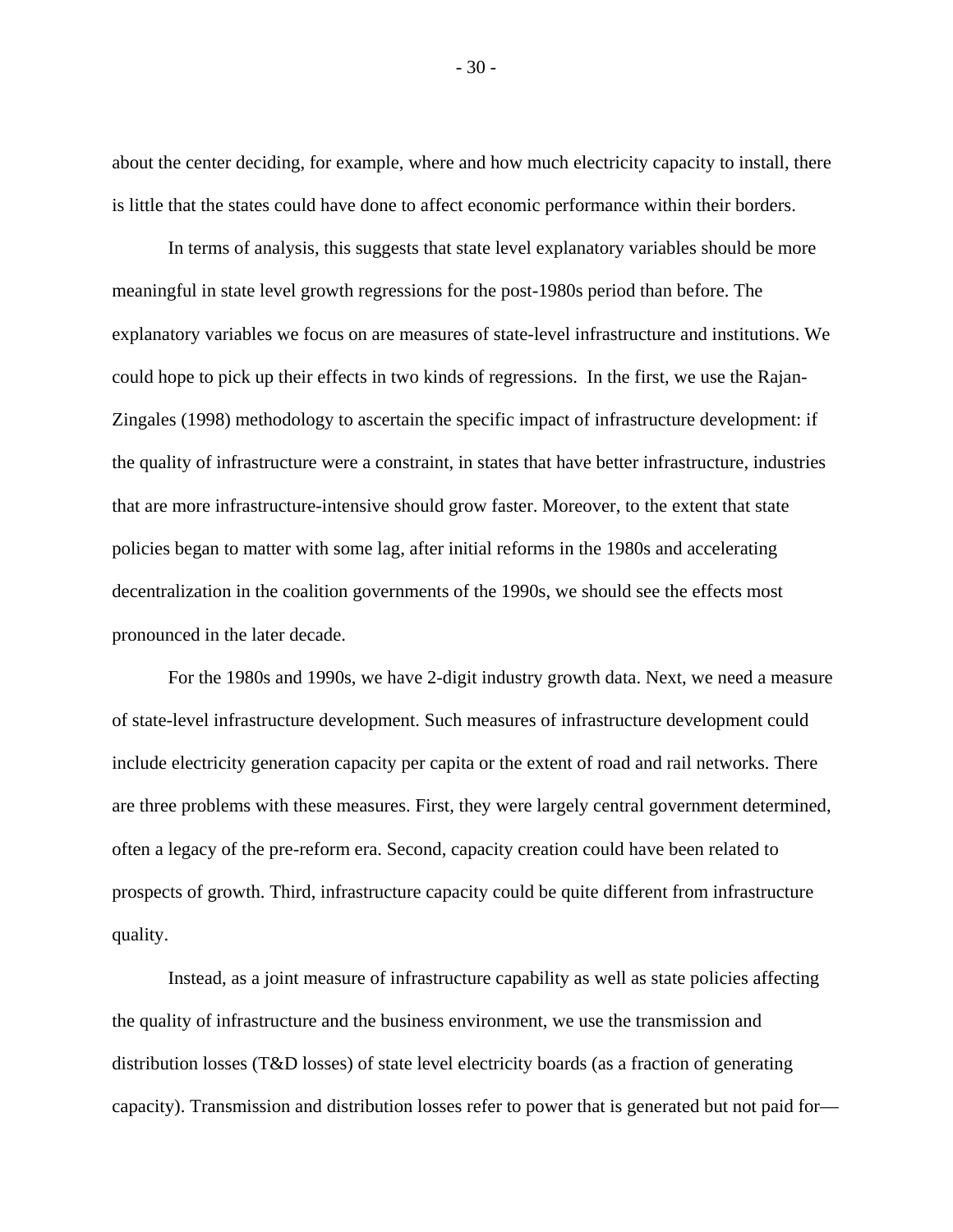about the center deciding, for example, where and how much electricity capacity to install, there is little that the states could have done to affect economic performance within their borders.

In terms of analysis, this suggests that state level explanatory variables should be more meaningful in state level growth regressions for the post-1980s period than before. The explanatory variables we focus on are measures of state-level infrastructure and institutions. We could hope to pick up their effects in two kinds of regressions. In the first, we use the Rajan-Zingales (1998) methodology to ascertain the specific impact of infrastructure development: if the quality of infrastructure were a constraint, in states that have better infrastructure, industries that are more infrastructure-intensive should grow faster. Moreover, to the extent that state policies began to matter with some lag, after initial reforms in the 1980s and accelerating decentralization in the coalition governments of the 1990s, we should see the effects most pronounced in the later decade.

For the 1980s and 1990s, we have 2-digit industry growth data. Next, we need a measure of state-level infrastructure development. Such measures of infrastructure development could include electricity generation capacity per capita or the extent of road and rail networks. There are three problems with these measures. First, they were largely central government determined, often a legacy of the pre-reform era. Second, capacity creation could have been related to prospects of growth. Third, infrastructure capacity could be quite different from infrastructure quality.

Instead, as a joint measure of infrastructure capability as well as state policies affecting the quality of infrastructure and the business environment, we use the transmission and distribution losses (T&D losses) of state level electricity boards (as a fraction of generating capacity). Transmission and distribution losses refer to power that is generated but not paid for—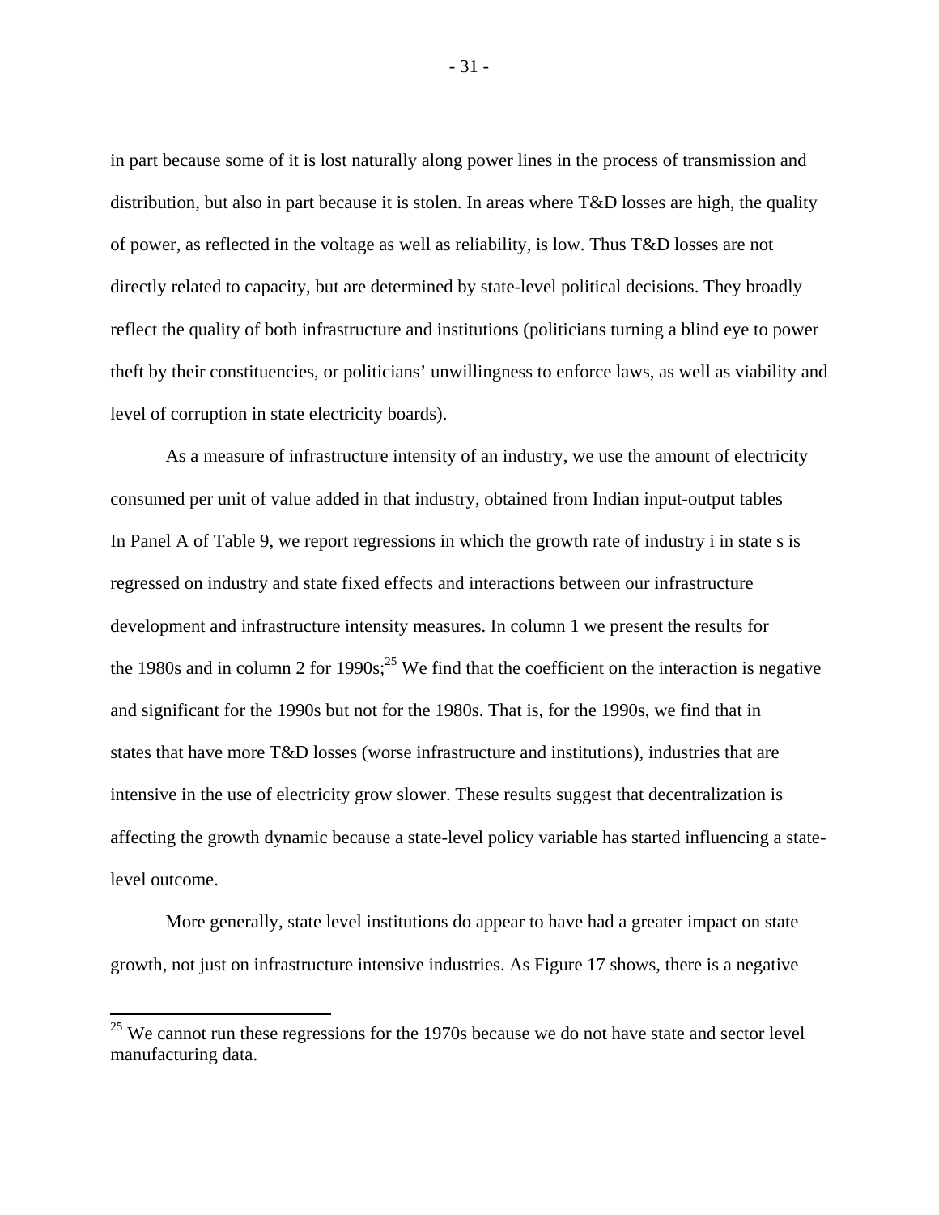in part because some of it is lost naturally along power lines in the process of transmission and distribution, but also in part because it is stolen. In areas where T&D losses are high, the quality of power, as reflected in the voltage as well as reliability, is low. Thus T&D losses are not directly related to capacity, but are determined by state-level political decisions. They broadly reflect the quality of both infrastructure and institutions (politicians turning a blind eye to power theft by their constituencies, or politicians' unwillingness to enforce laws, as well as viability and level of corruption in state electricity boards).

As a measure of infrastructure intensity of an industry, we use the amount of electricity consumed per unit of value added in that industry, obtained from Indian input-output tables In Panel A of Table 9, we report regressions in which the growth rate of industry i in state s is regressed on industry and state fixed effects and interactions between our infrastructure development and infrastructure intensity measures. In column 1 we present the results for the 1980s and in column 2 for 1990s;[25] We find that the coefficient on the interaction is negative and significant for the 1990s but not for the 1980s. That is, for the 1990s, we find that in states that have more T&D losses (worse infrastructure and institutions), industries that are intensive in the use of electricity grow slower. These results suggest that decentralization is affecting the growth dynamic because a state-level policy variable has started influencing a state-level outcome.

More generally, state level institutions do appear to have had a greater impact on state growth, not just on infrastructure intensive industries. As Figure 17 shows, there is a negative

[25] We cannot run these regressions for the 1970s because we do not have state and sector level manufacturing data.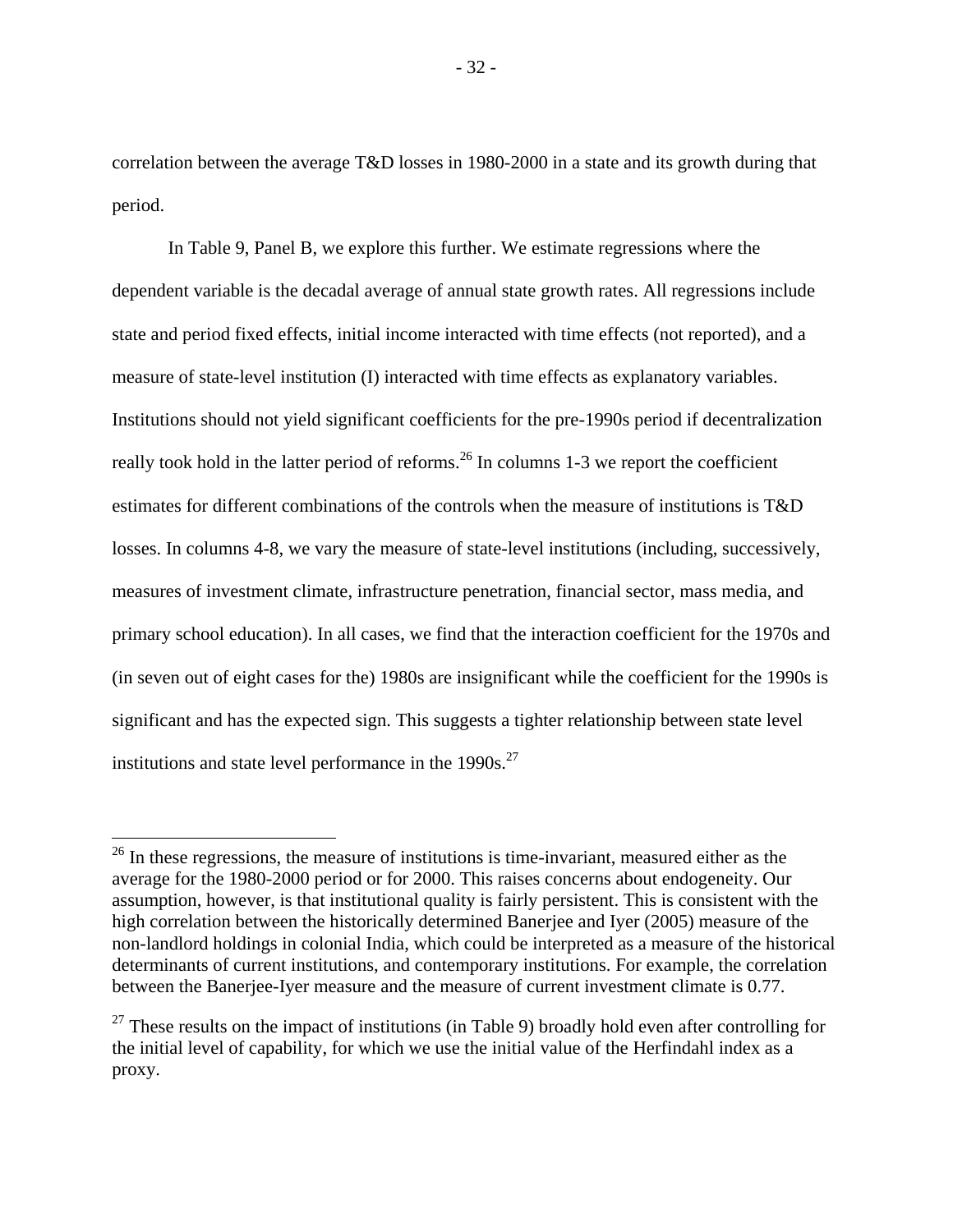correlation between the average T&D losses in 1980-2000 in a state and its growth during that period.

In Table 9, Panel B, we explore this further. We estimate regressions where the dependent variable is the decadal average of annual state growth rates. All regressions include state and period fixed effects, initial income interacted with time effects (not reported), and a measure of state-level institution (I) interacted with time effects as explanatory variables. Institutions should not yield significant coefficients for the pre-1990s period if decentralization really took hold in the latter period of reforms.[26] In columns 1-3 we report the coefficient estimates for different combinations of the controls when the measure of institutions is T&D losses. In columns 4-8, we vary the measure of state-level institutions (including, successively, measures of investment climate, infrastructure penetration, financial sector, mass media, and primary school education). In all cases, we find that the interaction coefficient for the 1970s and (in seven out of eight cases for the) 1980s are insignificant while the coefficient for the 1990s is significant and has the expected sign. This suggests a tighter relationship between state level institutions and state level performance in the 1990s.[27]

---

[26] In these regressions, the measure of institutions is time-invariant, measured either as the average for the 1980-2000 period or for 2000. This raises concerns about endogeneity. Our assumption, however, is that institutional quality is fairly persistent. This is consistent with the high correlation between the historically determined Banerjee and Iyer (2005) measure of the non-landlord holdings in colonial India, which could be interpreted as a measure of the historical determinants of current institutions, and contemporary institutions. For example, the correlation between the Banerjee-Iyer measure and the measure of current investment climate is 0.77.

[27] These results on the impact of institutions (in Table 9) broadly hold even after controlling for the initial level of capability, for which we use the initial value of the Herfindahl index as a proxy.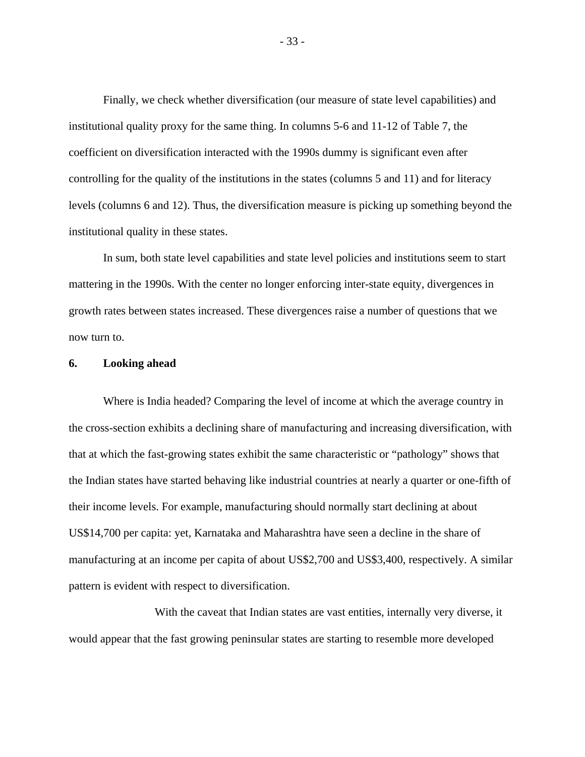Finally, we check whether diversification (our measure of state level capabilities) and institutional quality proxy for the same thing. In columns 5-6 and 11-12 of Table 7, the coefficient on diversification interacted with the 1990s dummy is significant even after controlling for the quality of the institutions in the states (columns 5 and 11) and for literacy levels (columns 6 and 12). Thus, the diversification measure is picking up something beyond the institutional quality in these states.

In sum, both state level capabilities and state level policies and institutions seem to start mattering in the 1990s. With the center no longer enforcing inter-state equity, divergences in growth rates between states increased. These divergences raise a number of questions that we now turn to.

## 6. Looking ahead

Where is India headed? Comparing the level of income at which the average country in the cross-section exhibits a declining share of manufacturing and increasing diversification, with that at which the fast-growing states exhibit the same characteristic or "pathology" shows that the Indian states have started behaving like industrial countries at nearly a quarter or one-fifth of their income levels. For example, manufacturing should normally start declining at about US$14,700 per capita: yet, Karnataka and Maharashtra have seen a decline in the share of manufacturing at an income per capita of about US$2,700 and US$3,400, respectively. A similar pattern is evident with respect to diversification.

With the caveat that Indian states are vast entities, internally very diverse, it would appear that the fast growing peninsular states are starting to resemble more developed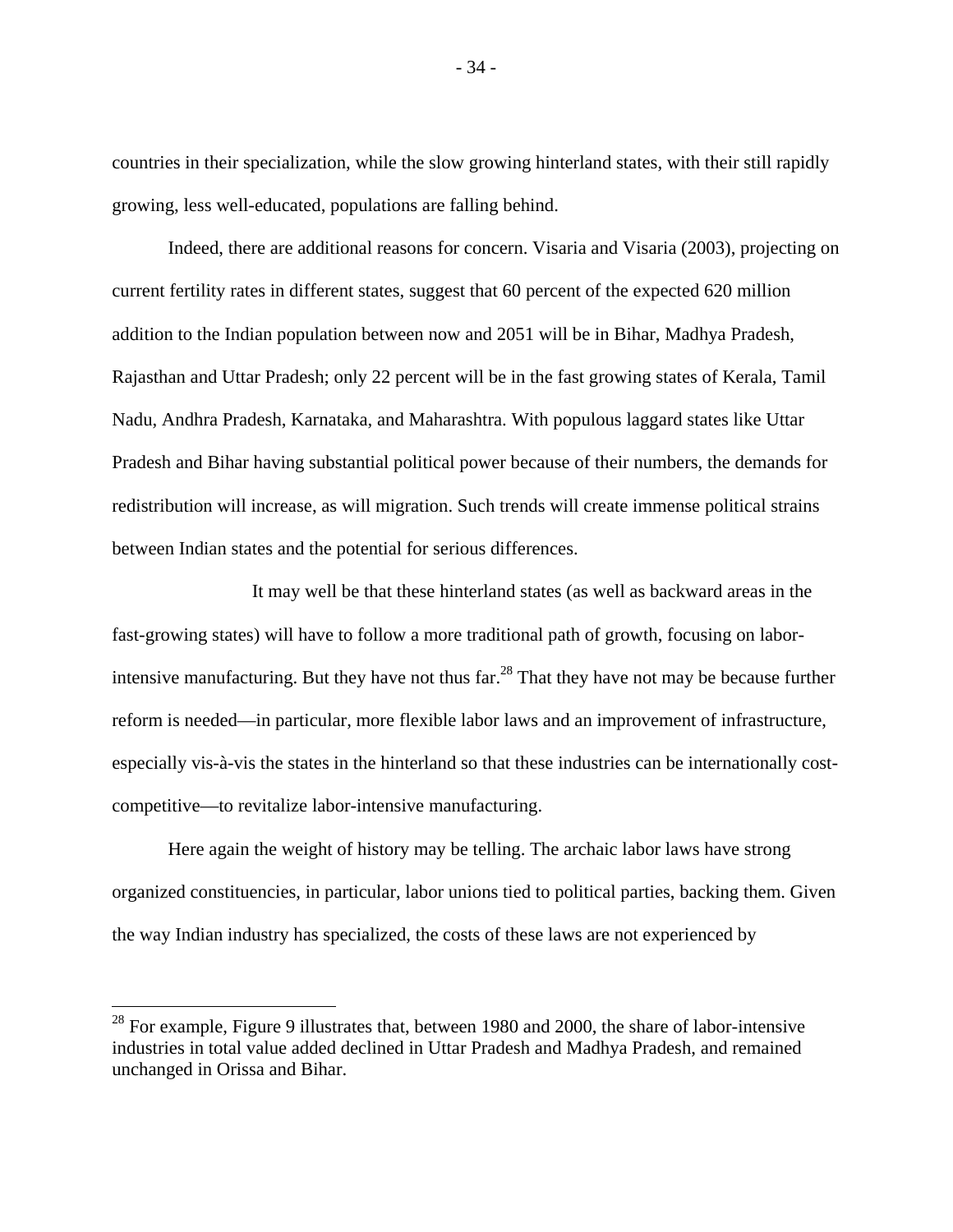countries in their specialization, while the slow growing hinterland states, with their still rapidly growing, less well-educated, populations are falling behind.

Indeed, there are additional reasons for concern. Visaria and Visaria (2003), projecting on current fertility rates in different states, suggest that 60 percent of the expected 620 million addition to the Indian population between now and 2051 will be in Bihar, Madhya Pradesh, Rajasthan and Uttar Pradesh; only 22 percent will be in the fast growing states of Kerala, Tamil Nadu, Andhra Pradesh, Karnataka, and Maharashtra. With populous laggard states like Uttar Pradesh and Bihar having substantial political power because of their numbers, the demands for redistribution will increase, as will migration. Such trends will create immense political strains between Indian states and the potential for serious differences.

It may well be that these hinterland states (as well as backward areas in the fast-growing states) will have to follow a more traditional path of growth, focusing on labor-intensive manufacturing. But they have not thus far.[28] That they have not may be because further reform is needed—in particular, more flexible labor laws and an improvement of infrastructure, especially vis-à-vis the states in the hinterland so that these industries can be internationally cost-competitive—to revitalize labor-intensive manufacturing.

Here again the weight of history may be telling. The archaic labor laws have strong organized constituencies, in particular, labor unions tied to political parties, backing them. Given the way Indian industry has specialized, the costs of these laws are not experienced by

[28] For example, Figure 9 illustrates that, between 1980 and 2000, the share of labor-intensive industries in total value added declined in Uttar Pradesh and Madhya Pradesh, and remained unchanged in Orissa and Bihar.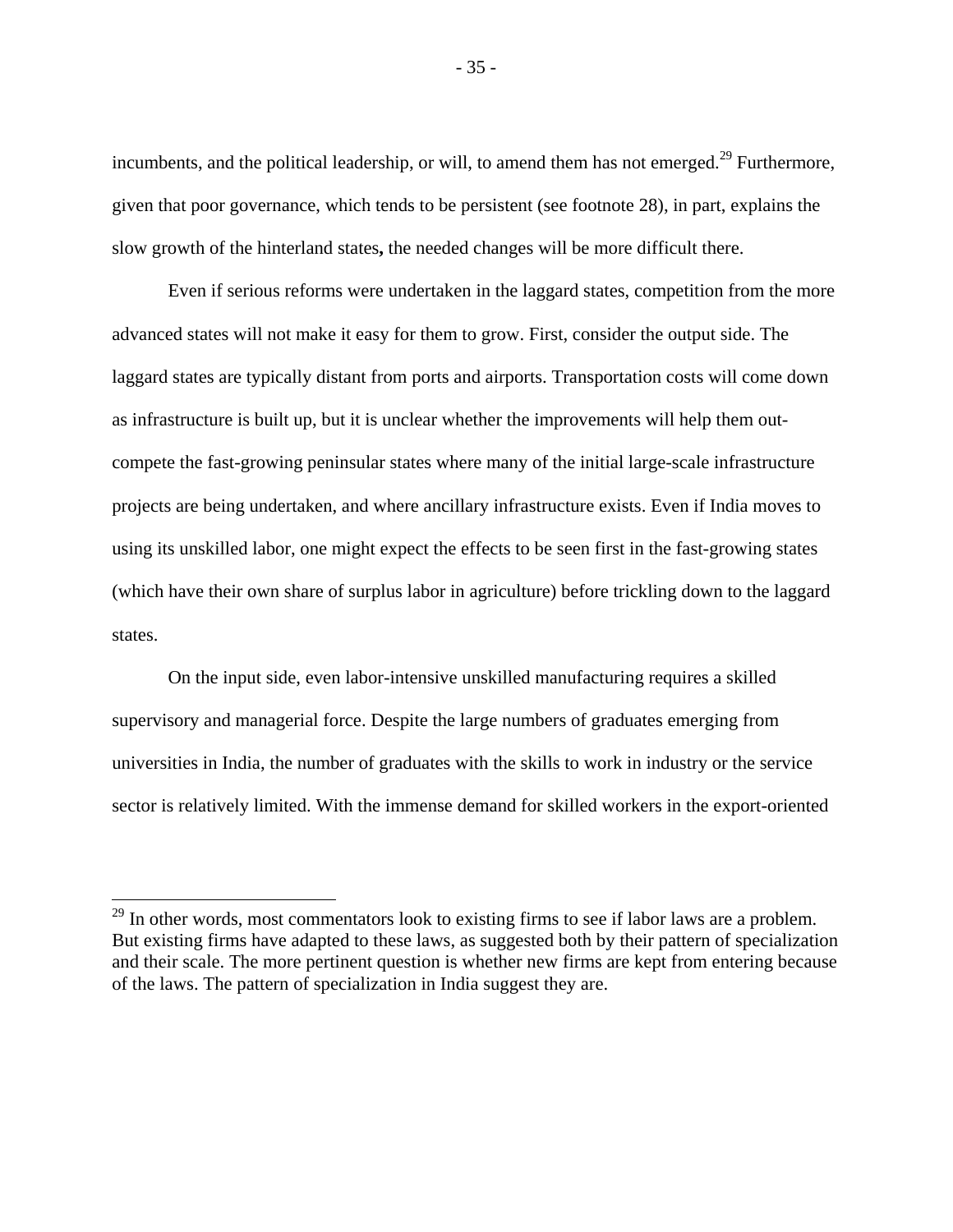incumbents, and the political leadership, or will, to amend them has not emerged.[29] Furthermore, given that poor governance, which tends to be persistent (see footnote 28), in part, explains the slow growth of the hinterland states**,** the needed changes will be more difficult there.

Even if serious reforms were undertaken in the laggard states, competition from the more advanced states will not make it easy for them to grow. First, consider the output side. The laggard states are typically distant from ports and airports. Transportation costs will come down as infrastructure is built up, but it is unclear whether the improvements will help them out-compete the fast-growing peninsular states where many of the initial large-scale infrastructure projects are being undertaken, and where ancillary infrastructure exists. Even if India moves to using its unskilled labor, one might expect the effects to be seen first in the fast-growing states (which have their own share of surplus labor in agriculture) before trickling down to the laggard states.

On the input side, even labor-intensive unskilled manufacturing requires a skilled supervisory and managerial force. Despite the large numbers of graduates emerging from universities in India, the number of graduates with the skills to work in industry or the service sector is relatively limited. With the immense demand for skilled workers in the export-oriented

---

[29] In other words, most commentators look to existing firms to see if labor laws are a problem. But existing firms have adapted to these laws, as suggested both by their pattern of specialization and their scale. The more pertinent question is whether new firms are kept from entering because of the laws. The pattern of specialization in India suggest they are.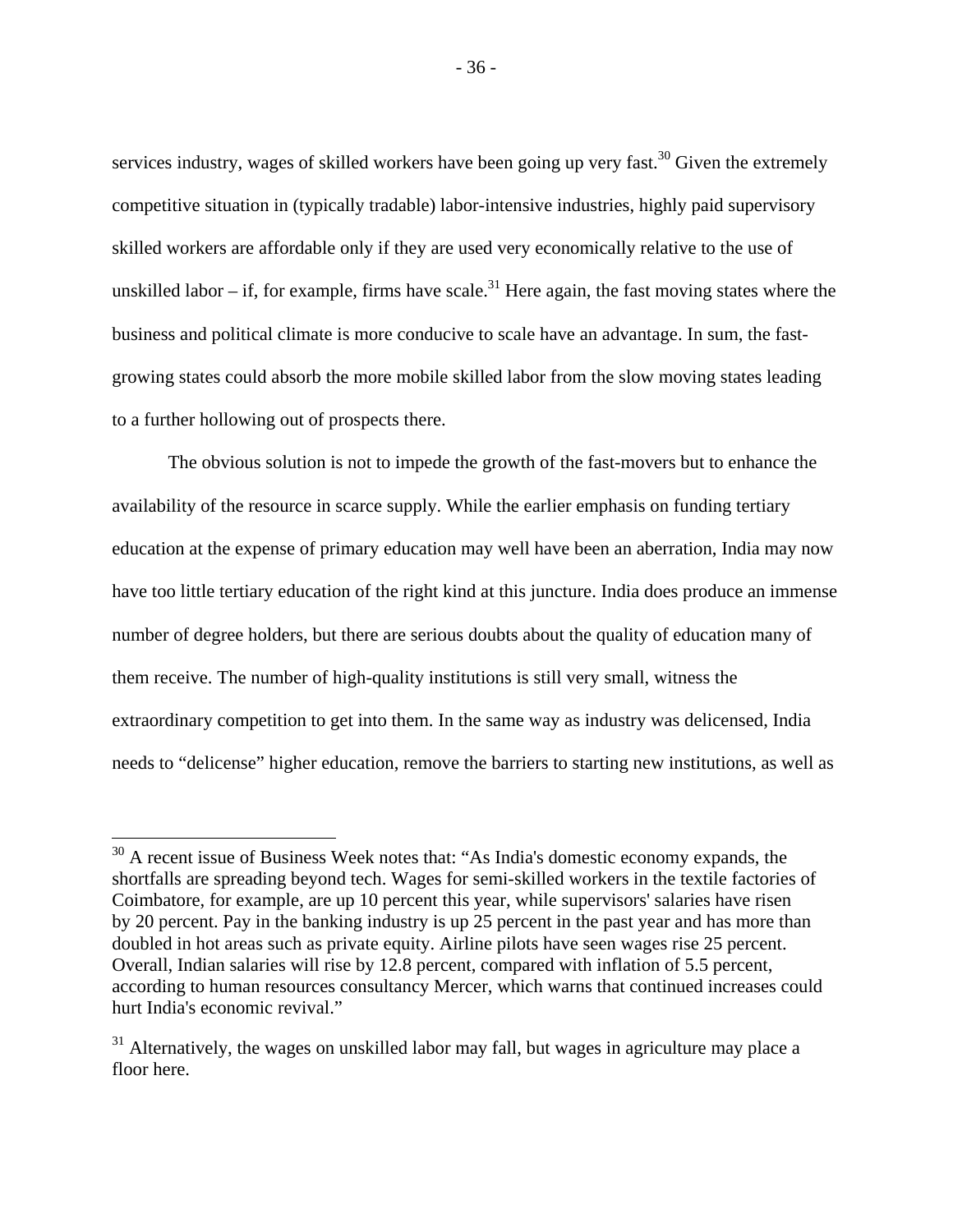services industry, wages of skilled workers have been going up very fast.[30] Given the extremely competitive situation in (typically tradable) labor-intensive industries, highly paid supervisory skilled workers are affordable only if they are used very economically relative to the use of unskilled labor – if, for example, firms have scale.[31] Here again, the fast moving states where the business and political climate is more conducive to scale have an advantage. In sum, the fast-growing states could absorb the more mobile skilled labor from the slow moving states leading to a further hollowing out of prospects there.

The obvious solution is not to impede the growth of the fast-movers but to enhance the availability of the resource in scarce supply. While the earlier emphasis on funding tertiary education at the expense of primary education may well have been an aberration, India may now have too little tertiary education of the right kind at this juncture. India does produce an immense number of degree holders, but there are serious doubts about the quality of education many of them receive. The number of high-quality institutions is still very small, witness the extraordinary competition to get into them. In the same way as industry was delicensed, India needs to "delicense" higher education, remove the barriers to starting new institutions, as well as

---

[30] A recent issue of Business Week notes that: "As India's domestic economy expands, the shortfalls are spreading beyond tech. Wages for semi-skilled workers in the textile factories of Coimbatore, for example, are up 10 percent this year, while supervisors' salaries have risen by 20 percent. Pay in the banking industry is up 25 percent in the past year and has more than doubled in hot areas such as private equity. Airline pilots have seen wages rise 25 percent. Overall, Indian salaries will rise by 12.8 percent, compared with inflation of 5.5 percent, according to human resources consultancy Mercer, which warns that continued increases could hurt India's economic revival."

[31] Alternatively, the wages on unskilled labor may fall, but wages in agriculture may place a floor here.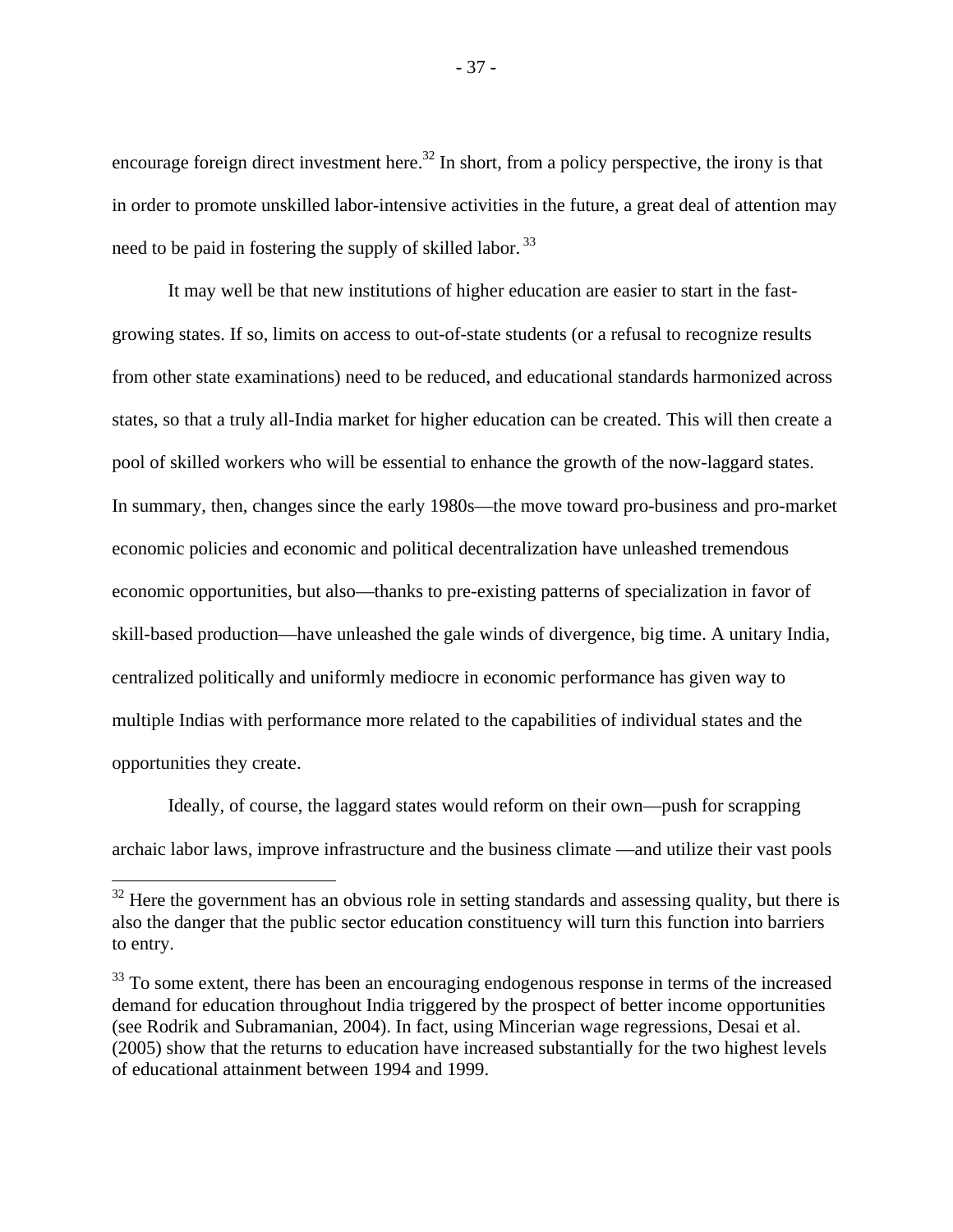encourage foreign direct investment here.[32] In short, from a policy perspective, the irony is that in order to promote unskilled labor-intensive activities in the future, a great deal of attention may need to be paid in fostering the supply of skilled labor.[33]

It may well be that new institutions of higher education are easier to start in the fast-growing states. If so, limits on access to out-of-state students (or a refusal to recognize results from other state examinations) need to be reduced, and educational standards harmonized across states, so that a truly all-India market for higher education can be created. This will then create a pool of skilled workers who will be essential to enhance the growth of the now-laggard states. In summary, then, changes since the early 1980s—the move toward pro-business and pro-market economic policies and economic and political decentralization have unleashed tremendous economic opportunities, but also—thanks to pre-existing patterns of specialization in favor of skill-based production—have unleashed the gale winds of divergence, big time. A unitary India, centralized politically and uniformly mediocre in economic performance has given way to multiple Indias with performance more related to the capabilities of individual states and the opportunities they create.

Ideally, of course, the laggard states would reform on their own—push for scrapping archaic labor laws, improve infrastructure and the business climate —and utilize their vast pools

[32] Here the government has an obvious role in setting standards and assessing quality, but there is also the danger that the public sector education constituency will turn this function into barriers to entry.

[33] To some extent, there has been an encouraging endogenous response in terms of the increased demand for education throughout India triggered by the prospect of better income opportunities (see Rodrik and Subramanian, 2004). In fact, using Mincerian wage regressions, Desai et al. (2005) show that the returns to education have increased substantially for the two highest levels of educational attainment between 1994 and 1999.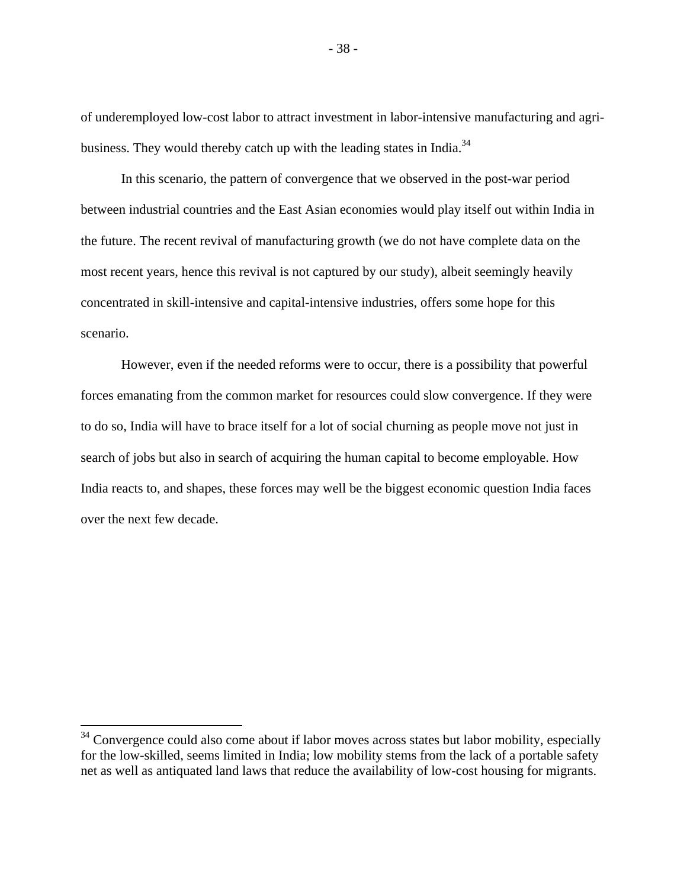of underemployed low-cost labor to attract investment in labor-intensive manufacturing and agri-business. They would thereby catch up with the leading states in India.[34]

In this scenario, the pattern of convergence that we observed in the post-war period between industrial countries and the East Asian economies would play itself out within India in the future. The recent revival of manufacturing growth (we do not have complete data on the most recent years, hence this revival is not captured by our study), albeit seemingly heavily concentrated in skill-intensive and capital-intensive industries, offers some hope for this scenario.

However, even if the needed reforms were to occur, there is a possibility that powerful forces emanating from the common market for resources could slow convergence. If they were to do so, India will have to brace itself for a lot of social churning as people move not just in search of jobs but also in search of acquiring the human capital to become employable. How India reacts to, and shapes, these forces may well be the biggest economic question India faces over the next few decade.

---

[34] Convergence could also come about if labor moves across states but labor mobility, especially for the low-skilled, seems limited in India; low mobility stems from the lack of a portable safety net as well as antiquated land laws that reduce the availability of low-cost housing for migrants.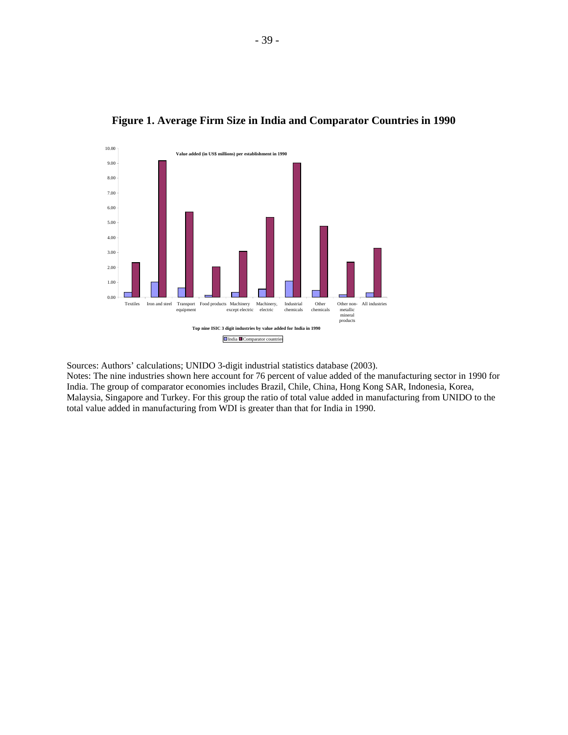**Figure 1. Average Firm Size in India and Comparator Countries in 1990**

Value added (in US$ millions) per establishment in 1990

Top nine ISIC 3 digit industries by value added for India in 1990

Sources: Authors' calculations; UNIDO 3-digit industrial statistics database (2003).
Notes: The nine industries shown here account for 76 percent of value added of the manufacturing sector in 1990 for India. The group of comparator economies includes Brazil, Chile, China, Hong Kong SAR, Indonesia, Korea, Malaysia, Singapore and Turkey. For this group the ratio of total value added in manufacturing from UNIDO to the total value added in manufacturing from WDI is greater than that for India in 1990.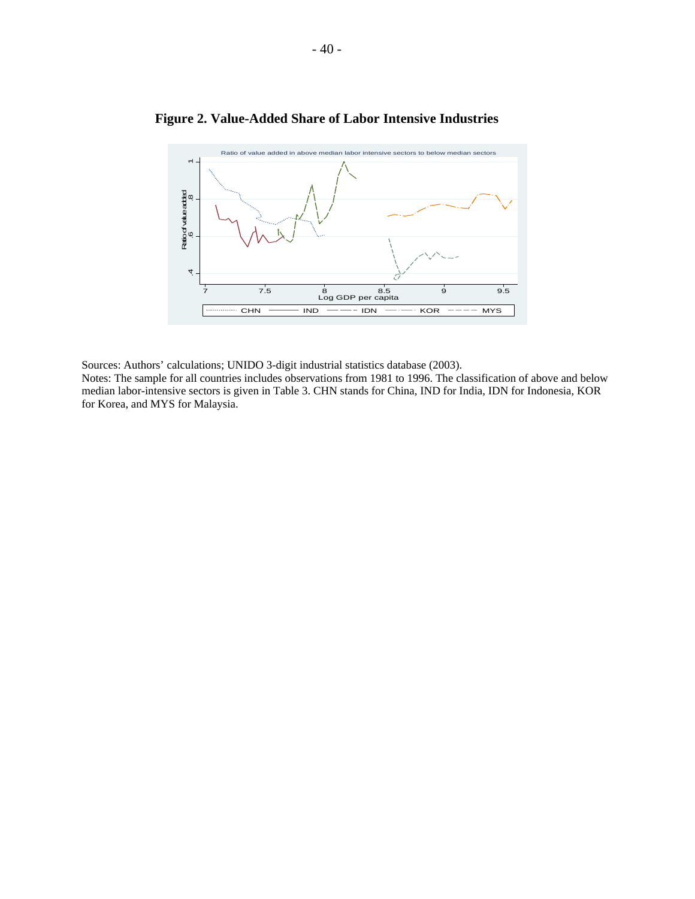# Figure 2. Value-Added Share of Labor Intensive Industries

Sources: Authors' calculations; UNIDO 3-digit industrial statistics database (2003).
Notes: The sample for all countries includes observations from 1981 to 1996. The classification of above and below median labor-intensive sectors is given in Table 3. CHN stands for China, IND for India, IDN for Indonesia, KOR for Korea, and MYS for Malaysia.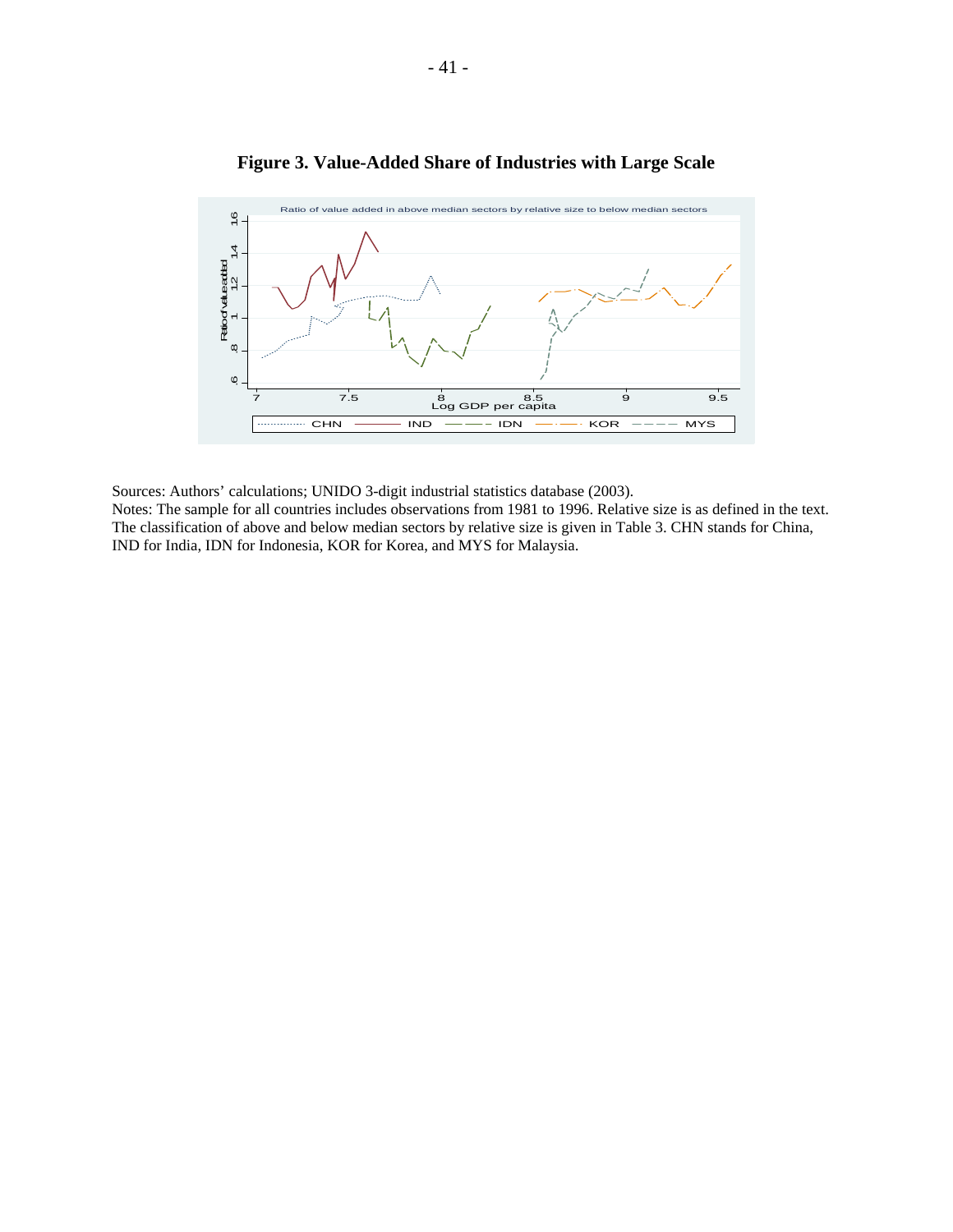**Figure 3. Value-Added Share of Industries with Large Scale**

Sources: Authors' calculations; UNIDO 3-digit industrial statistics database (2003).
Notes: The sample for all countries includes observations from 1981 to 1996. Relative size is as defined in the text. The classification of above and below median sectors by relative size is given in Table 3. CHN stands for China, IND for India, IDN for Indonesia, KOR for Korea, and MYS for Malaysia.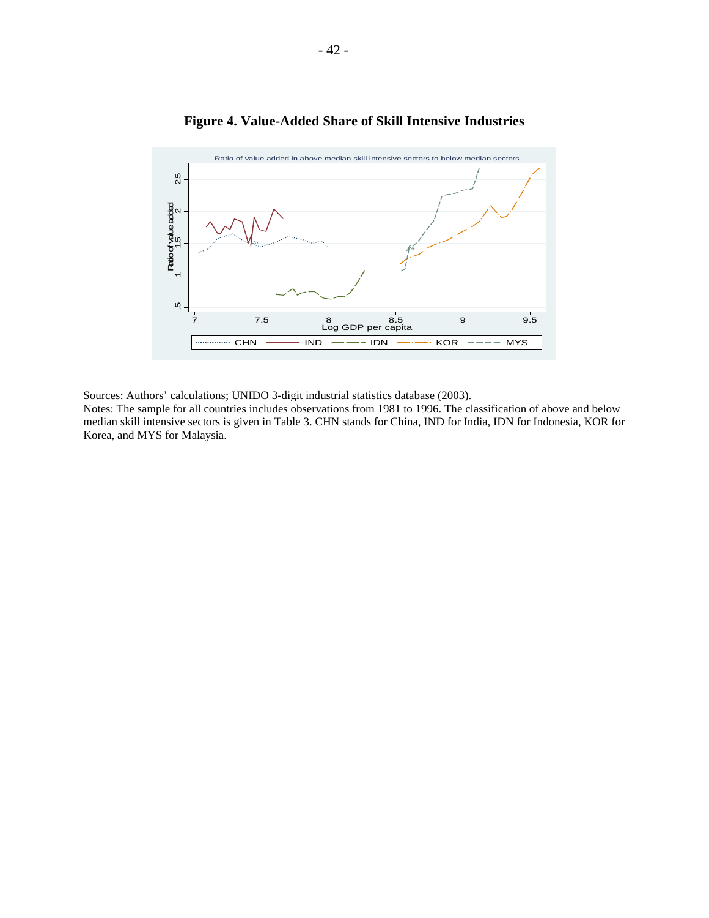**Figure 4. Value-Added Share of Skill Intensive Industries**

Sources: Authors' calculations; UNIDO 3-digit industrial statistics database (2003).
Notes: The sample for all countries includes observations from 1981 to 1996. The classification of above and below median skill intensive sectors is given in Table 3. CHN stands for China, IND for India, IDN for Indonesia, KOR for Korea, and MYS for Malaysia.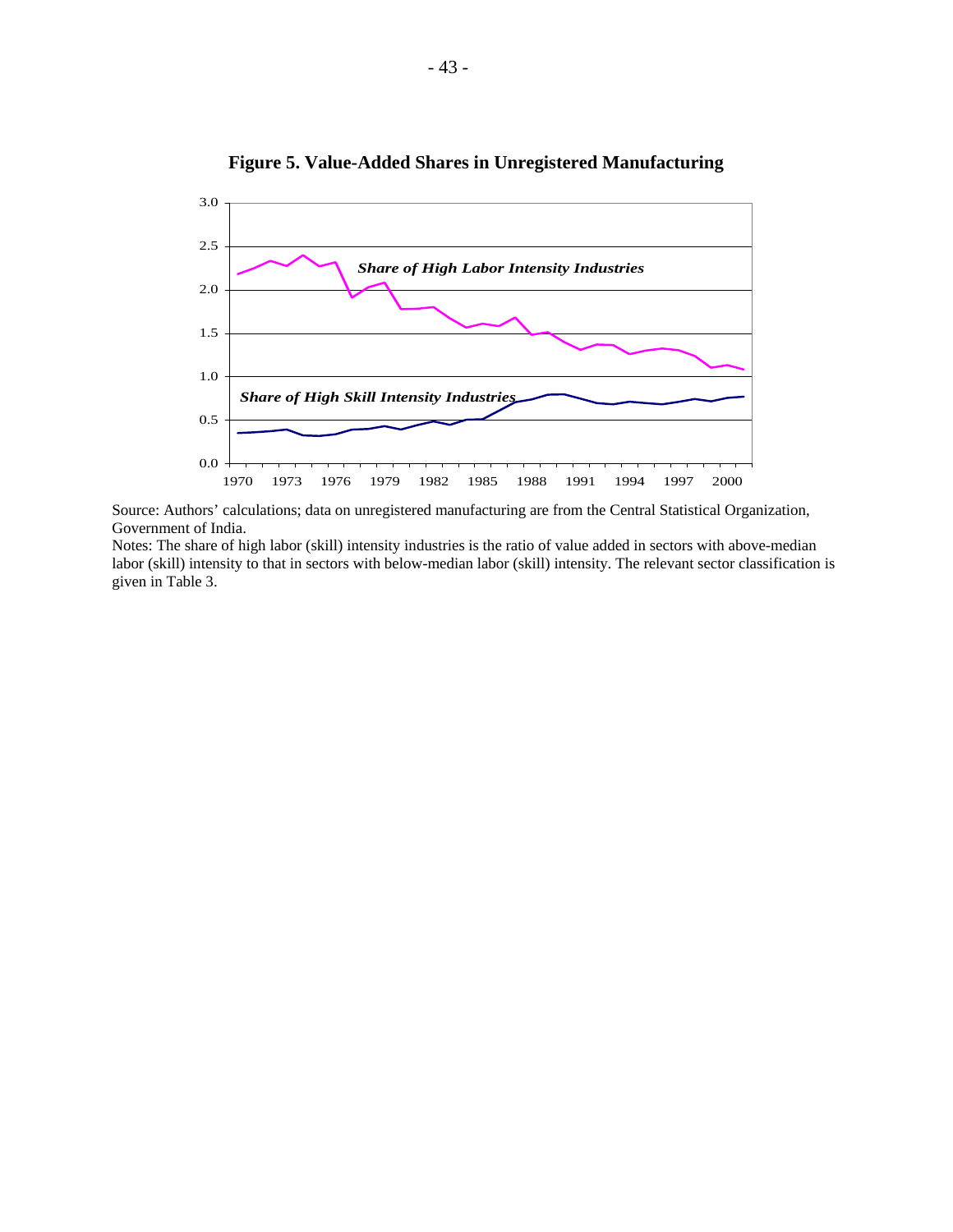**Figure 5. Value-Added Shares in Unregistered Manufacturing**

Source: Authors' calculations; data on unregistered manufacturing are from the Central Statistical Organization, Government of India.

Notes: The share of high labor (skill) intensity industries is the ratio of value added in sectors with above-median labor (skill) intensity to that in sectors with below-median labor (skill) intensity. The relevant sector classification is given in Table 3.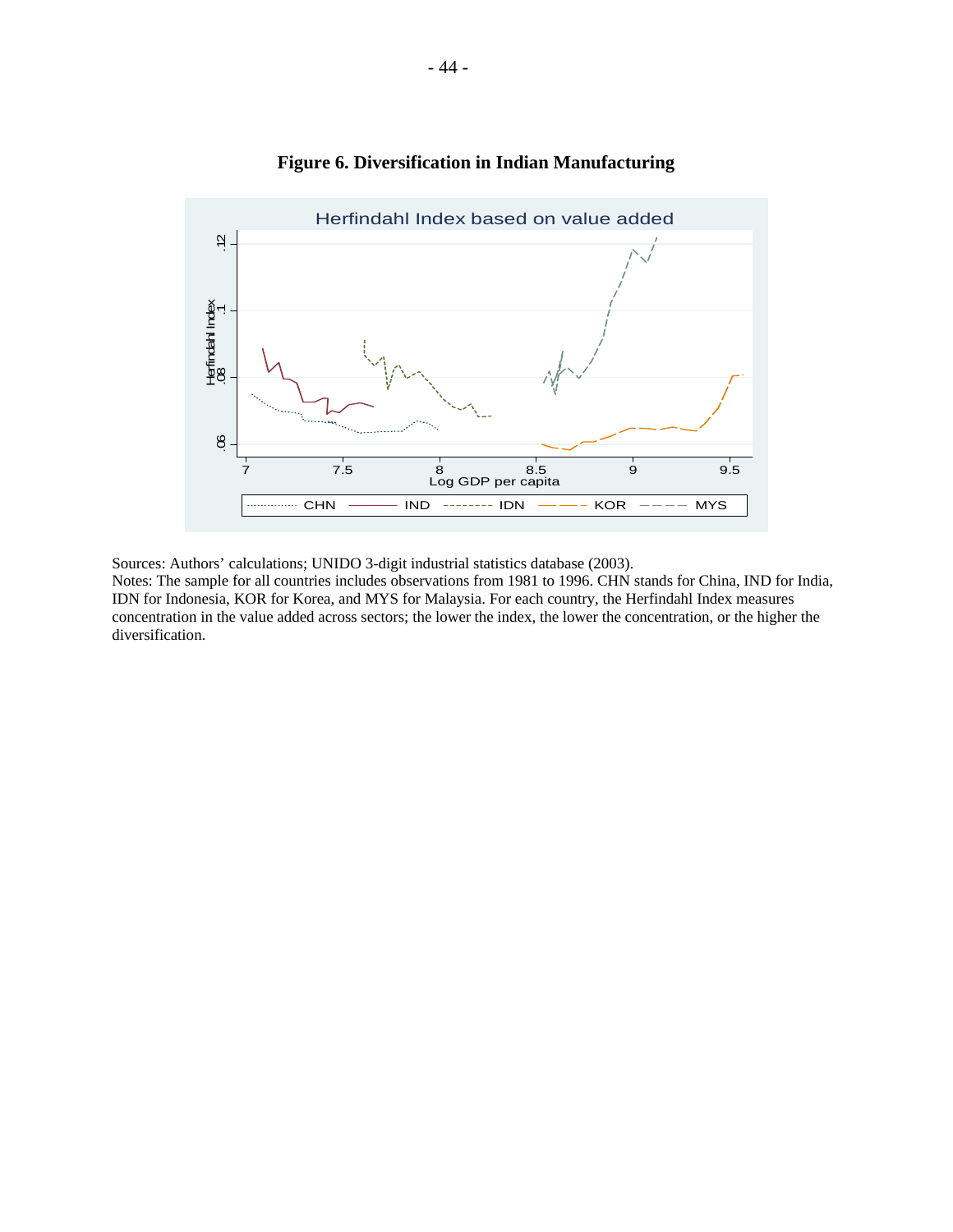**Figure 6. Diversification in Indian Manufacturing**

Sources: Authors' calculations; UNIDO 3-digit industrial statistics database (2003).
Notes: The sample for all countries includes observations from 1981 to 1996. CHN stands for China, IND for India, IDN for Indonesia, KOR for Korea, and MYS for Malaysia. For each country, the Herfindahl Index measures concentration in the value added across sectors; the lower the index, the lower the concentration, or the higher the diversification.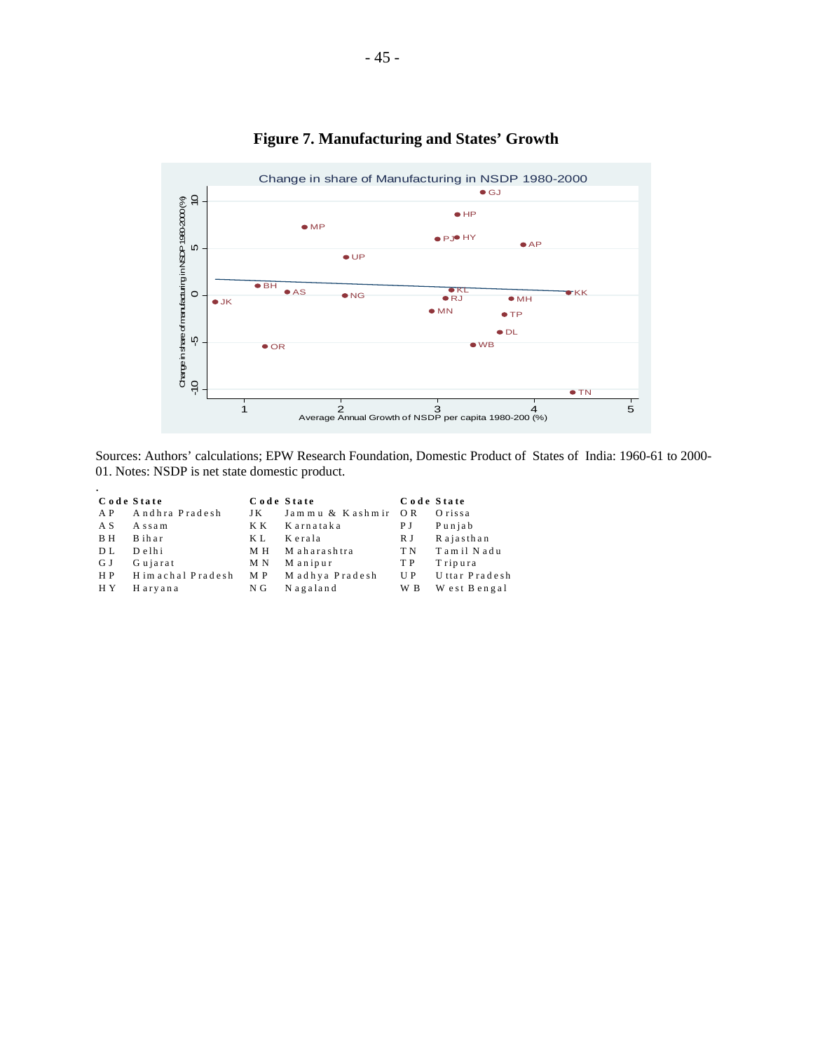**Figure 7. Manufacturing and States' Growth**

Sources: Authors' calculations; EPW Research Foundation, Domestic Product of States of India: 1960-61 to 2000-01. Notes: NSDP is net state domestic product.

| Code | State | Code | State | Code | State |
|---|---|---|---|---|---|
| AP | Andhra Pradesh | JK | Jammu & Kashmir | OR | Orissa |
| AS | Assam | KK | Karnataka | PJ | Punjab |
| BH | Bihar | KL | Kerala | RJ | Rajasthan |
| DL | Delhi | MH | Maharashtra | TN | Tamil Nadu |
| GJ | Gujarat | MN | Manipur | TP | Tripura |
| HP | Himachal Pradesh | MP | Madhya Pradesh | UP | Uttar Pradesh |
| HY | Haryana | NG | Nagaland | WB | West Bengal |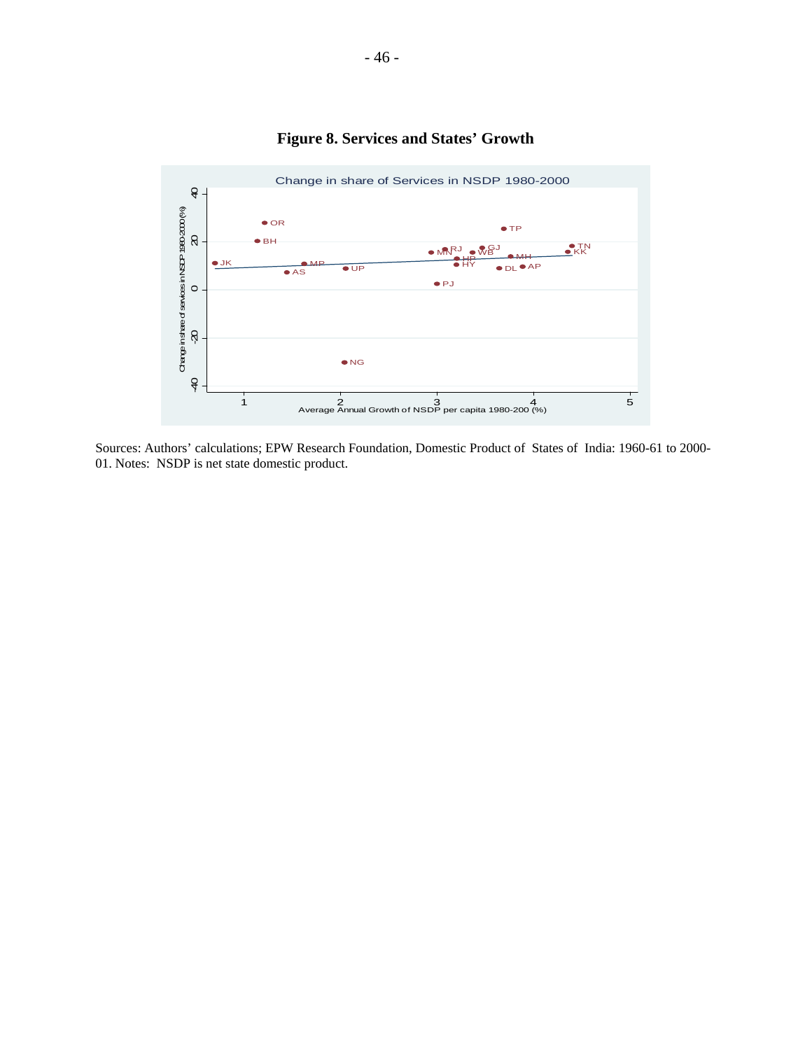**Figure 8. Services and States' Growth**

Sources: Authors' calculations; EPW Research Foundation, Domestic Product of States of India: 1960-61 to 2000-01. Notes: NSDP is net state domestic product.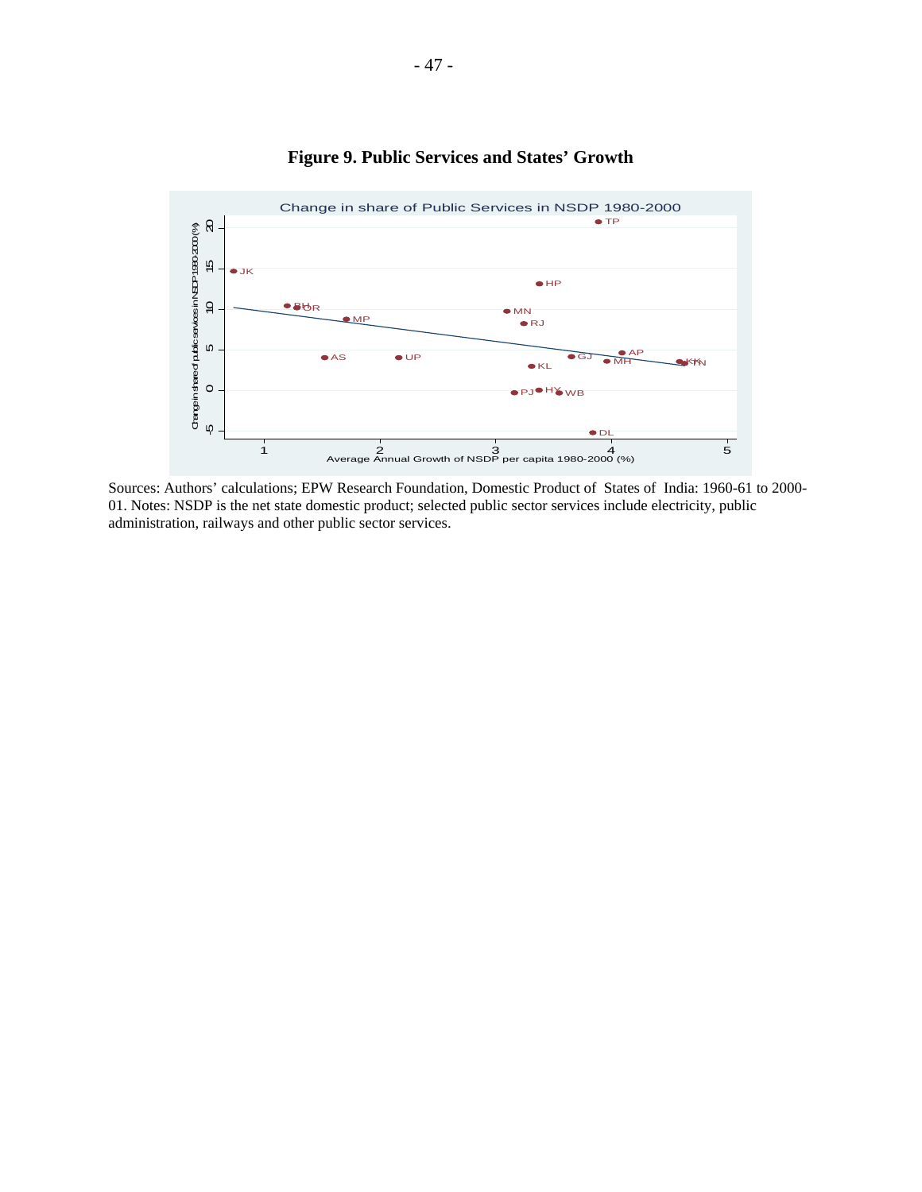**Figure 9. Public Services and States' Growth**

Sources: Authors' calculations; EPW Research Foundation, Domestic Product of States of India: 1960-61 to 2000-01. Notes: NSDP is the net state domestic product; selected public sector services include electricity, public administration, railways and other public sector services.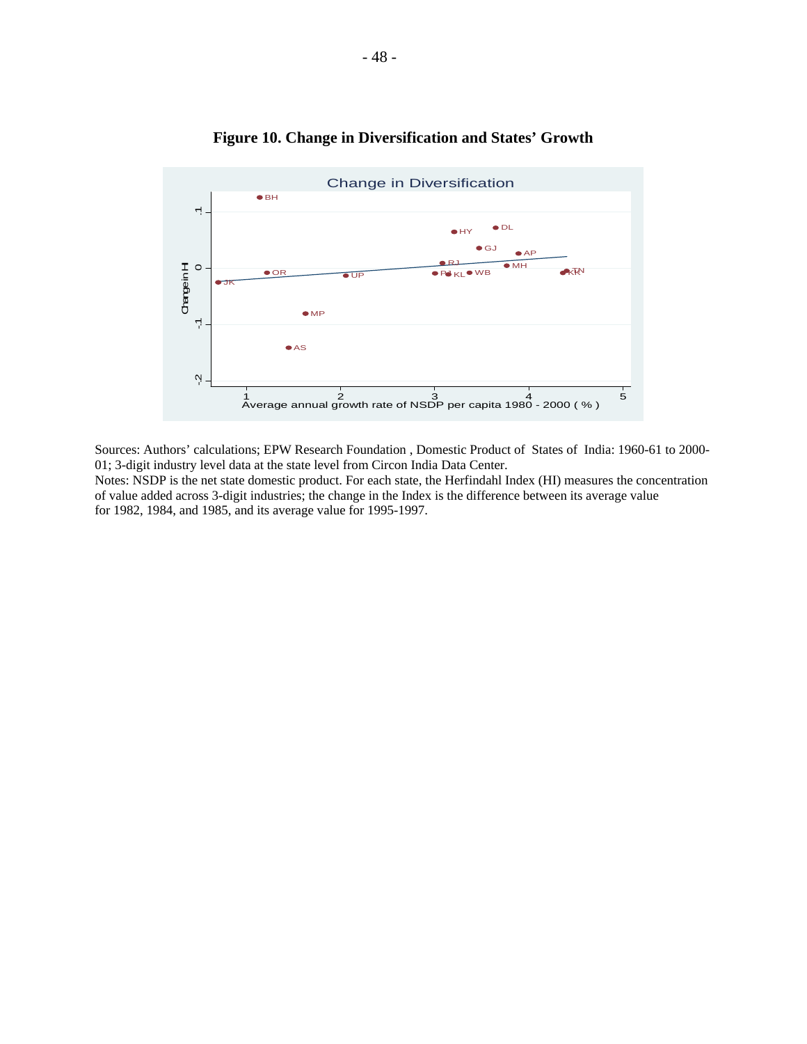**Figure 10. Change in Diversification and States' Growth**

Sources: Authors' calculations; EPW Research Foundation , Domestic Product of States of India: 1960-61 to 2000-01; 3-digit industry level data at the state level from Circon India Data Center.
Notes: NSDP is the net state domestic product. For each state, the Herfindahl Index (HI) measures the concentration of value added across 3-digit industries; the change in the Index is the difference between its average value for 1982, 1984, and 1985, and its average value for 1995-1997.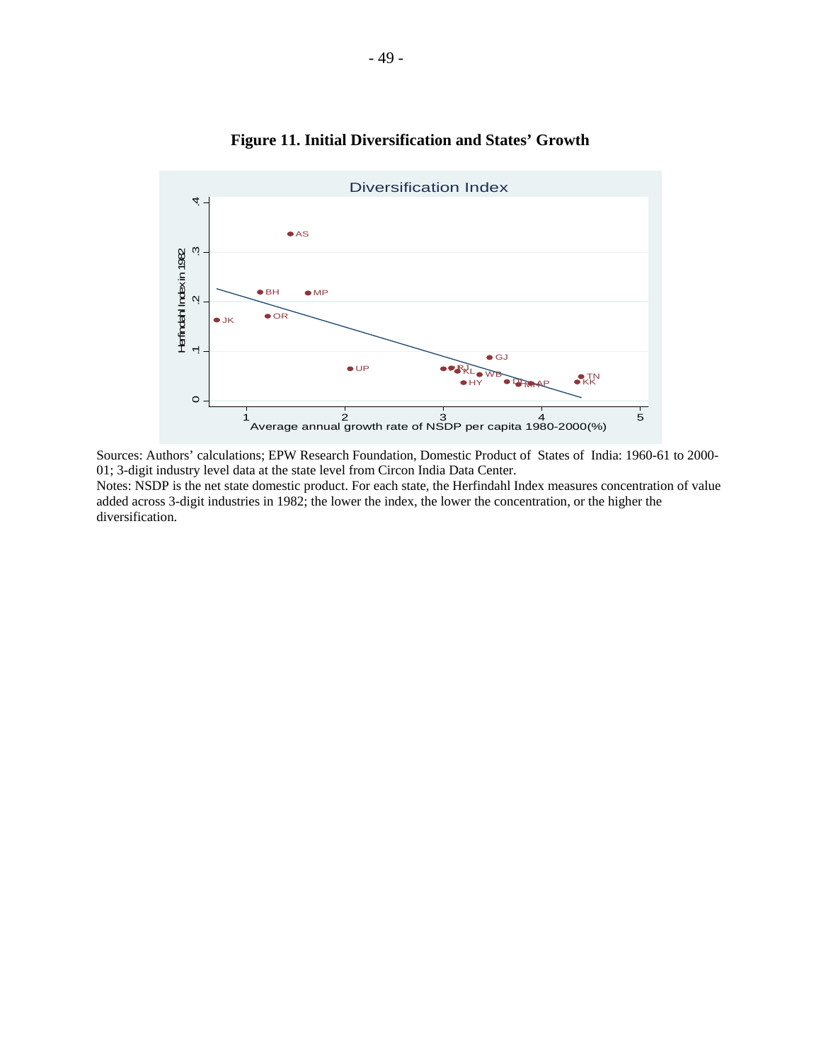**Figure 11. Initial Diversification and States' Growth**

Sources: Authors' calculations; EPW Research Foundation, Domestic Product of States of India: 1960-61 to 2000-01; 3-digit industry level data at the state level from Circon India Data Center.

Notes: NSDP is the net state domestic product. For each state, the Herfindahl Index measures concentration of value added across 3-digit industries in 1982; the lower the index, the lower the concentration, or the higher the diversification.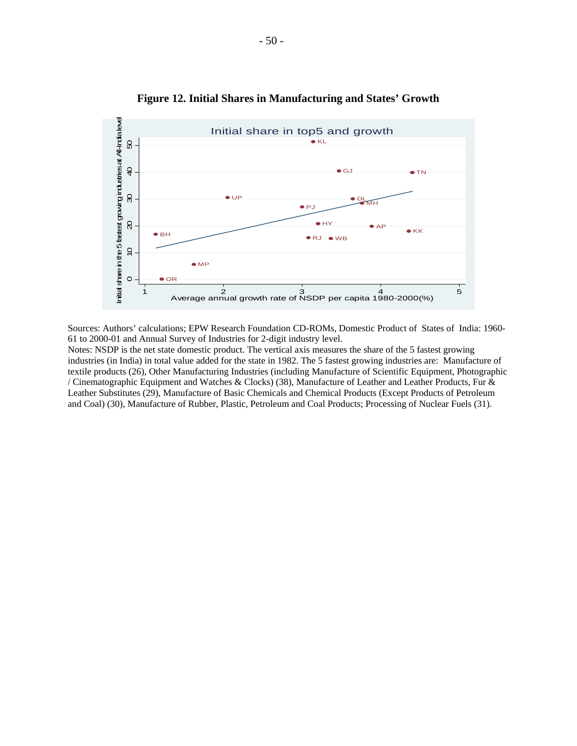**Figure 12. Initial Shares in Manufacturing and States' Growth**

Sources: Authors' calculations; EPW Research Foundation CD-ROMs, Domestic Product of States of India: 1960-61 to 2000-01 and Annual Survey of Industries for 2-digit industry level.

Notes: NSDP is the net state domestic product. The vertical axis measures the share of the 5 fastest growing industries (in India) in total value added for the state in 1982. The 5 fastest growing industries are: Manufacture of textile products (26), Other Manufacturing Industries (including Manufacture of Scientific Equipment, Photographic / Cinematographic Equipment and Watches & Clocks) (38), Manufacture of Leather and Leather Products, Fur & Leather Substitutes (29), Manufacture of Basic Chemicals and Chemical Products (Except Products of Petroleum and Coal) (30), Manufacture of Rubber, Plastic, Petroleum and Coal Products; Processing of Nuclear Fuels (31).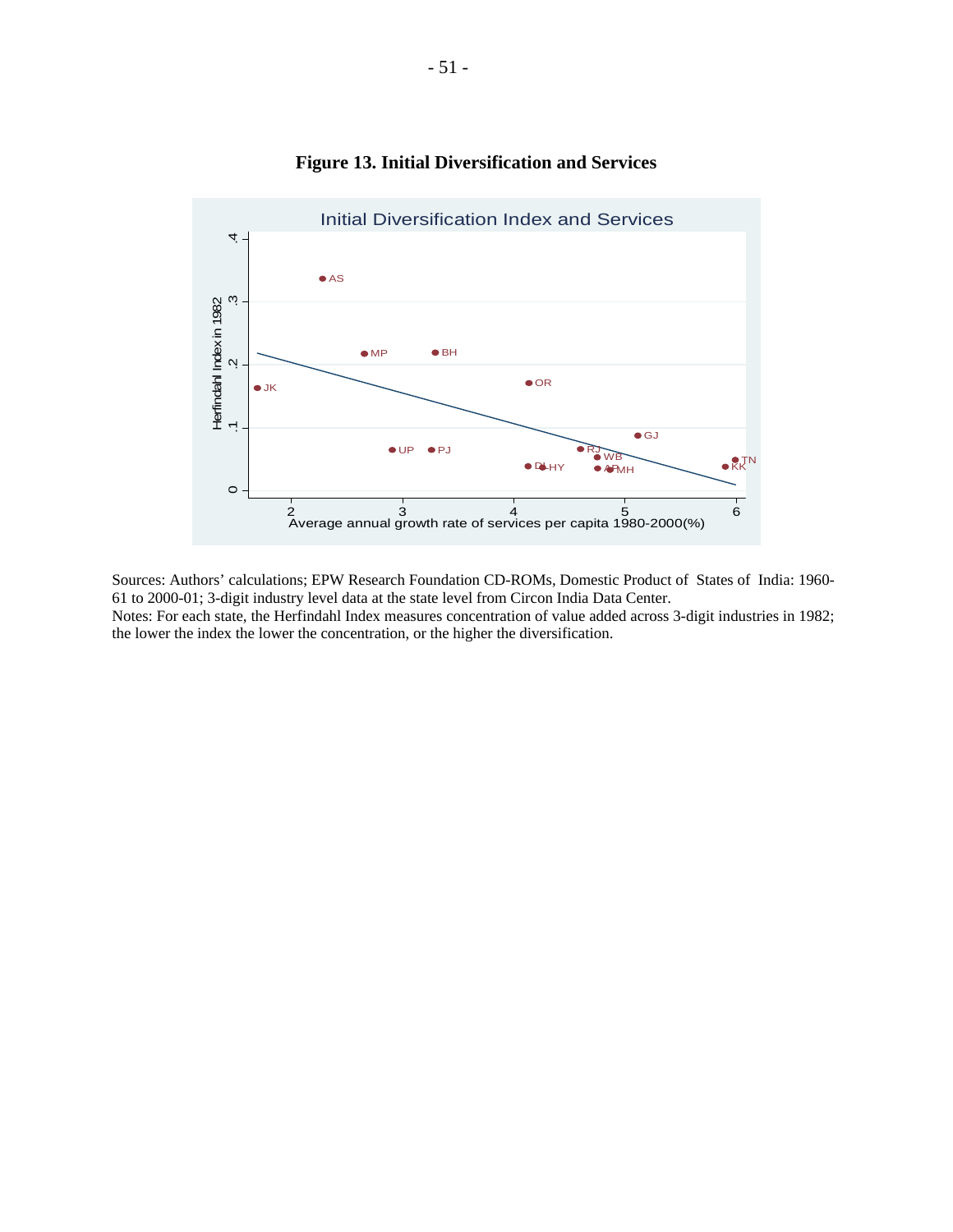**Figure 13. Initial Diversification and Services**

Sources: Authors' calculations; EPW Research Foundation CD-ROMs, Domestic Product of States of India: 1960-61 to 2000-01; 3-digit industry level data at the state level from Circon India Data Center.
Notes: For each state, the Herfindahl Index measures concentration of value added across 3-digit industries in 1982; the lower the index the lower the concentration, or the higher the diversification.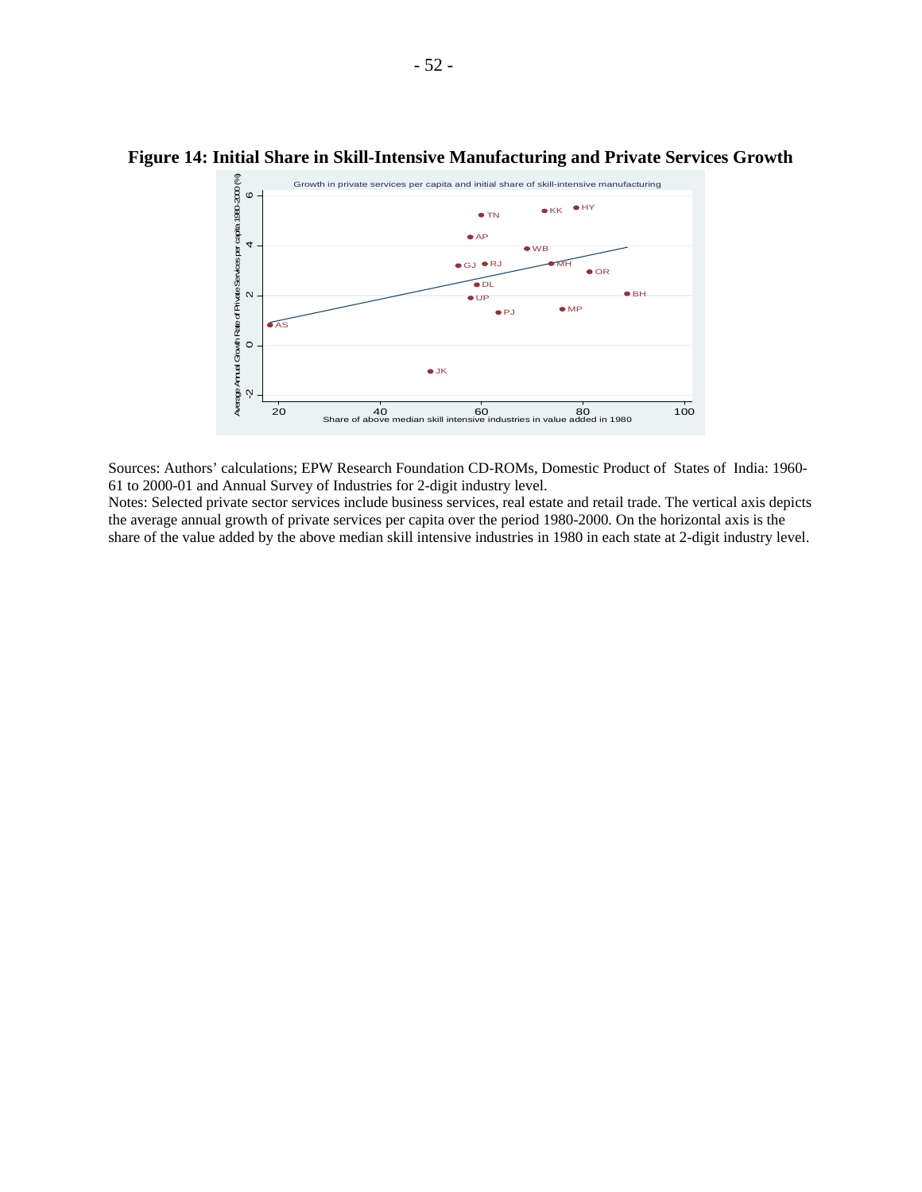**Figure 14: Initial Share in Skill-Intensive Manufacturing and Private Services Growth**

Sources: Authors' calculations; EPW Research Foundation CD-ROMs, Domestic Product of States of India: 1960-61 to 2000-01 and Annual Survey of Industries for 2-digit industry level.
Notes: Selected private sector services include business services, real estate and retail trade. The vertical axis depicts the average annual growth of private services per capita over the period 1980-2000. On the horizontal axis is the share of the value added by the above median skill intensive industries in 1980 in each state at 2-digit industry level.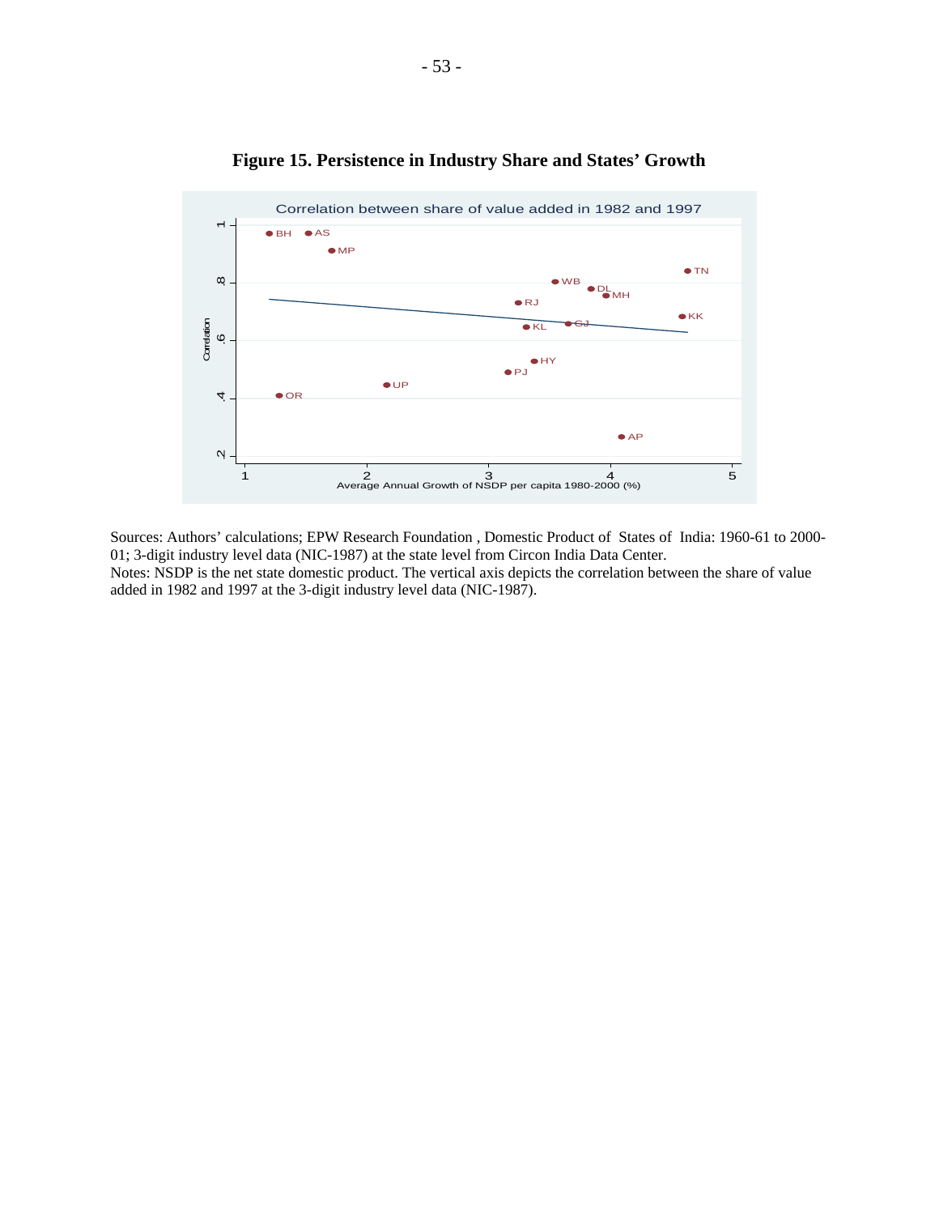**Figure 15. Persistence in Industry Share and States' Growth**

Sources: Authors' calculations; EPW Research Foundation , Domestic Product of States of India: 1960-61 to 2000-01; 3-digit industry level data (NIC-1987) at the state level from Circon India Data Center.
Notes: NSDP is the net state domestic product. The vertical axis depicts the correlation between the share of value added in 1982 and 1997 at the 3-digit industry level data (NIC-1987).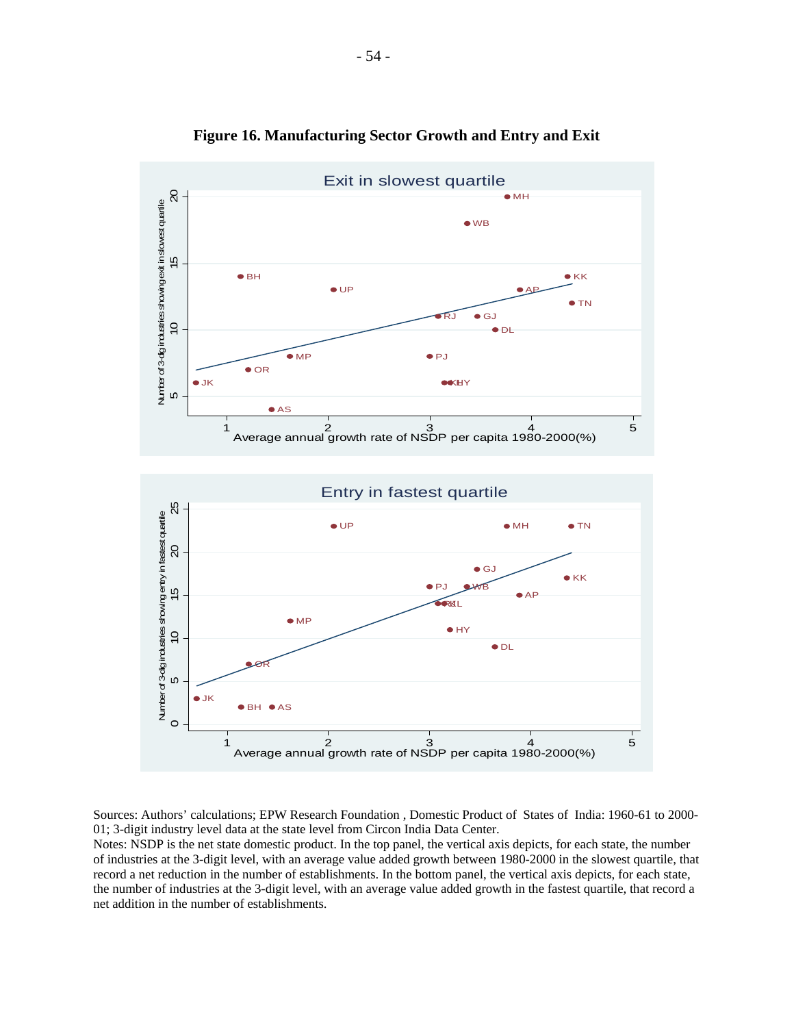**Figure 16. Manufacturing Sector Growth and Entry and Exit**

Sources: Authors' calculations; EPW Research Foundation , Domestic Product of States of India: 1960-61 to 2000-01; 3-digit industry level data at the state level from Circon India Data Center.

Notes: NSDP is the net state domestic product. In the top panel, the vertical axis depicts, for each state, the number of industries at the 3-digit level, with an average value added growth between 1980-2000 in the slowest quartile, that record a net reduction in the number of establishments. In the bottom panel, the vertical axis depicts, for each state, the number of industries at the 3-digit level, with an average value added growth in the fastest quartile, that record a net addition in the number of establishments.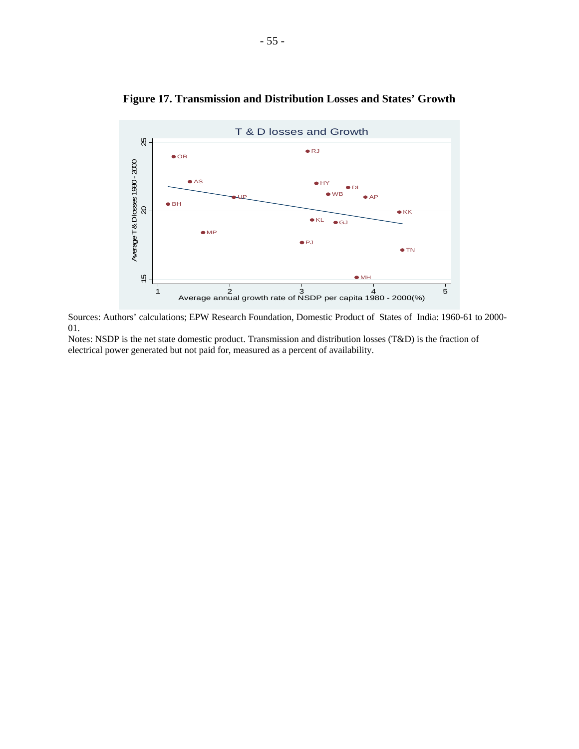**Figure 17. Transmission and Distribution Losses and States' Growth**

Sources: Authors' calculations; EPW Research Foundation, Domestic Product of States of India: 1960-61 to 2000-01.

Notes: NSDP is the net state domestic product. Transmission and distribution losses (T&D) is the fraction of electrical power generated but not paid for, measured as a percent of availability.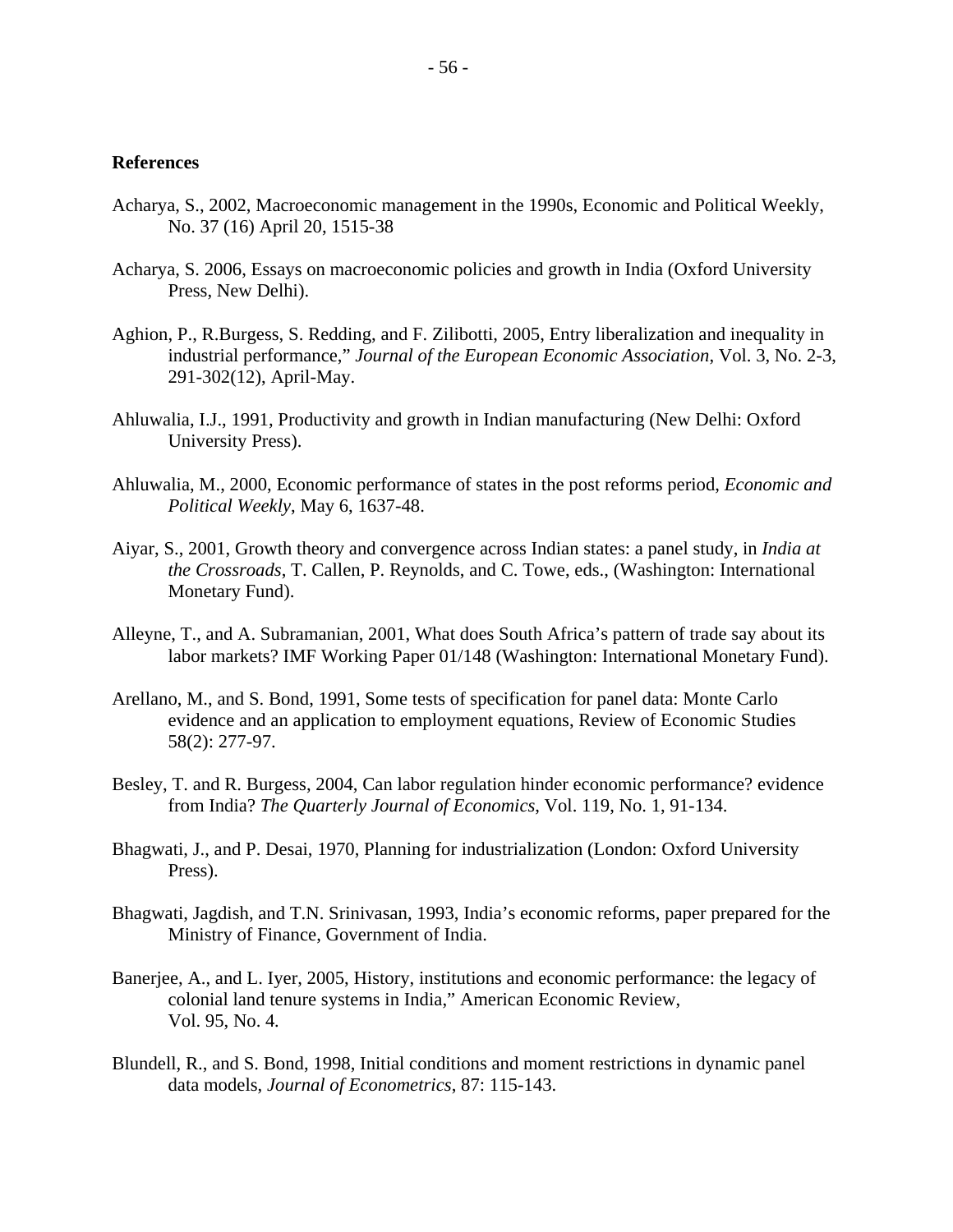**References**

Acharya, S., 2002, Macroeconomic management in the 1990s, Economic and Political Weekly, No. 37 (16) April 20, 1515-38

Acharya, S. 2006, Essays on macroeconomic policies and growth in India (Oxford University Press, New Delhi).

Aghion, P., R.Burgess, S. Redding, and F. Zilibotti, 2005, Entry liberalization and inequality in industrial performance," *Journal of the European Economic Association*, Vol. 3, No. 2-3, 291-302(12), April-May.

Ahluwalia, I.J., 1991, Productivity and growth in Indian manufacturing (New Delhi: Oxford University Press).

Ahluwalia, M., 2000, Economic performance of states in the post reforms period, *Economic and Political Weekly*, May 6, 1637-48.

Aiyar, S., 2001, Growth theory and convergence across Indian states: a panel study, in *India at the Crossroads*, T. Callen, P. Reynolds, and C. Towe, eds., (Washington: International Monetary Fund).

Alleyne, T., and A. Subramanian, 2001, What does South Africa's pattern of trade say about its labor markets? IMF Working Paper 01/148 (Washington: International Monetary Fund).

Arellano, M., and S. Bond, 1991, Some tests of specification for panel data: Monte Carlo evidence and an application to employment equations, Review of Economic Studies 58(2): 277-97.

Besley, T. and R. Burgess, 2004, Can labor regulation hinder economic performance? evidence from India? *The Quarterly Journal of Economics*, Vol. 119, No. 1, 91-134.

Bhagwati, J., and P. Desai, 1970, Planning for industrialization (London: Oxford University Press).

Bhagwati, Jagdish, and T.N. Srinivasan, 1993, India's economic reforms, paper prepared for the Ministry of Finance, Government of India.

Banerjee, A., and L. Iyer, 2005, History, institutions and economic performance: the legacy of colonial land tenure systems in India," American Economic Review, Vol. 95, No. 4.

Blundell, R., and S. Bond, 1998, Initial conditions and moment restrictions in dynamic panel data models, *Journal of Econometrics*, 87: 115-143.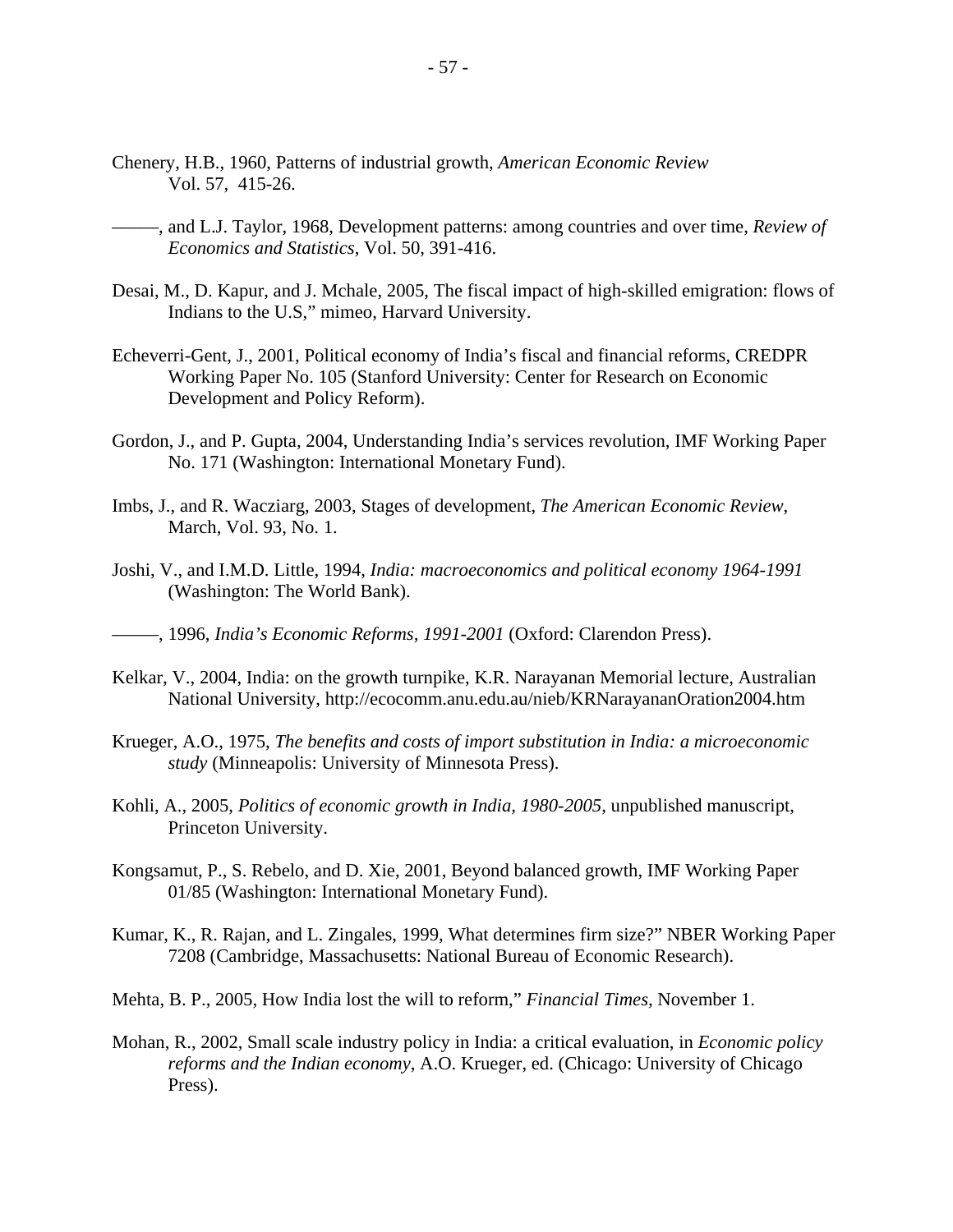Chenery, H.B., 1960, Patterns of industrial growth, *American Economic Review* Vol. 57, 415-26.

———, and L.J. Taylor, 1968, Development patterns: among countries and over time, *Review of Economics and Statistics*, Vol. 50, 391-416.

Desai, M., D. Kapur, and J. Mchale, 2005, The fiscal impact of high-skilled emigration: flows of Indians to the U.S," mimeo, Harvard University.

Echeverri-Gent, J., 2001, Political economy of India's fiscal and financial reforms, CREDPR Working Paper No. 105 (Stanford University: Center for Research on Economic Development and Policy Reform).

Gordon, J., and P. Gupta, 2004, Understanding India's services revolution, IMF Working Paper No. 171 (Washington: International Monetary Fund).

Imbs, J., and R. Wacziarg, 2003, Stages of development, *The American Economic Review*, March, Vol. 93, No. 1.

Joshi, V., and I.M.D. Little, 1994, *India: macroeconomics and political economy 1964-1991* (Washington: The World Bank).

———, 1996, *India's Economic Reforms, 1991-2001* (Oxford: Clarendon Press).

Kelkar, V., 2004, India: on the growth turnpike, K.R. Narayanan Memorial lecture, Australian National University, http://ecocomm.anu.edu.au/nieb/KRNarayananOration2004.htm

Krueger, A.O., 1975, *The benefits and costs of import substitution in India: a microeconomic study* (Minneapolis: University of Minnesota Press).

Kohli, A., 2005, *Politics of economic growth in India, 1980-2005*, unpublished manuscript, Princeton University.

Kongsamut, P., S. Rebelo, and D. Xie, 2001, Beyond balanced growth, IMF Working Paper 01/85 (Washington: International Monetary Fund).

Kumar, K., R. Rajan, and L. Zingales, 1999, What determines firm size?" NBER Working Paper 7208 (Cambridge, Massachusetts: National Bureau of Economic Research).

Mehta, B. P., 2005, How India lost the will to reform," *Financial Times,* November 1.

Mohan, R., 2002, Small scale industry policy in India: a critical evaluation, in *Economic policy reforms and the Indian economy*, A.O. Krueger, ed. (Chicago: University of Chicago Press).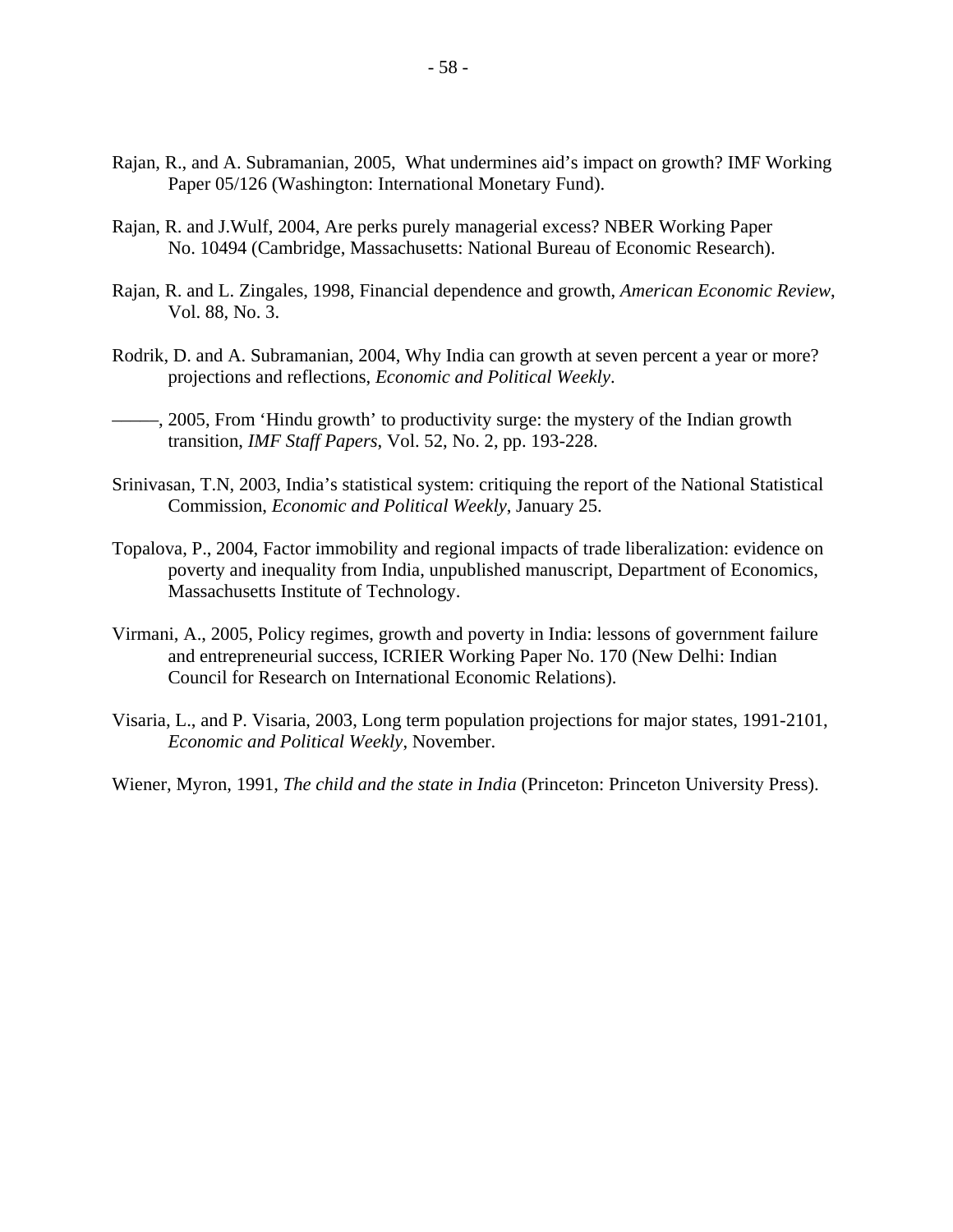Rajan, R., and A. Subramanian, 2005, What undermines aid's impact on growth? IMF Working Paper 05/126 (Washington: International Monetary Fund).

Rajan, R. and J.Wulf, 2004, Are perks purely managerial excess? NBER Working Paper No. 10494 (Cambridge, Massachusetts: National Bureau of Economic Research).

Rajan, R. and L. Zingales, 1998, Financial dependence and growth, *American Economic Review*, Vol. 88, No. 3.

Rodrik, D. and A. Subramanian, 2004, Why India can growth at seven percent a year or more? projections and reflections, *Economic and Political Weekly*.

———, 2005, From 'Hindu growth' to productivity surge: the mystery of the Indian growth transition, *IMF Staff Papers*, Vol. 52, No. 2, pp. 193-228.

Srinivasan, T.N, 2003, India's statistical system: critiquing the report of the National Statistical Commission, *Economic and Political Weekly*, January 25.

Topalova, P., 2004, Factor immobility and regional impacts of trade liberalization: evidence on poverty and inequality from India, unpublished manuscript, Department of Economics, Massachusetts Institute of Technology.

Virmani, A., 2005, Policy regimes, growth and poverty in India: lessons of government failure and entrepreneurial success, ICRIER Working Paper No. 170 (New Delhi: Indian Council for Research on International Economic Relations).

Visaria, L., and P. Visaria, 2003, Long term population projections for major states, 1991-2101, *Economic and Political Weekly*, November.

Wiener, Myron, 1991, *The child and the state in India* (Princeton: Princeton University Press).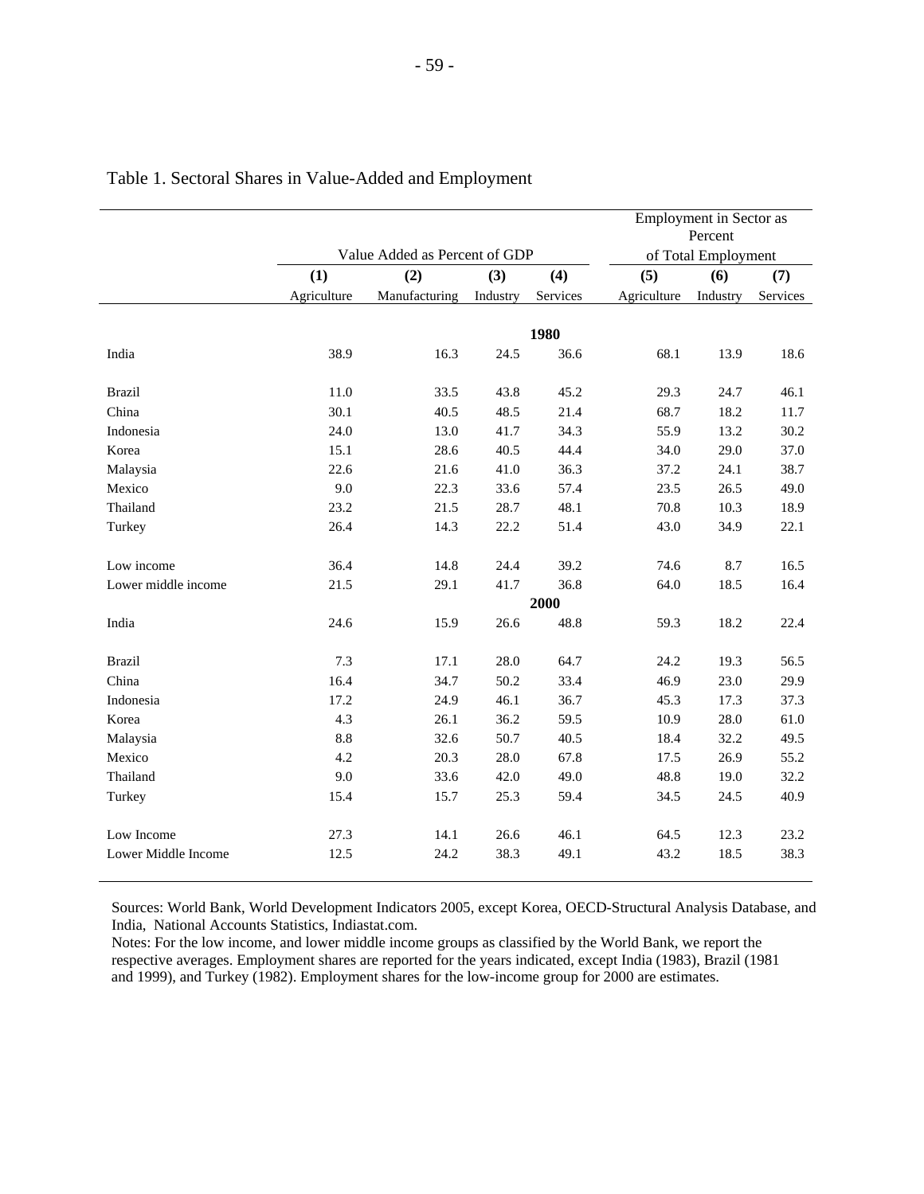Table 1. Sectoral Shares in Value-Added and Employment

| | Value Added as Percent of GDP | | | | Employment in Sector as Percent of Total Employment | | |
|---|---|---|---|---|---|---|---|
| | (1) | (2) | (3) | (4) | (5) | (6) | (7) |
| | Agriculture | Manufacturing | Industry | Services | Agriculture | Industry | Services |
| | | | | **1980** | | | |
| India | 38.9 | 16.3 | 24.5 | 36.6 | 68.1 | 13.9 | 18.6 |
| Brazil | 11.0 | 33.5 | 43.8 | 45.2 | 29.3 | 24.7 | 46.1 |
| China | 30.1 | 40.5 | 48.5 | 21.4 | 68.7 | 18.2 | 11.7 |
| Indonesia | 24.0 | 13.0 | 41.7 | 34.3 | 55.9 | 13.2 | 30.2 |
| Korea | 15.1 | 28.6 | 40.5 | 44.4 | 34.0 | 29.0 | 37.0 |
| Malaysia | 22.6 | 21.6 | 41.0 | 36.3 | 37.2 | 24.1 | 38.7 |
| Mexico | 9.0 | 22.3 | 33.6 | 57.4 | 23.5 | 26.5 | 49.0 |
| Thailand | 23.2 | 21.5 | 28.7 | 48.1 | 70.8 | 10.3 | 18.9 |
| Turkey | 26.4 | 14.3 | 22.2 | 51.4 | 43.0 | 34.9 | 22.1 |
| Low income | 36.4 | 14.8 | 24.4 | 39.2 | 74.6 | 8.7 | 16.5 |
| Lower middle income | 21.5 | 29.1 | 41.7 | 36.8 | 64.0 | 18.5 | 16.4 |
| | | | | **2000** | | | |
| India | 24.6 | 15.9 | 26.6 | 48.8 | 59.3 | 18.2 | 22.4 |
| Brazil | 7.3 | 17.1 | 28.0 | 64.7 | 24.2 | 19.3 | 56.5 |
| China | 16.4 | 34.7 | 50.2 | 33.4 | 46.9 | 23.0 | 29.9 |
| Indonesia | 17.2 | 24.9 | 46.1 | 36.7 | 45.3 | 17.3 | 37.3 |
| Korea | 4.3 | 26.1 | 36.2 | 59.5 | 10.9 | 28.0 | 61.0 |
| Malaysia | 8.8 | 32.6 | 50.7 | 40.5 | 18.4 | 32.2 | 49.5 |
| Mexico | 4.2 | 20.3 | 28.0 | 67.8 | 17.5 | 26.9 | 55.2 |
| Thailand | 9.0 | 33.6 | 42.0 | 49.0 | 48.8 | 19.0 | 32.2 |
| Turkey | 15.4 | 15.7 | 25.3 | 59.4 | 34.5 | 24.5 | 40.9 |
| Low Income | 27.3 | 14.1 | 26.6 | 46.1 | 64.5 | 12.3 | 23.2 |
| Lower Middle Income | 12.5 | 24.2 | 38.3 | 49.1 | 43.2 | 18.5 | 38.3 |

Sources: World Bank, World Development Indicators 2005, except Korea, OECD-Structural Analysis Database, and India, National Accounts Statistics, Indiastat.com.

Notes: For the low income, and lower middle income groups as classified by the World Bank, we report the respective averages. Employment shares are reported for the years indicated, except India (1983), Brazil (1981 and 1999), and Turkey (1982). Employment shares for the low-income group for 2000 are estimates.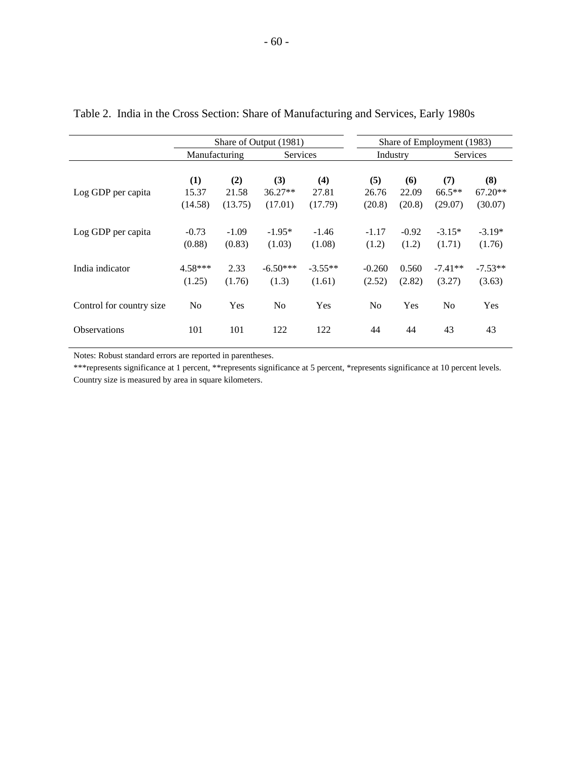Table 2. India in the Cross Section: Share of Manufacturing and Services, Early 1980s

| | Share of Output (1981) | | | | Share of Employment (1983) | | | |
|---|---|---|---|---|---|---|---|---|
| | Manufacturing | | Services | | Industry | | Services | |
| | **(1)** | **(2)** | **(3)** | **(4)** | **(5)** | **(6)** | **(7)** | **(8)** |
| Log GDP per capita | 15.37 | 21.58 | 36.27** | 27.81 | 26.76 | 22.09 | 66.5** | 67.20** |
| | (14.58) | (13.75) | (17.01) | (17.79) | (20.8) | (20.8) | (29.07) | (30.07) |
| Log GDP per capita | -0.73 | -1.09 | -1.95* | -1.46 | -1.17 | -0.92 | -3.15* | -3.19* |
| | (0.88) | (0.83) | (1.03) | (1.08) | (1.2) | (1.2) | (1.71) | (1.76) |
| India indicator | 4.58*** | 2.33 | -6.50*** | -3.55** | -0.260 | 0.560 | -7.41** | -7.53** |
| | (1.25) | (1.76) | (1.3) | (1.61) | (2.52) | (2.82) | (3.27) | (3.63) |
| Control for country size | No | Yes | No | Yes | No | Yes | No | Yes |
| Observations | 101 | 101 | 122 | 122 | 44 | 44 | 43 | 43 |

Notes: Robust standard errors are reported in parentheses.

***represents significance at 1 percent, **represents significance at 5 percent, *represents significance at 10 percent levels.

Country size is measured by area in square kilometers.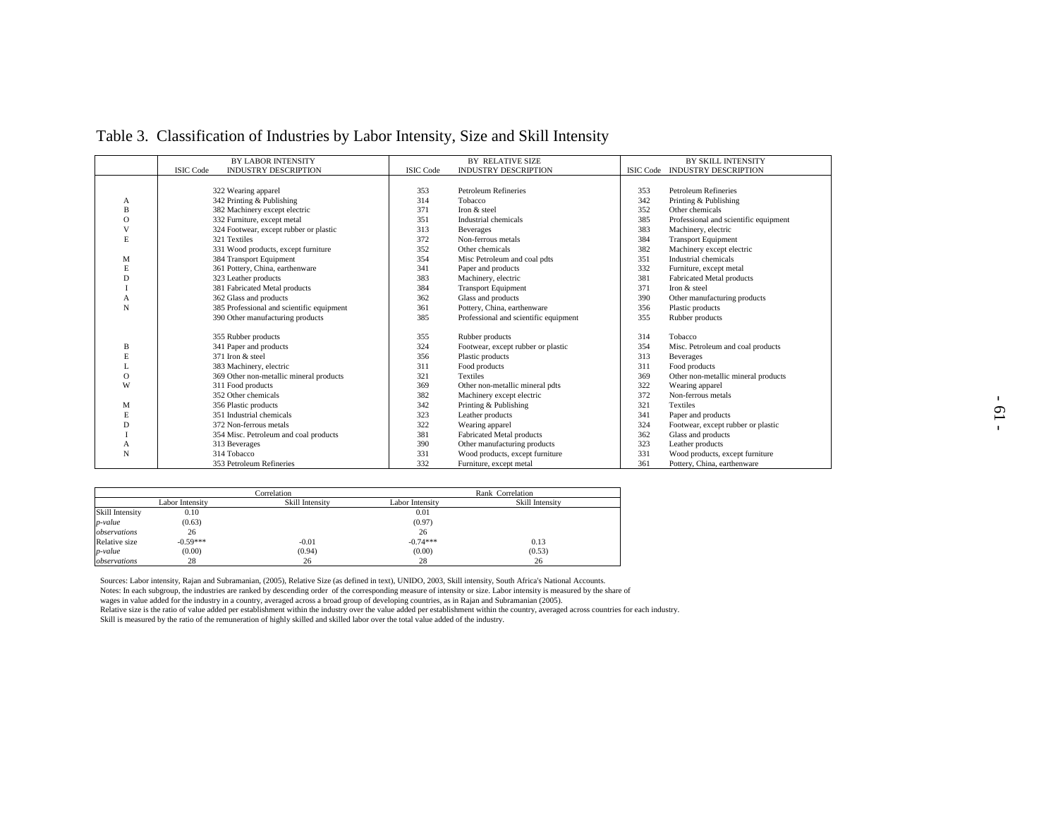# Table 3. Classification of Industries by Labor Intensity, Size and Skill Intensity

| | BY LABOR INTENSITY | | BY RELATIVE SIZE | | BY SKILL INTENSITY | |
|---|---|---|---|---|---|---|
| | ISIC Code | INDUSTRY DESCRIPTION | ISIC Code | INDUSTRY DESCRIPTION | ISIC Code | INDUSTRY DESCRIPTION |
| ABOVE MEDIAN | 322 | Wearing apparel | 353 | Petroleum Refineries | 353 | Petroleum Refineries |
| | 342 | Printing & Publishing | 314 | Tobacco | 342 | Printing & Publishing |
| | 382 | Machinery except electric | 371 | Iron & steel | 352 | Other chemicals |
| | 332 | Furniture, except metal | 351 | Industrial chemicals | 385 | Professional and scientific equipment |
| | 324 | Footwear, except rubber or plastic | 313 | Beverages | 383 | Machinery, electric |
| | 321 | Textiles | 372 | Non-ferrous metals | 384 | Transport Equipment |
| | 331 | Wood products, except furniture | 352 | Other chemicals | 382 | Machinery except electric |
| | 384 | Transport Equipment | 354 | Misc Petroleum and coal pdts | 351 | Industrial chemicals |
| | 361 | Pottery, China, earthenware | 341 | Paper and products | 332 | Furniture, except metal |
| | 323 | Leather products | 383 | Machinery, electric | 381 | Fabricated Metal products |
| | 381 | Fabricated Metal products | 384 | Transport Equipment | 371 | Iron & steel |
| | 362 | Glass and products | 362 | Glass and products | 390 | Other manufacturing products |
| | 385 | Professional and scientific equipment | 361 | Pottery, China, earthenware | 356 | Plastic products |
| | 390 | Other manufacturing products | 385 | Professional and scientific equipment | 355 | Rubber products |
| BELOW MEDIAN | 355 | Rubber products | 355 | Rubber products | 314 | Tobacco |
| | 341 | Paper and products | 324 | Footwear, except rubber or plastic | 354 | Misc. Petroleum and coal products |
| | 371 | Iron & steel | 356 | Plastic products | 313 | Beverages |
| | 383 | Machinery, electric | 311 | Food products | 311 | Food products |
| | 369 | Other non-metallic mineral products | 321 | Textiles | 369 | Other non-metallic mineral products |
| | 311 | Food products | 369 | Other non-metallic mineral pdts | 322 | Wearing apparel |
| | 352 | Other chemicals | 382 | Machinery except electric | 372 | Non-ferrous metals |
| | 356 | Plastic products | 342 | Printing & Publishing | 321 | Textiles |
| | 351 | Industrial chemicals | 323 | Leather products | 341 | Paper and products |
| | 372 | Non-ferrous metals | 322 | Wearing apparel | 324 | Footwear, except rubber or plastic |
| | 354 | Misc. Petroleum and coal products | 381 | Fabricated Metal products | 362 | Glass and products |
| | 313 | Beverages | 390 | Other manufacturing products | 323 | Leather products |
| | 314 | Tobacco | 331 | Wood products, except furniture | 331 | Wood products, except furniture |
| | 353 | Petroleum Refineries | 332 | Furniture, except metal | 361 | Pottery, China, earthenware |

| | Correlation | | Rank Correlation | |
|---|---|---|---|---|
| | Labor Intensity | Skill Intensity | Labor Intensity | Skill Intensity |
| Skill Intensity | 0.10 | | 0.01 | |
| *p-value* | (0.63) | | (0.97) | |
| *observations* | 26 | | 26 | |
| Relative size | -0.59*** | -0.01 | -0.74*** | 0.13 |
| *p-value* | (0.00) | (0.94) | (0.00) | (0.53) |
| *observations* | 28 | 26 | 28 | 26 |

Sources: Labor intensity, Rajan and Subramanian, (2005), Relative Size (as defined in text), UNIDO, 2003, Skill intensity, South Africa's National Accounts.

Notes: In each subgroup, the industries are ranked by descending order of the corresponding measure of intensity or size. Labor intensity is measured by the share of wages in value added for the industry in a country, averaged across a broad group of developing countries, as in Rajan and Subramanian (2005).

Relative size is the ratio of value added per establishment within the industry over the value added per establishment within the country, averaged across countries for each industry.

Skill is measured by the ratio of the remuneration of highly skilled and skilled labor over the total value added of the industry.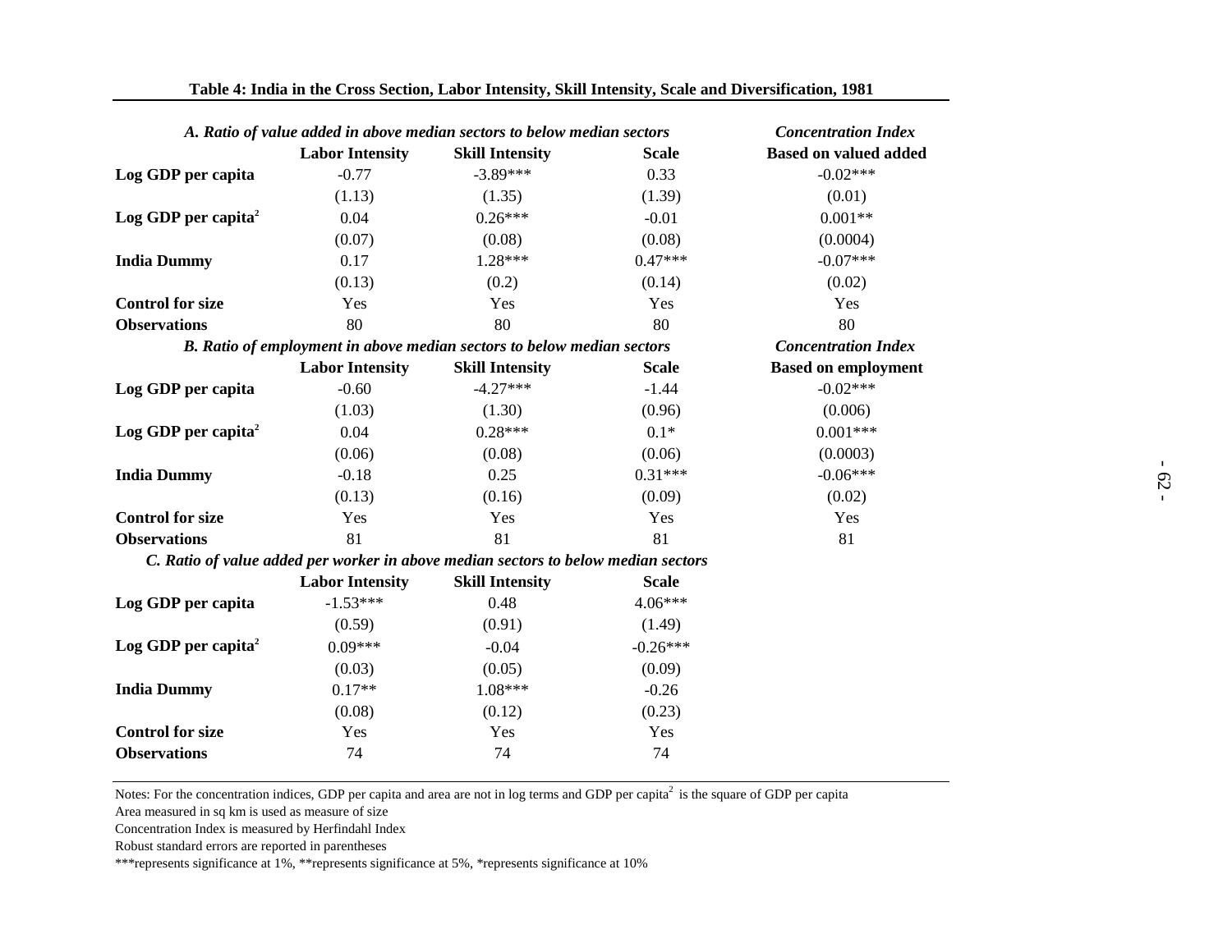**Table 4: India in the Cross Section, Labor Intensity, Skill Intensity, Scale and Diversification, 1981**

| | *A. Ratio of value added in above median sectors to below median sectors* | | | *Concentration Index* |
|---|---|---|---|---|
| | **Labor Intensity** | **Skill Intensity** | **Scale** | **Based on valued added** |
| **Log GDP per capita** | -0.77 | -3.89*** | 0.33 | -0.02*** |
| | (1.13) | (1.35) | (1.39) | (0.01) |
| **Log GDP per capita$^2$** | 0.04 | 0.26*** | -0.01 | 0.001** |
| | (0.07) | (0.08) | (0.08) | (0.0004) |
| **India Dummy** | 0.17 | 1.28*** | 0.47*** | -0.07*** |
| | (0.13) | (0.2) | (0.14) | (0.02) |
| **Control for size** | Yes | Yes | Yes | Yes |
| **Observations** | 80 | 80 | 80 | 80 |
| | *B. Ratio of employment in above median sectors to below median sectors* | | | *Concentration Index* |
| | **Labor Intensity** | **Skill Intensity** | **Scale** | **Based on employment** |
| **Log GDP per capita** | -0.60 | -4.27*** | -1.44 | -0.02*** |
| | (1.03) | (1.30) | (0.96) | (0.006) |
| **Log GDP per capita$^2$** | 0.04 | 0.28*** | 0.1* | 0.001*** |
| | (0.06) | (0.08) | (0.06) | (0.0003) |
| **India Dummy** | -0.18 | 0.25 | 0.31*** | -0.06*** |
| | (0.13) | (0.16) | (0.09) | (0.02) |
| **Control for size** | Yes | Yes | Yes | Yes |
| **Observations** | 81 | 81 | 81 | 81 |
| | *C. Ratio of value added per worker in above median sectors to below median sectors* | | | |
| | **Labor Intensity** | **Skill Intensity** | **Scale** | |
| **Log GDP per capita** | -1.53*** | 0.48 | 4.06*** | |
| | (0.59) | (0.91) | (1.49) | |
| **Log GDP per capita$^2$** | 0.09*** | -0.04 | -0.26*** | |
| | (0.03) | (0.05) | (0.09) | |
| **India Dummy** | 0.17** | 1.08*** | -0.26 | |
| | (0.08) | (0.12) | (0.23) | |
| **Control for size** | Yes | Yes | Yes | |
| **Observations** | 74 | 74 | 74 | |

Notes: For the concentration indices, GDP per capita and area are not in log terms and GDP per capita$^2$ is the square of GDP per capita

Area measured in sq km is used as measure of size

Concentration Index is measured by Herfindahl Index

Robust standard errors are reported in parentheses

***represents significance at 1%, **represents significance at 5%, *represents significance at 10%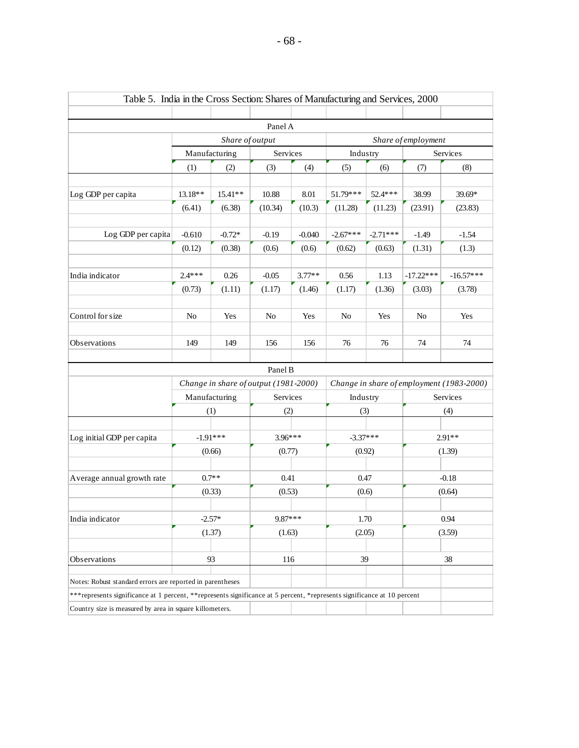Table 5. India in the Cross Section: Shares of Manufacturing and Services, 2000

| | Share of output | | | | Share of employment | | | |
|---|---|---|---|---|---|---|---|---|
| | Manufacturing | | Services | | Industry | | Services | |
| | (1) | (2) | (3) | (4) | (5) | (6) | (7) | (8) |
| **Panel A** | | | | | | | | |
| Log GDP per capita | 13.18** | 15.41** | 10.88 | 8.01 | 51.79*** | 52.4*** | 38.99 | 39.69* |
| | (6.41) | (6.38) | (10.34) | (10.3) | (11.28) | (11.23) | (23.91) | (23.83) |
| Log GDP per capita | -0.610 | -0.72* | -0.19 | -0.040 | -2.67*** | -2.71*** | -1.49 | -1.54 |
| | (0.12) | (0.38) | (0.6) | (0.6) | (0.62) | (0.63) | (1.31) | (1.3) |
| India indicator | 2.4*** | 0.26 | -0.05 | 3.77** | 0.56 | 1.13 | -17.22*** | -16.57*** |
| | (0.73) | (1.11) | (1.17) | (1.46) | (1.17) | (1.36) | (3.03) | (3.78) |
| Control for size | No | Yes | No | Yes | No | Yes | No | Yes |
| Observations | 149 | 149 | 156 | 156 | 76 | 76 | 74 | 74 |

**Panel B**

| | Change in share of output (1981-2000) | | Change in share of employment (1983-2000) | |
|---|---|---|---|---|
| | Manufacturing | Services | Industry | Services |
| | (1) | (2) | (3) | (4) |
| Log initial GDP per capita | -1.91*** | 3.96*** | -3.37*** | 2.91** |
| | (0.66) | (0.77) | (0.92) | (1.39) |
| Average annual growth rate | 0.7** | 0.41 | 0.47 | -0.18 |
| | (0.33) | (0.53) | (0.6) | (0.64) |
| India indicator | -2.57* | 9.87*** | 1.70 | 0.94 |
| | (1.37) | (1.63) | (2.05) | (3.59) |
| Observations | 93 | 116 | 39 | 38 |

Notes: Robust standard errors are reported in parentheses

***represents significance at 1 percent, **represents significance at 5 percent, *represents significance at 10 percent

Country size is measured by area in square kilometers.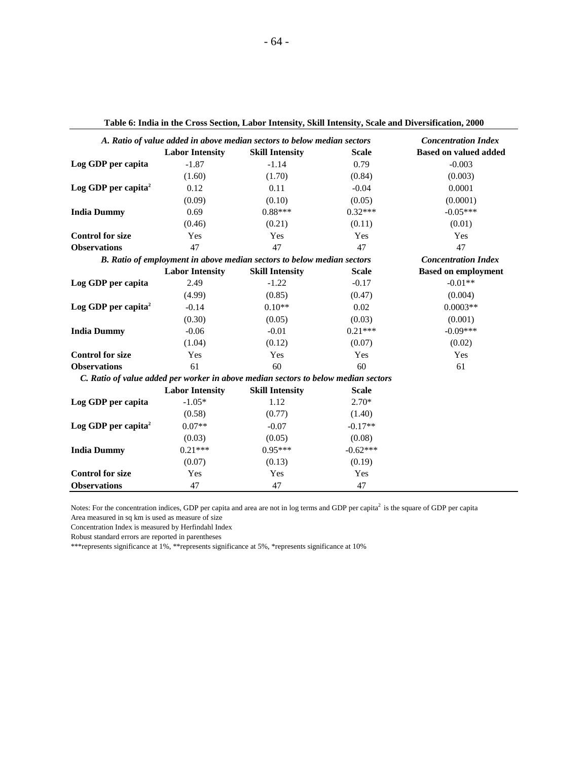**Table 6: India in the Cross Section, Labor Intensity, Skill Intensity, Scale and Diversification, 2000**

| | *A. Ratio of value added in above median sectors to below median sectors* | | | *Concentration Index* |
|---|---|---|---|---|
| | **Labor Intensity** | **Skill Intensity** | **Scale** | **Based on valued added** |
| **Log GDP per capita** | -1.87 | -1.14 | 0.79 | -0.003 |
| | (1.60) | (1.70) | (0.84) | (0.003) |
| **Log GDP per capita²** | 0.12 | 0.11 | -0.04 | 0.0001 |
| | (0.09) | (0.10) | (0.05) | (0.0001) |
| **India Dummy** | 0.69 | 0.88*** | 0.32*** | -0.05*** |
| | (0.46) | (0.21) | (0.11) | (0.01) |
| **Control for size** | Yes | Yes | Yes | Yes |
| **Observations** | 47 | 47 | 47 | 47 |
| | *B. Ratio of employment in above median sectors to below median sectors* | | | *Concentration Index* |
| | **Labor Intensity** | **Skill Intensity** | **Scale** | **Based on employment** |
| **Log GDP per capita** | 2.49 | -1.22 | -0.17 | -0.01** |
| | (4.99) | (0.85) | (0.47) | (0.004) |
| **Log GDP per capita²** | -0.14 | 0.10** | 0.02 | 0.0003** |
| | (0.30) | (0.05) | (0.03) | (0.001) |
| **India Dummy** | -0.06 | -0.01 | 0.21*** | -0.09*** |
| | (1.04) | (0.12) | (0.07) | (0.02) |
| **Control for size** | Yes | Yes | Yes | Yes |
| **Observations** | 61 | 60 | 60 | 61 |
| | *C. Ratio of value added per worker in above median sectors to below median sectors* | | | |
| | **Labor Intensity** | **Skill Intensity** | **Scale** | |
| **Log GDP per capita** | -1.05* | 1.12 | 2.70* | |
| | (0.58) | (0.77) | (1.40) | |
| **Log GDP per capita²** | 0.07** | -0.07 | -0.17** | |
| | (0.03) | (0.05) | (0.08) | |
| **India Dummy** | 0.21*** | 0.95*** | -0.62*** | |
| | (0.07) | (0.13) | (0.19) | |
| **Control for size** | Yes | Yes | Yes | |
| **Observations** | 47 | 47 | 47 | |

Notes: For the concentration indices, GDP per capita and area are not in log terms and GDP per capita² is the square of GDP per capita
Area measured in sq km is used as measure of size
Concentration Index is measured by Herfindahl Index
Robust standard errors are reported in parentheses
***represents significance at 1%, **represents significance at 5%, *represents significance at 10%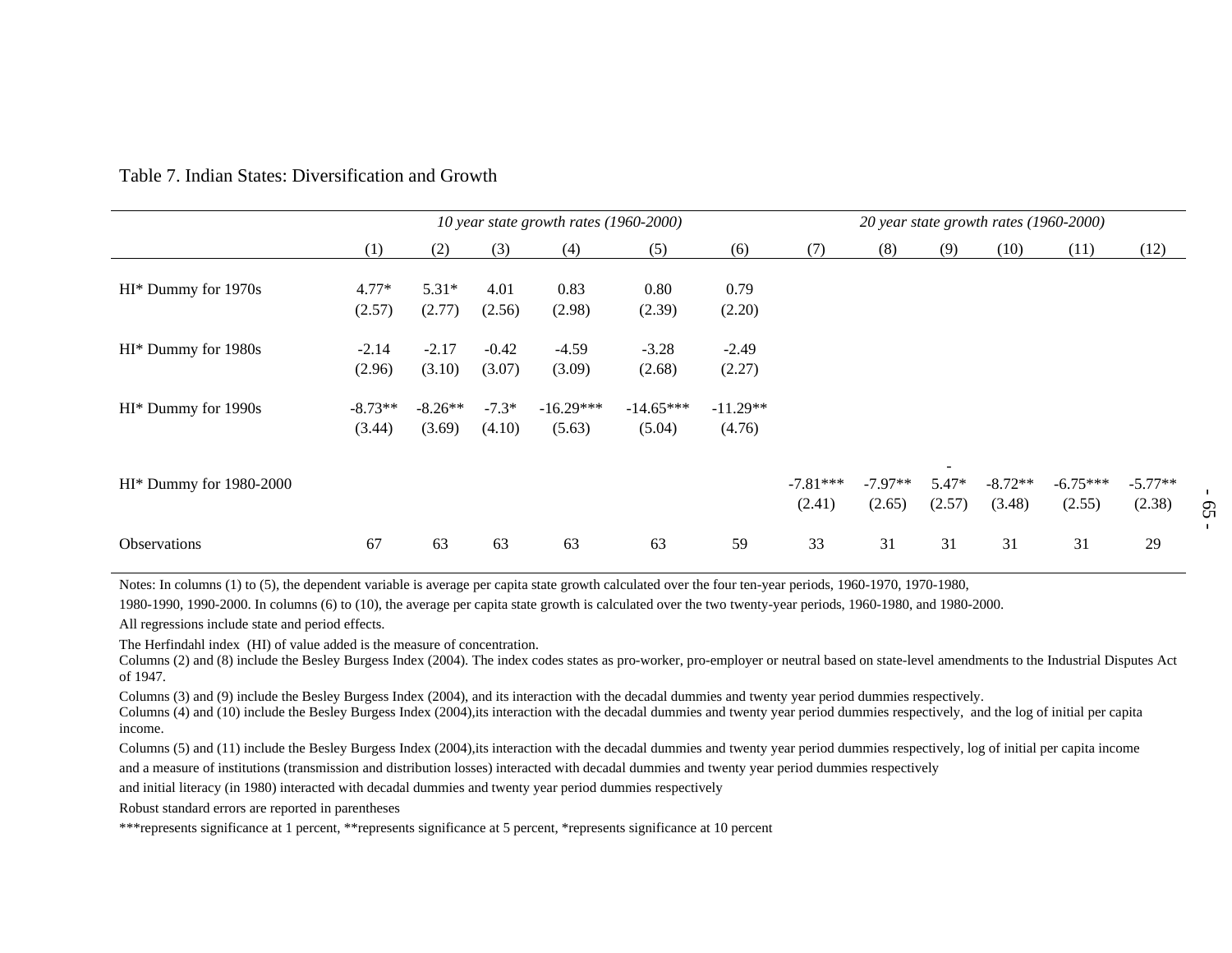Table 7. Indian States: Diversification and Growth

| | *10 year state growth rates (1960-2000)* | | | | | | *20 year state growth rates (1960-2000)* | | | | | |
|---|---|---|---|---|---|---|---|---|---|---|---|---|
| | (1) | (2) | (3) | (4) | (5) | (6) | (7) | (8) | (9) | (10) | (11) | (12) |
| HI* Dummy for 1970s | 4.77* | 5.31* | 4.01 | 0.83 | 0.80 | 0.79 | | | | | | |
| | (2.57) | (2.77) | (2.56) | (2.98) | (2.39) | (2.20) | | | | | | |
| HI* Dummy for 1980s | -2.14 | -2.17 | -0.42 | -4.59 | -3.28 | -2.49 | | | | | | |
| | (2.96) | (3.10) | (3.07) | (3.09) | (2.68) | (2.27) | | | | | | |
| HI* Dummy for 1990s | -8.73** | -8.26** | -7.3* | -16.29*** | -14.65*** | -11.29** | | | | | | |
| | (3.44) | (3.69) | (4.10) | (5.63) | (5.04) | (4.76) | | | | | | |
| HI* Dummy for 1980-2000 | | | | | | | -7.81*** | -7.97** | -5.47* | -8.72** | -6.75*** | -5.77** |
| | | | | | | | (2.41) | (2.65) | (2.57) | (3.48) | (2.55) | (2.38) |
| Observations | 67 | 63 | 63 | 63 | 63 | 59 | 33 | 31 | 31 | 31 | 31 | 29 |

Notes: In columns (1) to (5), the dependent variable is average per capita state growth calculated over the four ten-year periods, 1960-1970, 1970-1980, 1980-1990, 1990-2000. In columns (6) to (10), the average per capita state growth is calculated over the two twenty-year periods, 1960-1980, and 1980-2000.

All regressions include state and period effects.

The Herfindahl index (HI) of value added is the measure of concentration.

Columns (2) and (8) include the Besley Burgess Index (2004). The index codes states as pro-worker, pro-employer or neutral based on state-level amendments to the Industrial Disputes Act of 1947.

Columns (3) and (9) include the Besley Burgess Index (2004), and its interaction with the decadal dummies and twenty year period dummies respectively.

Columns (4) and (10) include the Besley Burgess Index (2004),its interaction with the decadal dummies and twenty year period dummies respectively, and the log of initial per capita income.

Columns (5) and (11) include the Besley Burgess Index (2004),its interaction with the decadal dummies and twenty year period dummies respectively, log of initial per capita income and a measure of institutions (transmission and distribution losses) interacted with decadal dummies and twenty year period dummies respectively and initial literacy (in 1980) interacted with decadal dummies and twenty year period dummies respectively

Robust standard errors are reported in parentheses

***represents significance at 1 percent, **represents significance at 5 percent, *represents significance at 10 percent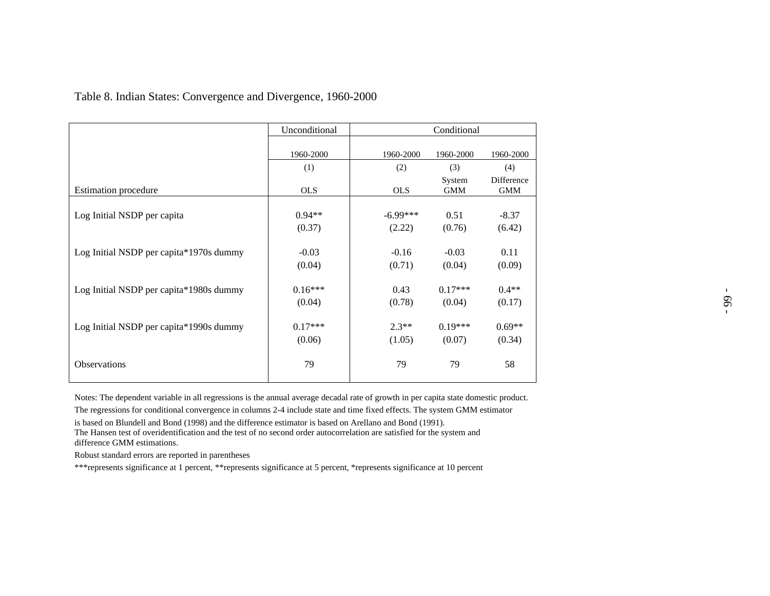Table 8. Indian States: Convergence and Divergence, 1960-2000

| | Unconditional | Conditional | | |
|---|---|---|---|---|
| | 1960-2000 | 1960-2000 | 1960-2000 | 1960-2000 |
| | (1) | (2) | (3) | (4) |
| Estimation procedure | OLS | OLS | System GMM | Difference GMM |
| Log Initial NSDP per capita | 0.94** | -6.99*** | 0.51 | -8.37 |
| | (0.37) | (2.22) | (0.76) | (6.42) |
| Log Initial NSDP per capita*1970s dummy | -0.03 | -0.16 | -0.03 | 0.11 |
| | (0.04) | (0.71) | (0.04) | (0.09) |
| Log Initial NSDP per capita*1980s dummy | 0.16*** | 0.43 | 0.17*** | 0.4** |
| | (0.04) | (0.78) | (0.04) | (0.17) |
| Log Initial NSDP per capita*1990s dummy | 0.17*** | 2.3** | 0.19*** | 0.69** |
| | (0.06) | (1.05) | (0.07) | (0.34) |
| Observations | 79 | 79 | 79 | 58 |

Notes: The dependent variable in all regressions is the annual average decadal rate of growth in per capita state domestic product. The regressions for conditional convergence in columns 2-4 include state and time fixed effects. The system GMM estimator is based on Blundell and Bond (1998) and the difference estimator is based on Arellano and Bond (1991).
The Hansen test of overidentification and the test of no second order autocorrelation are satisfied for the system and difference GMM estimations.

Robust standard errors are reported in parentheses

***represents significance at 1 percent, **represents significance at 5 percent, *represents significance at 10 percent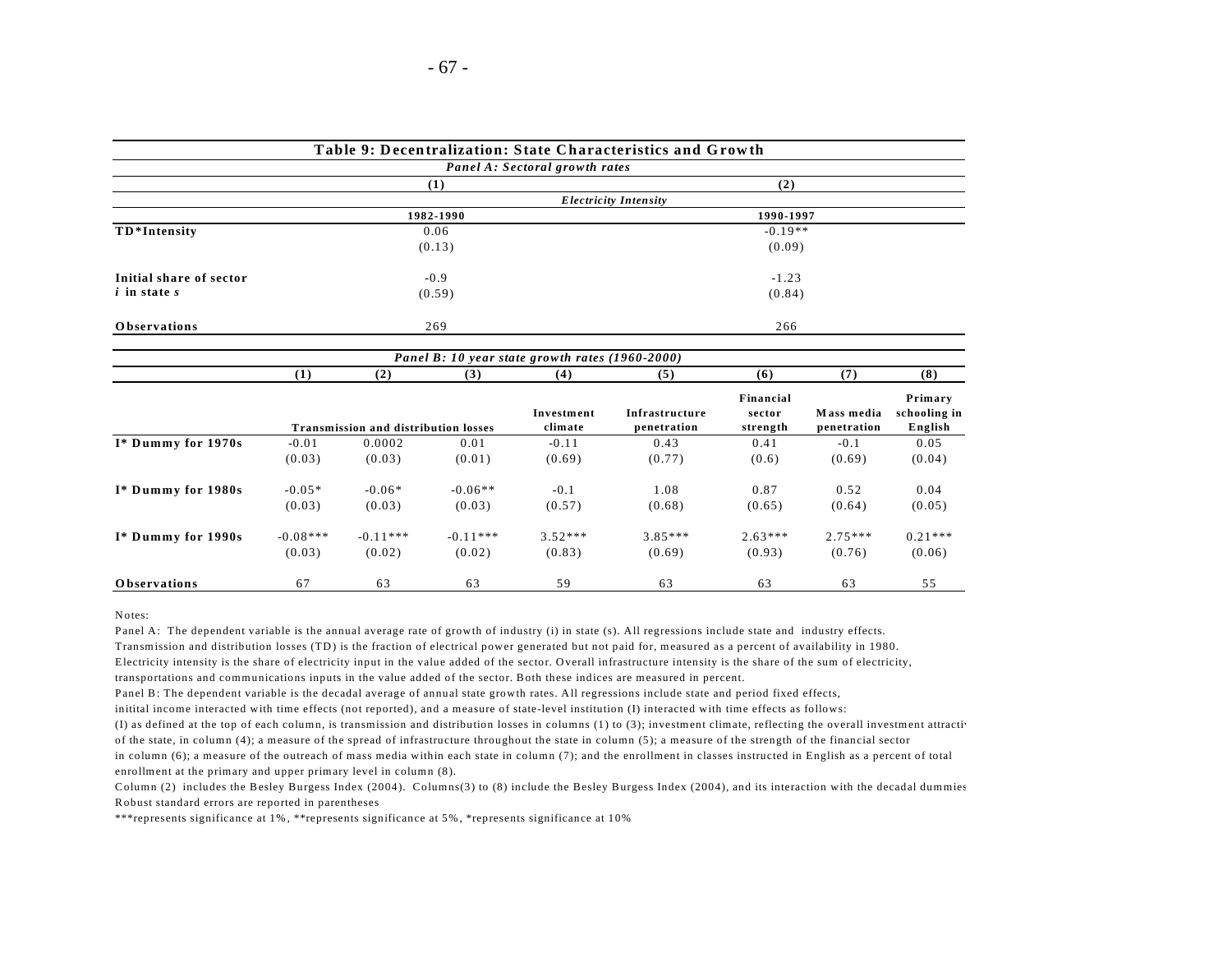**Table 9: Decentralization: State Characteristics and Growth**

*Panel A: Sectoral growth rates*

| | (1) | (2) |
|---|---|---|
| | *Electricity Intensity* | |
| | 1982-1990 | 1990-1997 |
| **TD*Intensity** | 0.06 | -0.19** |
| | (0.13) | (0.09) |
| **Initial share of sector *i* in state *s*** | -0.9 | -1.23 |
| | (0.59) | (0.84) |
| **Observations** | 269 | 266 |

*Panel B: 10 year state growth rates (1960-2000)*

| | (1) | (2) | (3) | (4) | (5) | (6) | (7) | (8) |
|---|---|---|---|---|---|---|---|---|
| | Transmission and distribution losses | | | Investment climate | Infrastructure penetration | Financial sector strength | Mass media penetration | Primary schooling in English |
| **I* Dummy for 1970s** | -0.01 | 0.0002 | 0.01 | -0.11 | 0.43 | 0.41 | -0.1 | 0.05 |
| | (0.03) | (0.03) | (0.01) | (0.69) | (0.77) | (0.6) | (0.69) | (0.04) |
| **I* Dummy for 1980s** | -0.05* | -0.06* | -0.06** | -0.1 | 1.08 | 0.87 | 0.52 | 0.04 |
| | (0.03) | (0.03) | (0.03) | (0.57) | (0.68) | (0.65) | (0.64) | (0.05) |
| **I* Dummy for 1990s** | -0.08*** | -0.11*** | -0.11*** | 3.52*** | 3.85*** | 2.63*** | 2.75*** | 0.21*** |
| | (0.03) | (0.02) | (0.02) | (0.83) | (0.69) | (0.93) | (0.76) | (0.06) |
| **Observations** | 67 | 63 | 63 | 59 | 63 | 63 | 63 | 55 |

Notes:

Panel A: The dependent variable is the annual average rate of growth of industry (i) in state (s). All regressions include state and industry effects.
Transmission and distribution losses (TD) is the fraction of electrical power generated but not paid for, measured as a percent of availability in 1980.
Electricity intensity is the share of electricity input in the value added of the sector. Overall infrastructure intensity is the share of the sum of electricity,
transportations and communications inputs in the value added of the sector. Both these indices are measured in percent.
Panel B: The dependent variable is the decadal average of annual state growth rates. All regressions include state and period fixed effects,
initital income interacted with time effects (not reported), and a measure of state-level institution (I) interacted with time effects as follows:
(I) as defined at the top of each column, is transmission and distribution losses in columns (1) to (3); investment climate, reflecting the overall investment attracti
of the state, in column (4); a measure of the spread of infrastructure throughout the state in column (5); a measure of the strength of the financial sector
in column (6); a measure of the outreach of mass media within each state in column (7); and the enrollment in classes instructed in English as a percent of total
enrollment at the primary and upper primary level in column (8).
Column (2) includes the Besley Burgess Index (2004). Columns(3) to (8) include the Besley Burgess Index (2004), and its interaction with the decadal dummies
Robust standard errors are reported in parentheses
***represents significance at 1%, **represents significance at 5%, *represents significance at 10%